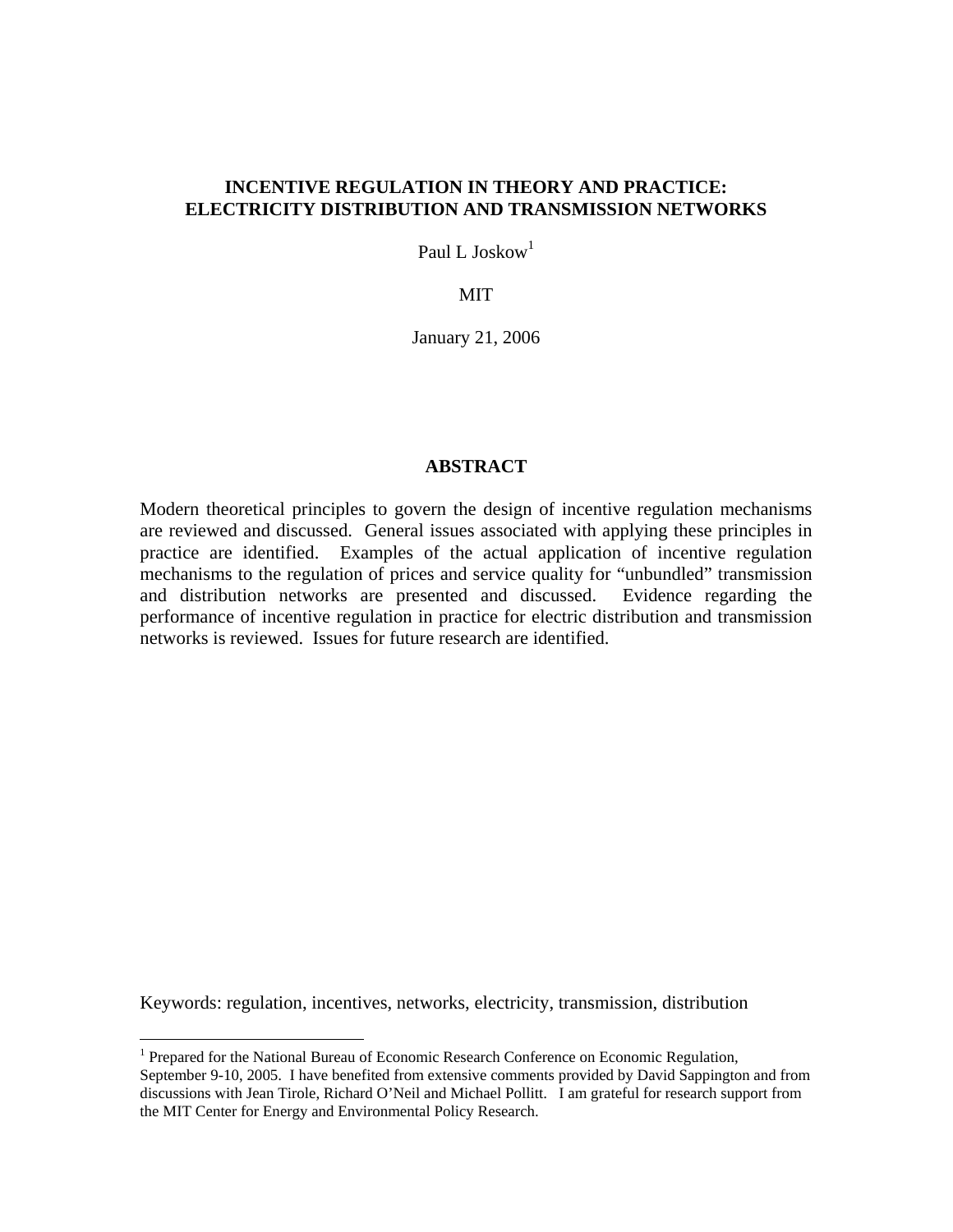# INCENTIVE REGULATION IN THEORY AND PRACTICE: ELECTRICITY DISTRIBUTION AND TRANSMISSION NETWORKS

Paul L Joskow[1]

MIT

January 21, 2006

## ABSTRACT

Modern theoretical principles to govern the design of incentive regulation mechanisms are reviewed and discussed. General issues associated with applying these principles in practice are identified. Examples of the actual application of incentive regulation mechanisms to the regulation of prices and service quality for "unbundled" transmission and distribution networks are presented and discussed. Evidence regarding the performance of incentive regulation in practice for electric distribution and transmission networks is reviewed. Issues for future research are identified.

Keywords: regulation, incentives, networks, electricity, transmission, distribution

[1] Prepared for the National Bureau of Economic Research Conference on Economic Regulation, September 9-10, 2005. I have benefited from extensive comments provided by David Sappington and from discussions with Jean Tirole, Richard O'Neil and Michael Pollitt. I am grateful for research support from the MIT Center for Energy and Environmental Policy Research.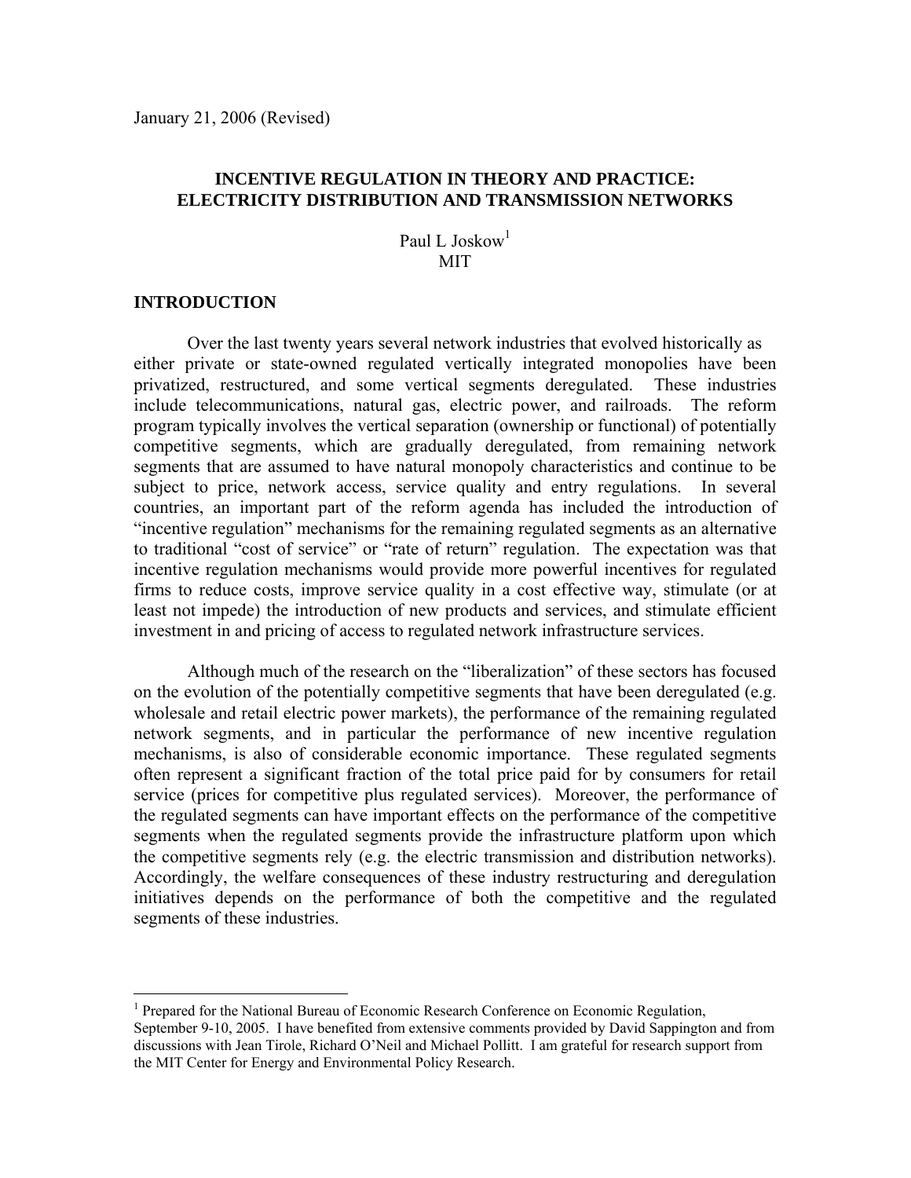January 21, 2006 (Revised)

# INCENTIVE REGULATION IN THEORY AND PRACTICE: ELECTRICITY DISTRIBUTION AND TRANSMISSION NETWORKS

Paul L Joskow[1]
MIT

## INTRODUCTION

Over the last twenty years several network industries that evolved historically as either private or state-owned regulated vertically integrated monopolies have been privatized, restructured, and some vertical segments deregulated. These industries include telecommunications, natural gas, electric power, and railroads. The reform program typically involves the vertical separation (ownership or functional) of potentially competitive segments, which are gradually deregulated, from remaining network segments that are assumed to have natural monopoly characteristics and continue to be subject to price, network access, service quality and entry regulations. In several countries, an important part of the reform agenda has included the introduction of "incentive regulation" mechanisms for the remaining regulated segments as an alternative to traditional "cost of service" or "rate of return" regulation. The expectation was that incentive regulation mechanisms would provide more powerful incentives for regulated firms to reduce costs, improve service quality in a cost effective way, stimulate (or at least not impede) the introduction of new products and services, and stimulate efficient investment in and pricing of access to regulated network infrastructure services.

Although much of the research on the "liberalization" of these sectors has focused on the evolution of the potentially competitive segments that have been deregulated (e.g. wholesale and retail electric power markets), the performance of the remaining regulated network segments, and in particular the performance of new incentive regulation mechanisms, is also of considerable economic importance. These regulated segments often represent a significant fraction of the total price paid for by consumers for retail service (prices for competitive plus regulated services). Moreover, the performance of the regulated segments can have important effects on the performance of the competitive segments when the regulated segments provide the infrastructure platform upon which the competitive segments rely (e.g. the electric transmission and distribution networks). Accordingly, the welfare consequences of these industry restructuring and deregulation initiatives depends on the performance of both the competitive and the regulated segments of these industries.

[1] Prepared for the National Bureau of Economic Research Conference on Economic Regulation, September 9-10, 2005. I have benefited from extensive comments provided by David Sappington and from discussions with Jean Tirole, Richard O'Neil and Michael Pollitt. I am grateful for research support from the MIT Center for Energy and Environmental Policy Research.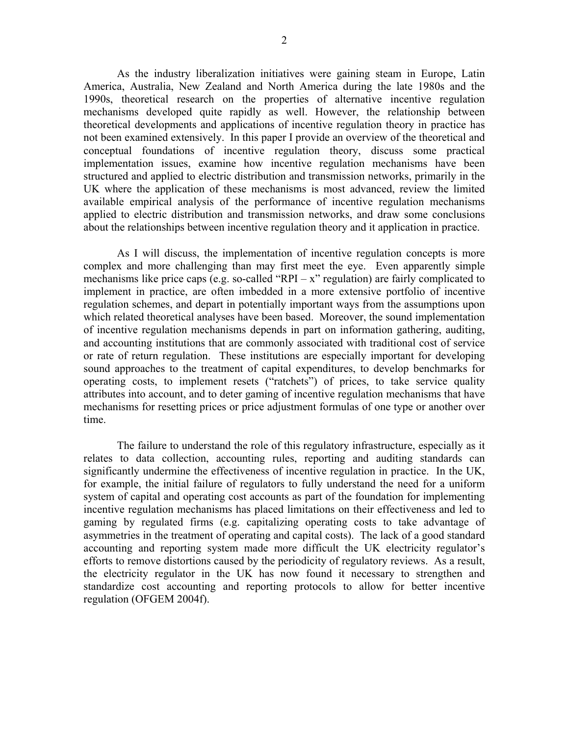As the industry liberalization initiatives were gaining steam in Europe, Latin America, Australia, New Zealand and North America during the late 1980s and the 1990s, theoretical research on the properties of alternative incentive regulation mechanisms developed quite rapidly as well. However, the relationship between theoretical developments and applications of incentive regulation theory in practice has not been examined extensively. In this paper I provide an overview of the theoretical and conceptual foundations of incentive regulation theory, discuss some practical implementation issues, examine how incentive regulation mechanisms have been structured and applied to electric distribution and transmission networks, primarily in the UK where the application of these mechanisms is most advanced, review the limited available empirical analysis of the performance of incentive regulation mechanisms applied to electric distribution and transmission networks, and draw some conclusions about the relationships between incentive regulation theory and it application in practice.

As I will discuss, the implementation of incentive regulation concepts is more complex and more challenging than may first meet the eye. Even apparently simple mechanisms like price caps (e.g. so-called "RPI – x" regulation) are fairly complicated to implement in practice, are often imbedded in a more extensive portfolio of incentive regulation schemes, and depart in potentially important ways from the assumptions upon which related theoretical analyses have been based. Moreover, the sound implementation of incentive regulation mechanisms depends in part on information gathering, auditing, and accounting institutions that are commonly associated with traditional cost of service or rate of return regulation. These institutions are especially important for developing sound approaches to the treatment of capital expenditures, to develop benchmarks for operating costs, to implement resets ("ratchets") of prices, to take service quality attributes into account, and to deter gaming of incentive regulation mechanisms that have mechanisms for resetting prices or price adjustment formulas of one type or another over time.

The failure to understand the role of this regulatory infrastructure, especially as it relates to data collection, accounting rules, reporting and auditing standards can significantly undermine the effectiveness of incentive regulation in practice. In the UK, for example, the initial failure of regulators to fully understand the need for a uniform system of capital and operating cost accounts as part of the foundation for implementing incentive regulation mechanisms has placed limitations on their effectiveness and led to gaming by regulated firms (e.g. capitalizing operating costs to take advantage of asymmetries in the treatment of operating and capital costs). The lack of a good standard accounting and reporting system made more difficult the UK electricity regulator's efforts to remove distortions caused by the periodicity of regulatory reviews. As a result, the electricity regulator in the UK has now found it necessary to strengthen and standardize cost accounting and reporting protocols to allow for better incentive regulation (OFGEM 2004f).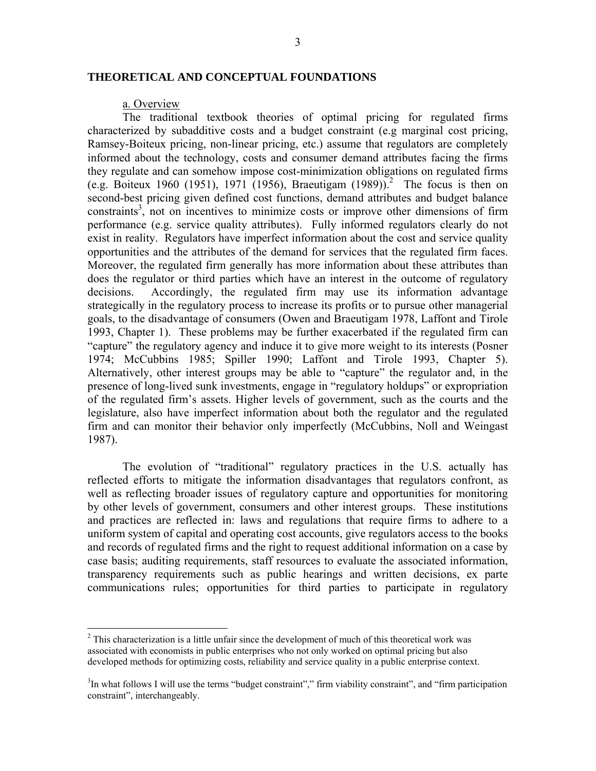## THEORETICAL AND CONCEPTUAL FOUNDATIONS

### a. Overview

The traditional textbook theories of optimal pricing for regulated firms characterized by subadditive costs and a budget constraint (e.g marginal cost pricing, Ramsey-Boiteux pricing, non-linear pricing, etc.) assume that regulators are completely informed about the technology, costs and consumer demand attributes facing the firms they regulate and can somehow impose cost-minimization obligations on regulated firms (e.g. Boiteux 1960 (1951), 1971 (1956), Braeutigam (1989)).[2] The focus is then on second-best pricing given defined cost functions, demand attributes and budget balance constraints[3], not on incentives to minimize costs or improve other dimensions of firm performance (e.g. service quality attributes). Fully informed regulators clearly do not exist in reality. Regulators have imperfect information about the cost and service quality opportunities and the attributes of the demand for services that the regulated firm faces. Moreover, the regulated firm generally has more information about these attributes than does the regulator or third parties which have an interest in the outcome of regulatory decisions. Accordingly, the regulated firm may use its information advantage strategically in the regulatory process to increase its profits or to pursue other managerial goals, to the disadvantage of consumers (Owen and Braeutigam 1978, Laffont and Tirole 1993, Chapter 1). These problems may be further exacerbated if the regulated firm can "capture" the regulatory agency and induce it to give more weight to its interests (Posner 1974; McCubbins 1985; Spiller 1990; Laffont and Tirole 1993, Chapter 5). Alternatively, other interest groups may be able to "capture" the regulator and, in the presence of long-lived sunk investments, engage in "regulatory holdups" or expropriation of the regulated firm's assets. Higher levels of government, such as the courts and the legislature, also have imperfect information about both the regulator and the regulated firm and can monitor their behavior only imperfectly (McCubbins, Noll and Weingast 1987).

The evolution of "traditional" regulatory practices in the U.S. actually has reflected efforts to mitigate the information disadvantages that regulators confront, as well as reflecting broader issues of regulatory capture and opportunities for monitoring by other levels of government, consumers and other interest groups. These institutions and practices are reflected in: laws and regulations that require firms to adhere to a uniform system of capital and operating cost accounts, give regulators access to the books and records of regulated firms and the right to request additional information on a case by case basis; auditing requirements, staff resources to evaluate the associated information, transparency requirements such as public hearings and written decisions, ex parte communications rules; opportunities for third parties to participate in regulatory

[2] This characterization is a little unfair since the development of much of this theoretical work was associated with economists in public enterprises who not only worked on optimal pricing but also developed methods for optimizing costs, reliability and service quality in a public enterprise context.

[3] In what follows I will use the terms "budget constraint"," firm viability constraint", and "firm participation constraint", interchangeably.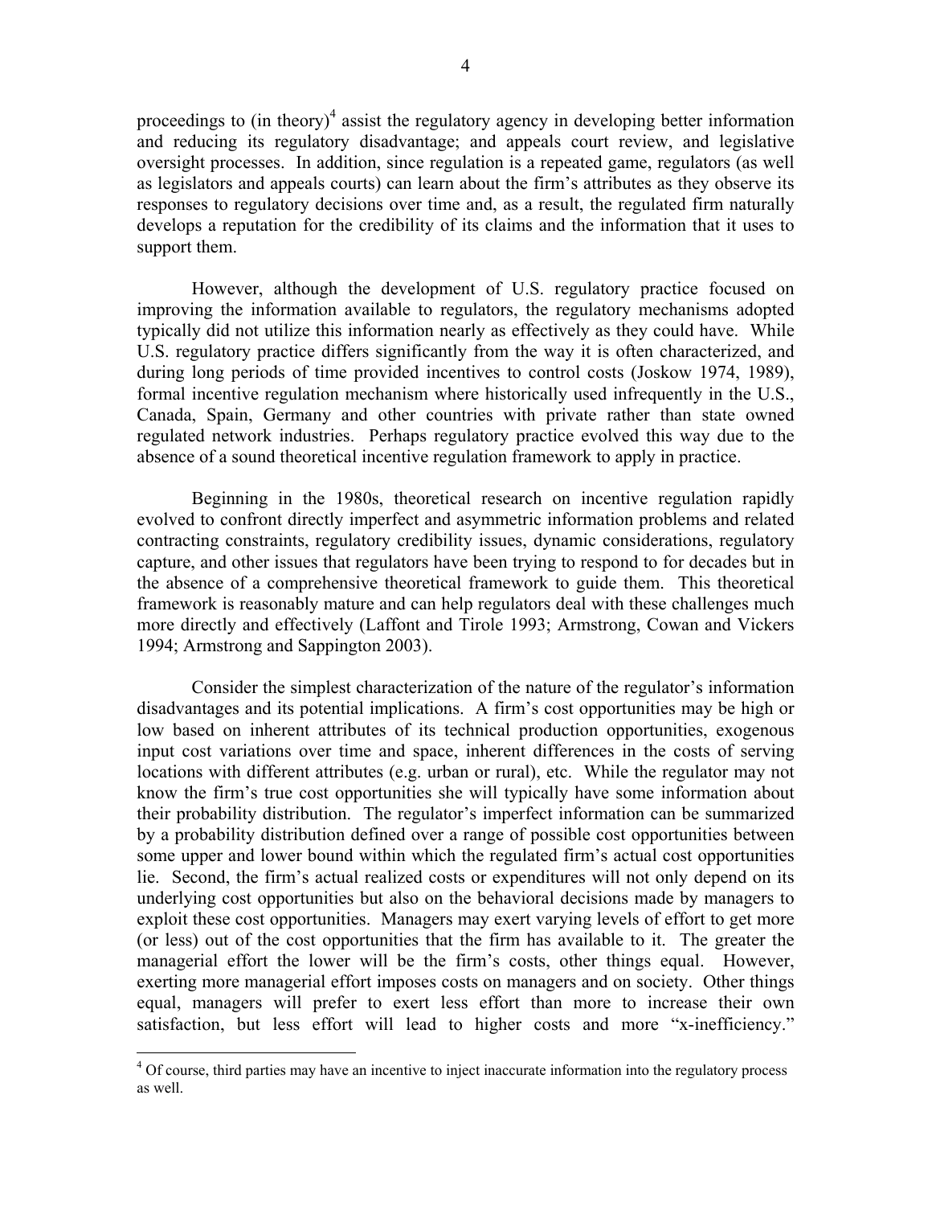proceedings to (in theory)[4] assist the regulatory agency in developing better information and reducing its regulatory disadvantage; and appeals court review, and legislative oversight processes. In addition, since regulation is a repeated game, regulators (as well as legislators and appeals courts) can learn about the firm's attributes as they observe its responses to regulatory decisions over time and, as a result, the regulated firm naturally develops a reputation for the credibility of its claims and the information that it uses to support them.

However, although the development of U.S. regulatory practice focused on improving the information available to regulators, the regulatory mechanisms adopted typically did not utilize this information nearly as effectively as they could have. While U.S. regulatory practice differs significantly from the way it is often characterized, and during long periods of time provided incentives to control costs (Joskow 1974, 1989), formal incentive regulation mechanism where historically used infrequently in the U.S., Canada, Spain, Germany and other countries with private rather than state owned regulated network industries. Perhaps regulatory practice evolved this way due to the absence of a sound theoretical incentive regulation framework to apply in practice.

Beginning in the 1980s, theoretical research on incentive regulation rapidly evolved to confront directly imperfect and asymmetric information problems and related contracting constraints, regulatory credibility issues, dynamic considerations, regulatory capture, and other issues that regulators have been trying to respond to for decades but in the absence of a comprehensive theoretical framework to guide them. This theoretical framework is reasonably mature and can help regulators deal with these challenges much more directly and effectively (Laffont and Tirole 1993; Armstrong, Cowan and Vickers 1994; Armstrong and Sappington 2003).

Consider the simplest characterization of the nature of the regulator's information disadvantages and its potential implications. A firm's cost opportunities may be high or low based on inherent attributes of its technical production opportunities, exogenous input cost variations over time and space, inherent differences in the costs of serving locations with different attributes (e.g. urban or rural), etc. While the regulator may not know the firm's true cost opportunities she will typically have some information about their probability distribution. The regulator's imperfect information can be summarized by a probability distribution defined over a range of possible cost opportunities between some upper and lower bound within which the regulated firm's actual cost opportunities lie. Second, the firm's actual realized costs or expenditures will not only depend on its underlying cost opportunities but also on the behavioral decisions made by managers to exploit these cost opportunities. Managers may exert varying levels of effort to get more (or less) out of the cost opportunities that the firm has available to it. The greater the managerial effort the lower will be the firm's costs, other things equal. However, exerting more managerial effort imposes costs on managers and on society. Other things equal, managers will prefer to exert less effort than more to increase their own satisfaction, but less effort will lead to higher costs and more "x-inefficiency."

[4] Of course, third parties may have an incentive to inject inaccurate information into the regulatory process as well.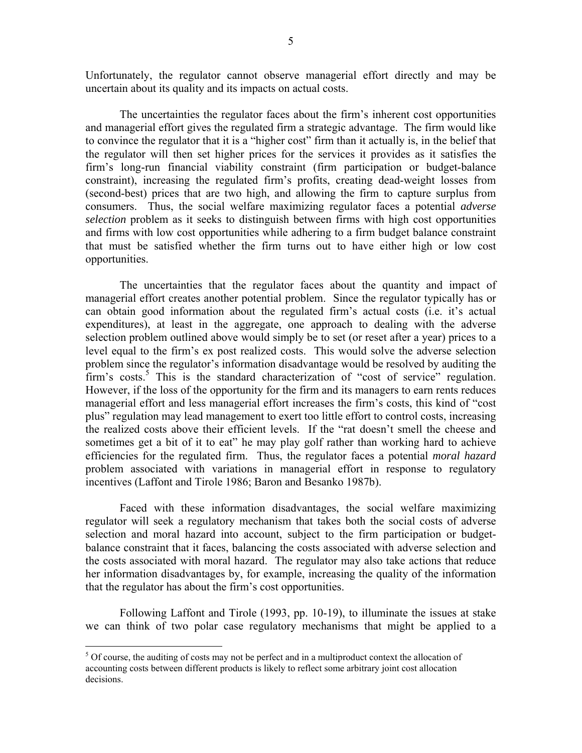Unfortunately, the regulator cannot observe managerial effort directly and may be uncertain about its quality and its impacts on actual costs.

The uncertainties the regulator faces about the firm's inherent cost opportunities and managerial effort gives the regulated firm a strategic advantage. The firm would like to convince the regulator that it is a "higher cost" firm than it actually is, in the belief that the regulator will then set higher prices for the services it provides as it satisfies the firm's long-run financial viability constraint (firm participation or budget-balance constraint), increasing the regulated firm's profits, creating dead-weight losses from (second-best) prices that are two high, and allowing the firm to capture surplus from consumers. Thus, the social welfare maximizing regulator faces a potential *adverse selection* problem as it seeks to distinguish between firms with high cost opportunities and firms with low cost opportunities while adhering to a firm budget balance constraint that must be satisfied whether the firm turns out to have either high or low cost opportunities.

The uncertainties that the regulator faces about the quantity and impact of managerial effort creates another potential problem. Since the regulator typically has or can obtain good information about the regulated firm's actual costs (i.e. it's actual expenditures), at least in the aggregate, one approach to dealing with the adverse selection problem outlined above would simply be to set (or reset after a year) prices to a level equal to the firm's ex post realized costs. This would solve the adverse selection problem since the regulator's information disadvantage would be resolved by auditing the firm's costs.[5] This is the standard characterization of "cost of service" regulation. However, if the loss of the opportunity for the firm and its managers to earn rents reduces managerial effort and less managerial effort increases the firm's costs, this kind of "cost plus" regulation may lead management to exert too little effort to control costs, increasing the realized costs above their efficient levels. If the "rat doesn't smell the cheese and sometimes get a bit of it to eat" he may play golf rather than working hard to achieve efficiencies for the regulated firm. Thus, the regulator faces a potential *moral hazard* problem associated with variations in managerial effort in response to regulatory incentives (Laffont and Tirole 1986; Baron and Besanko 1987b).

Faced with these information disadvantages, the social welfare maximizing regulator will seek a regulatory mechanism that takes both the social costs of adverse selection and moral hazard into account, subject to the firm participation or budget-balance constraint that it faces, balancing the costs associated with adverse selection and the costs associated with moral hazard. The regulator may also take actions that reduce her information disadvantages by, for example, increasing the quality of the information that the regulator has about the firm's cost opportunities.

Following Laffont and Tirole (1993, pp. 10-19), to illuminate the issues at stake we can think of two polar case regulatory mechanisms that might be applied to a

[5] Of course, the auditing of costs may not be perfect and in a multiproduct context the allocation of accounting costs between different products is likely to reflect some arbitrary joint cost allocation decisions.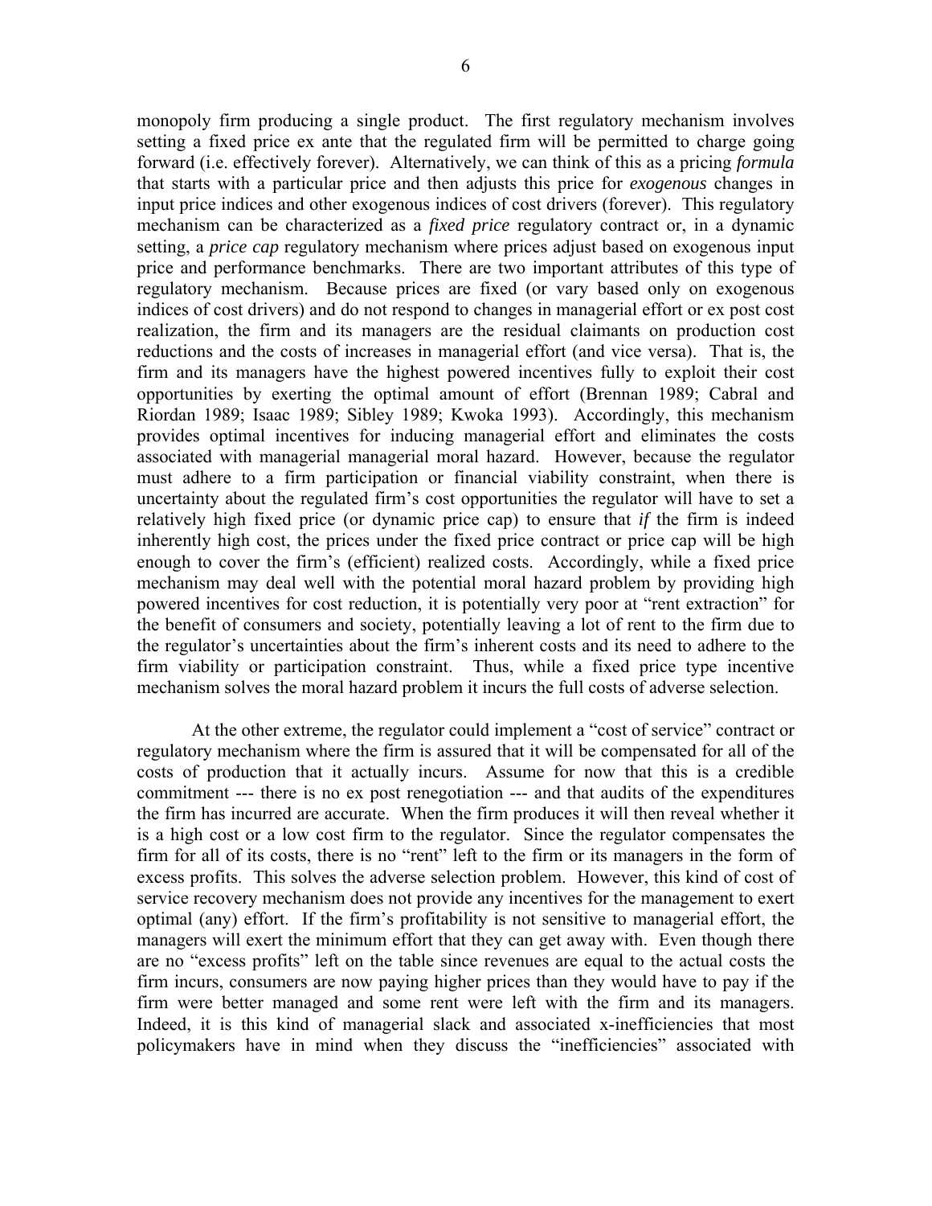monopoly firm producing a single product. The first regulatory mechanism involves setting a fixed price ex ante that the regulated firm will be permitted to charge going forward (i.e. effectively forever). Alternatively, we can think of this as a pricing *formula* that starts with a particular price and then adjusts this price for *exogenous* changes in input price indices and other exogenous indices of cost drivers (forever). This regulatory mechanism can be characterized as a *fixed price* regulatory contract or, in a dynamic setting, a *price cap* regulatory mechanism where prices adjust based on exogenous input price and performance benchmarks. There are two important attributes of this type of regulatory mechanism. Because prices are fixed (or vary based only on exogenous indices of cost drivers) and do not respond to changes in managerial effort or ex post cost realization, the firm and its managers are the residual claimants on production cost reductions and the costs of increases in managerial effort (and vice versa). That is, the firm and its managers have the highest powered incentives fully to exploit their cost opportunities by exerting the optimal amount of effort (Brennan 1989; Cabral and Riordan 1989; Isaac 1989; Sibley 1989; Kwoka 1993). Accordingly, this mechanism provides optimal incentives for inducing managerial effort and eliminates the costs associated with managerial managerial moral hazard. However, because the regulator must adhere to a firm participation or financial viability constraint, when there is uncertainty about the regulated firm's cost opportunities the regulator will have to set a relatively high fixed price (or dynamic price cap) to ensure that *if* the firm is indeed inherently high cost, the prices under the fixed price contract or price cap will be high enough to cover the firm's (efficient) realized costs. Accordingly, while a fixed price mechanism may deal well with the potential moral hazard problem by providing high powered incentives for cost reduction, it is potentially very poor at "rent extraction" for the benefit of consumers and society, potentially leaving a lot of rent to the firm due to the regulator's uncertainties about the firm's inherent costs and its need to adhere to the firm viability or participation constraint. Thus, while a fixed price type incentive mechanism solves the moral hazard problem it incurs the full costs of adverse selection.

At the other extreme, the regulator could implement a "cost of service" contract or regulatory mechanism where the firm is assured that it will be compensated for all of the costs of production that it actually incurs. Assume for now that this is a credible commitment --- there is no ex post renegotiation --- and that audits of the expenditures the firm has incurred are accurate. When the firm produces it will then reveal whether it is a high cost or a low cost firm to the regulator. Since the regulator compensates the firm for all of its costs, there is no "rent" left to the firm or its managers in the form of excess profits. This solves the adverse selection problem. However, this kind of cost of service recovery mechanism does not provide any incentives for the management to exert optimal (any) effort. If the firm's profitability is not sensitive to managerial effort, the managers will exert the minimum effort that they can get away with. Even though there are no "excess profits" left on the table since revenues are equal to the actual costs the firm incurs, consumers are now paying higher prices than they would have to pay if the firm were better managed and some rent were left with the firm and its managers. Indeed, it is this kind of managerial slack and associated x-inefficiencies that most policymakers have in mind when they discuss the "inefficiencies" associated with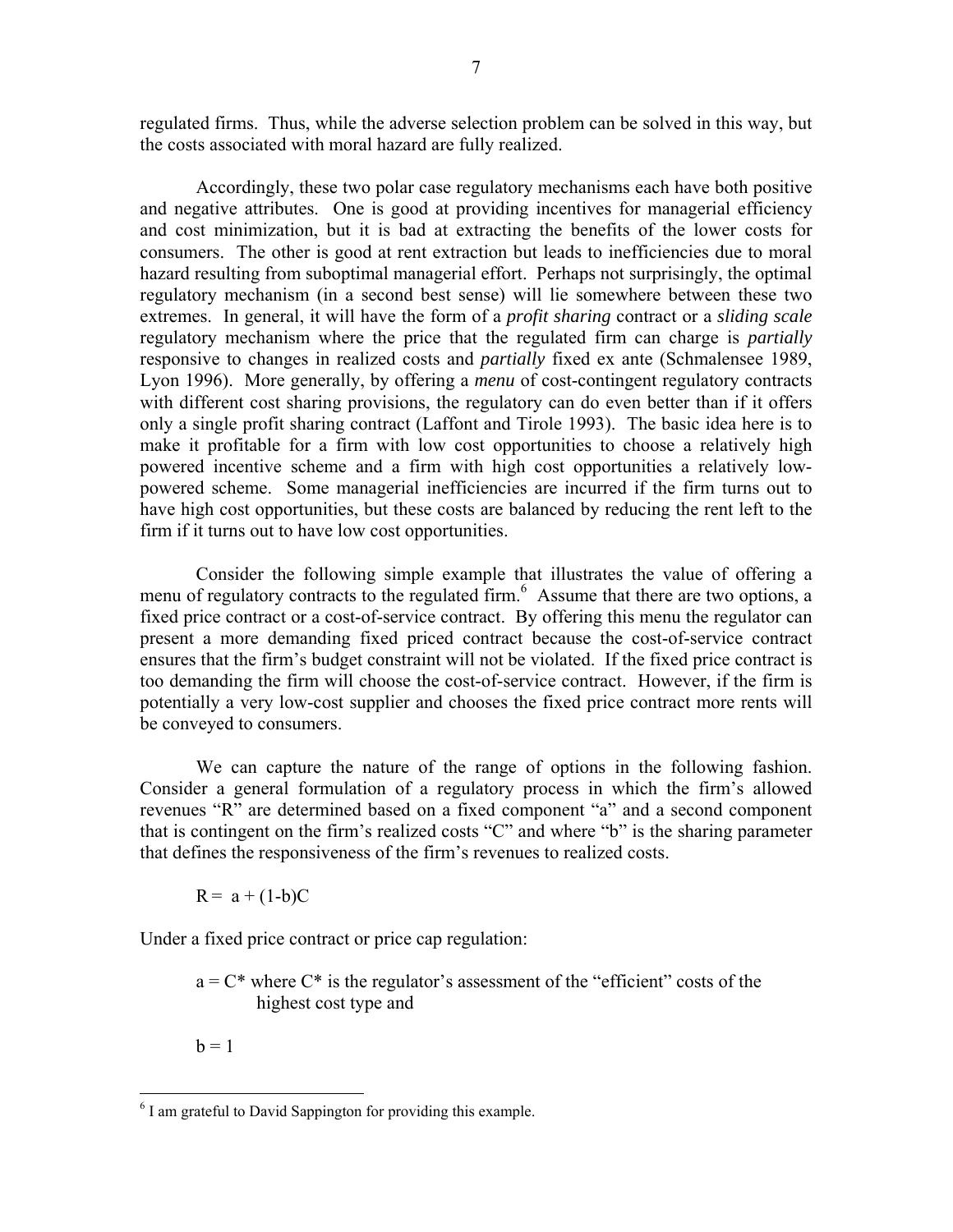regulated firms. Thus, while the adverse selection problem can be solved in this way, but the costs associated with moral hazard are fully realized.

Accordingly, these two polar case regulatory mechanisms each have both positive and negative attributes. One is good at providing incentives for managerial efficiency and cost minimization, but it is bad at extracting the benefits of the lower costs for consumers. The other is good at rent extraction but leads to inefficiencies due to moral hazard resulting from suboptimal managerial effort. Perhaps not surprisingly, the optimal regulatory mechanism (in a second best sense) will lie somewhere between these two extremes. In general, it will have the form of a *profit sharing* contract or a *sliding scale* regulatory mechanism where the price that the regulated firm can charge is *partially* responsive to changes in realized costs and *partially* fixed ex ante (Schmalensee 1989, Lyon 1996). More generally, by offering a *menu* of cost-contingent regulatory contracts with different cost sharing provisions, the regulatory can do even better than if it offers only a single profit sharing contract (Laffont and Tirole 1993). The basic idea here is to make it profitable for a firm with low cost opportunities to choose a relatively high powered incentive scheme and a firm with high cost opportunities a relatively low-powered scheme. Some managerial inefficiencies are incurred if the firm turns out to have high cost opportunities, but these costs are balanced by reducing the rent left to the firm if it turns out to have low cost opportunities.

Consider the following simple example that illustrates the value of offering a menu of regulatory contracts to the regulated firm.[6] Assume that there are two options, a fixed price contract or a cost-of-service contract. By offering this menu the regulator can present a more demanding fixed priced contract because the cost-of-service contract ensures that the firm's budget constraint will not be violated. If the fixed price contract is too demanding the firm will choose the cost-of-service contract. However, if the firm is potentially a very low-cost supplier and chooses the fixed price contract more rents will be conveyed to consumers.

We can capture the nature of the range of options in the following fashion. Consider a general formulation of a regulatory process in which the firm's allowed revenues "R" are determined based on a fixed component "a" and a second component that is contingent on the firm's realized costs "C" and where "b" is the sharing parameter that defines the responsiveness of the firm's revenues to realized costs.

$$R = a + (1-b)C$$

Under a fixed price contract or price cap regulation:

$a = C^*$ where $C^*$ is the regulator's assessment of the "efficient" costs of the highest cost type and

$b = 1$

[6] I am grateful to David Sappington for providing this example.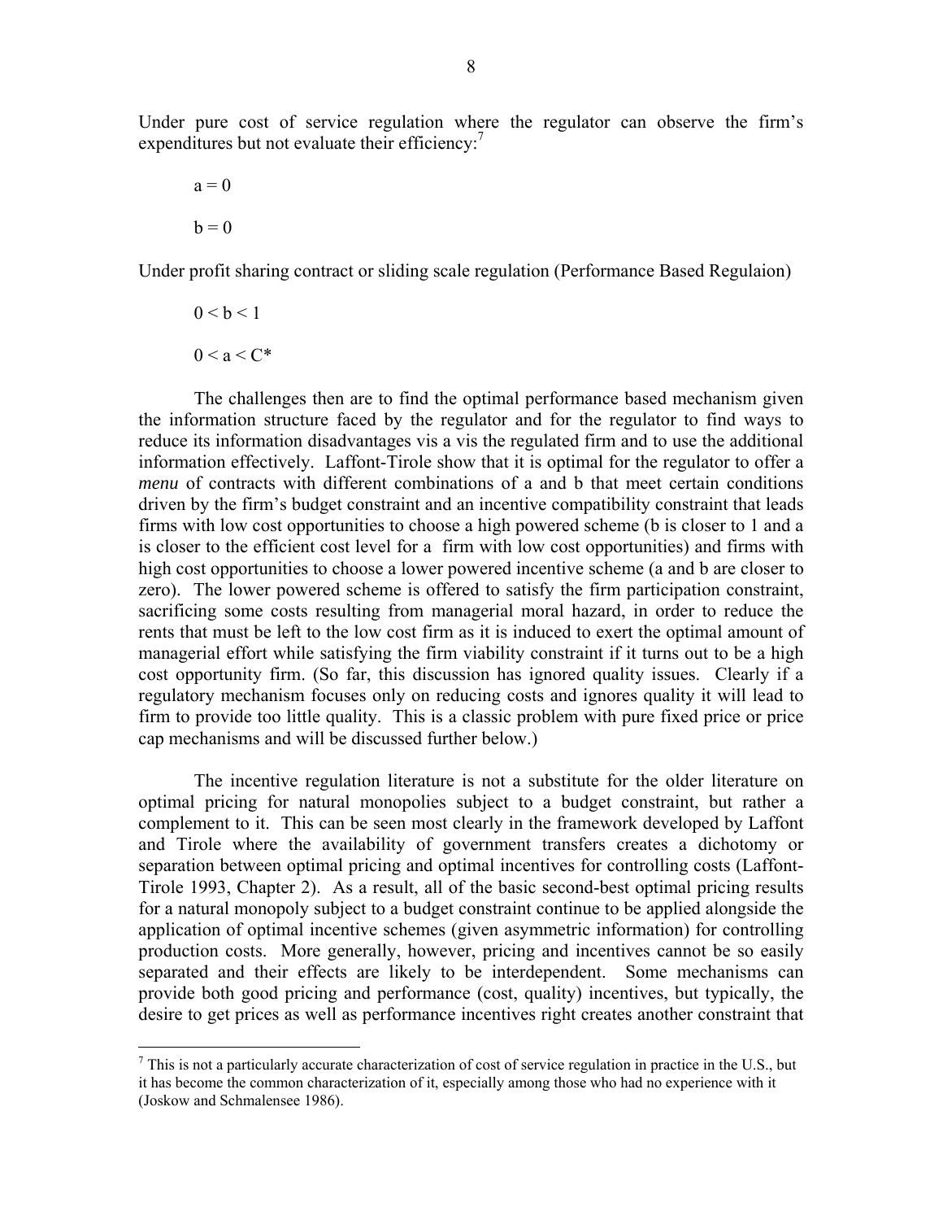Under pure cost of service regulation where the regulator can observe the firm's expenditures but not evaluate their efficiency:[7]

$$a = 0$$

$$b = 0$$

Under profit sharing contract or sliding scale regulation (Performance Based Regulaion)

$$0 < b < 1$$

$$0 < a < C^*$$

The challenges then are to find the optimal performance based mechanism given the information structure faced by the regulator and for the regulator to find ways to reduce its information disadvantages vis a vis the regulated firm and to use the additional information effectively. Laffont-Tirole show that it is optimal for the regulator to offer a *menu* of contracts with different combinations of a and b that meet certain conditions driven by the firm's budget constraint and an incentive compatibility constraint that leads firms with low cost opportunities to choose a high powered scheme (b is closer to 1 and a is closer to the efficient cost level for a firm with low cost opportunities) and firms with high cost opportunities to choose a lower powered incentive scheme (a and b are closer to zero). The lower powered scheme is offered to satisfy the firm participation constraint, sacrificing some costs resulting from managerial moral hazard, in order to reduce the rents that must be left to the low cost firm as it is induced to exert the optimal amount of managerial effort while satisfying the firm viability constraint if it turns out to be a high cost opportunity firm. (So far, this discussion has ignored quality issues. Clearly if a regulatory mechanism focuses only on reducing costs and ignores quality it will lead to firm to provide too little quality. This is a classic problem with pure fixed price or price cap mechanisms and will be discussed further below.)

The incentive regulation literature is not a substitute for the older literature on optimal pricing for natural monopolies subject to a budget constraint, but rather a complement to it. This can be seen most clearly in the framework developed by Laffont and Tirole where the availability of government transfers creates a dichotomy or separation between optimal pricing and optimal incentives for controlling costs (Laffont-Tirole 1993, Chapter 2). As a result, all of the basic second-best optimal pricing results for a natural monopoly subject to a budget constraint continue to be applied alongside the application of optimal incentive schemes (given asymmetric information) for controlling production costs. More generally, however, pricing and incentives cannot be so easily separated and their effects are likely to be interdependent. Some mechanisms can provide both good pricing and performance (cost, quality) incentives, but typically, the desire to get prices as well as performance incentives right creates another constraint that

[7] This is not a particularly accurate characterization of cost of service regulation in practice in the U.S., but it has become the common characterization of it, especially among those who had no experience with it (Joskow and Schmalensee 1986).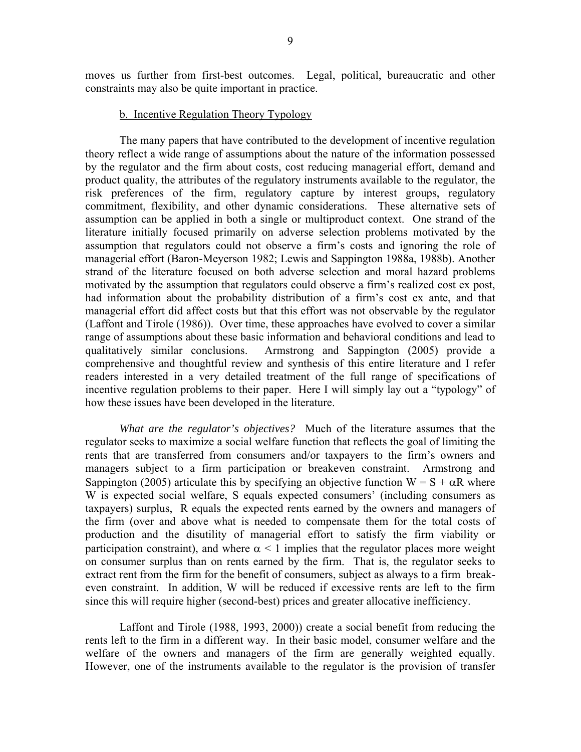moves us further from first-best outcomes. Legal, political, bureaucratic and other constraints may also be quite important in practice.

### b. Incentive Regulation Theory Typology

The many papers that have contributed to the development of incentive regulation theory reflect a wide range of assumptions about the nature of the information possessed by the regulator and the firm about costs, cost reducing managerial effort, demand and product quality, the attributes of the regulatory instruments available to the regulator, the risk preferences of the firm, regulatory capture by interest groups, regulatory commitment, flexibility, and other dynamic considerations. These alternative sets of assumption can be applied in both a single or multiproduct context. One strand of the literature initially focused primarily on adverse selection problems motivated by the assumption that regulators could not observe a firm's costs and ignoring the role of managerial effort (Baron-Meyerson 1982; Lewis and Sappington 1988a, 1988b). Another strand of the literature focused on both adverse selection and moral hazard problems motivated by the assumption that regulators could observe a firm's realized cost ex post, had information about the probability distribution of a firm's cost ex ante, and that managerial effort did affect costs but that this effort was not observable by the regulator (Laffont and Tirole (1986)). Over time, these approaches have evolved to cover a similar range of assumptions about these basic information and behavioral conditions and lead to qualitatively similar conclusions. Armstrong and Sappington (2005) provide a comprehensive and thoughtful review and synthesis of this entire literature and I refer readers interested in a very detailed treatment of the full range of specifications of incentive regulation problems to their paper. Here I will simply lay out a "typology" of how these issues have been developed in the literature.

*What are the regulator's objectives?* Much of the literature assumes that the regulator seeks to maximize a social welfare function that reflects the goal of limiting the rents that are transferred from consumers and/or taxpayers to the firm's owners and managers subject to a firm participation or breakeven constraint. Armstrong and Sappington (2005) articulate this by specifying an objective function $W = S + \alpha R$ where W is expected social welfare, S equals expected consumers' (including consumers as taxpayers) surplus, R equals the expected rents earned by the owners and managers of the firm (over and above what is needed to compensate them for the total costs of production and the disutility of managerial effort to satisfy the firm viability or participation constraint), and where $\alpha < 1$ implies that the regulator places more weight on consumer surplus than on rents earned by the firm. That is, the regulator seeks to extract rent from the firm for the benefit of consumers, subject as always to a firm break-even constraint. In addition, W will be reduced if excessive rents are left to the firm since this will require higher (second-best) prices and greater allocative inefficiency.

Laffont and Tirole (1988, 1993, 2000)) create a social benefit from reducing the rents left to the firm in a different way. In their basic model, consumer welfare and the welfare of the owners and managers of the firm are generally weighted equally. However, one of the instruments available to the regulator is the provision of transfer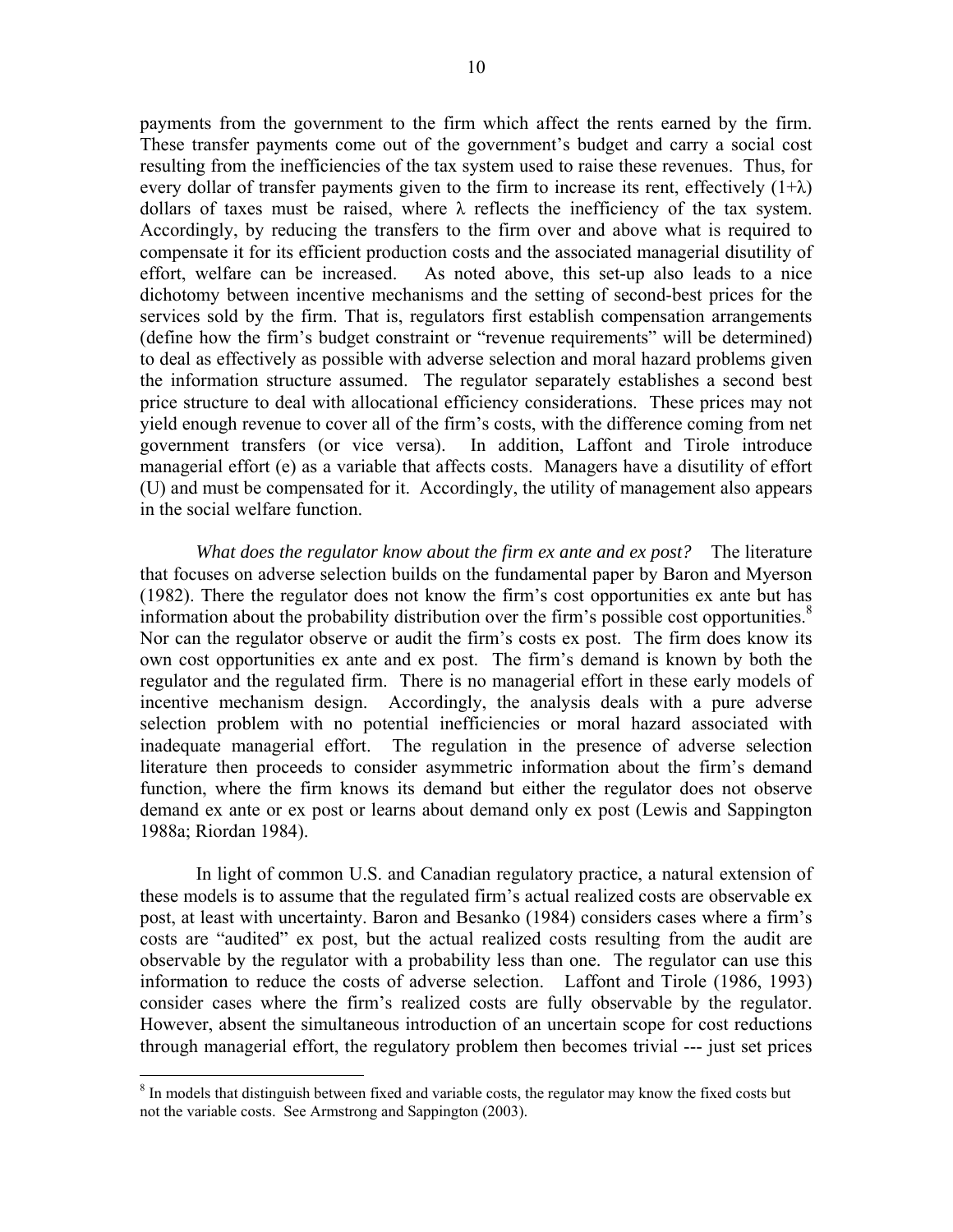payments from the government to the firm which affect the rents earned by the firm. These transfer payments come out of the government's budget and carry a social cost resulting from the inefficiencies of the tax system used to raise these revenues. Thus, for every dollar of transfer payments given to the firm to increase its rent, effectively $(1+\lambda)$ dollars of taxes must be raised, where $\lambda$ reflects the inefficiency of the tax system. Accordingly, by reducing the transfers to the firm over and above what is required to compensate it for its efficient production costs and the associated managerial disutility of effort, welfare can be increased. As noted above, this set-up also leads to a nice dichotomy between incentive mechanisms and the setting of second-best prices for the services sold by the firm. That is, regulators first establish compensation arrangements (define how the firm's budget constraint or "revenue requirements" will be determined) to deal as effectively as possible with adverse selection and moral hazard problems given the information structure assumed. The regulator separately establishes a second best price structure to deal with allocational efficiency considerations. These prices may not yield enough revenue to cover all of the firm's costs, with the difference coming from net government transfers (or vice versa). In addition, Laffont and Tirole introduce managerial effort (e) as a variable that affects costs. Managers have a disutility of effort (U) and must be compensated for it. Accordingly, the utility of management also appears in the social welfare function.

*What does the regulator know about the firm ex ante and ex post?* The literature that focuses on adverse selection builds on the fundamental paper by Baron and Myerson (1982). There the regulator does not know the firm's cost opportunities ex ante but has information about the probability distribution over the firm's possible cost opportunities.[8] Nor can the regulator observe or audit the firm's costs ex post. The firm does know its own cost opportunities ex ante and ex post. The firm's demand is known by both the regulator and the regulated firm. There is no managerial effort in these early models of incentive mechanism design. Accordingly, the analysis deals with a pure adverse selection problem with no potential inefficiencies or moral hazard associated with inadequate managerial effort. The regulation in the presence of adverse selection literature then proceeds to consider asymmetric information about the firm's demand function, where the firm knows its demand but either the regulator does not observe demand ex ante or ex post or learns about demand only ex post (Lewis and Sappington 1988a; Riordan 1984).

In light of common U.S. and Canadian regulatory practice, a natural extension of these models is to assume that the regulated firm's actual realized costs are observable ex post, at least with uncertainty. Baron and Besanko (1984) considers cases where a firm's costs are "audited" ex post, but the actual realized costs resulting from the audit are observable by the regulator with a probability less than one. The regulator can use this information to reduce the costs of adverse selection. Laffont and Tirole (1986, 1993) consider cases where the firm's realized costs are fully observable by the regulator. However, absent the simultaneous introduction of an uncertain scope for cost reductions through managerial effort, the regulatory problem then becomes trivial --- just set prices

[8] In models that distinguish between fixed and variable costs, the regulator may know the fixed costs but not the variable costs. See Armstrong and Sappington (2003).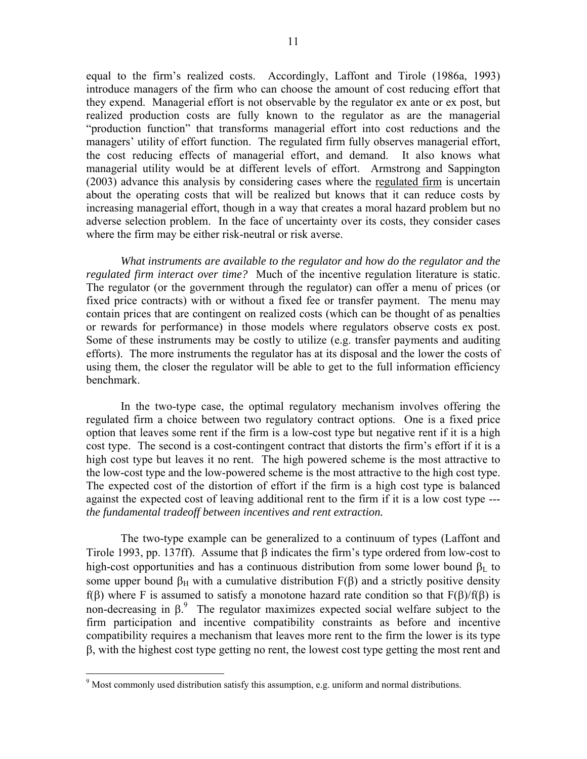equal to the firm's realized costs. Accordingly, Laffont and Tirole (1986a, 1993) introduce managers of the firm who can choose the amount of cost reducing effort that they expend. Managerial effort is not observable by the regulator ex ante or ex post, but realized production costs are fully known to the regulator as are the managerial "production function" that transforms managerial effort into cost reductions and the managers' utility of effort function. The regulated firm fully observes managerial effort, the cost reducing effects of managerial effort, and demand. It also knows what managerial utility would be at different levels of effort. Armstrong and Sappington (2003) advance this analysis by considering cases where the regulated firm is uncertain about the operating costs that will be realized but knows that it can reduce costs by increasing managerial effort, though in a way that creates a moral hazard problem but no adverse selection problem. In the face of uncertainty over its costs, they consider cases where the firm may be either risk-neutral or risk averse.

*What instruments are available to the regulator and how do the regulator and the regulated firm interact over time?* Much of the incentive regulation literature is static. The regulator (or the government through the regulator) can offer a menu of prices (or fixed price contracts) with or without a fixed fee or transfer payment. The menu may contain prices that are contingent on realized costs (which can be thought of as penalties or rewards for performance) in those models where regulators observe costs ex post. Some of these instruments may be costly to utilize (e.g. transfer payments and auditing efforts). The more instruments the regulator has at its disposal and the lower the costs of using them, the closer the regulator will be able to get to the full information efficiency benchmark.

In the two-type case, the optimal regulatory mechanism involves offering the regulated firm a choice between two regulatory contract options. One is a fixed price option that leaves some rent if the firm is a low-cost type but negative rent if it is a high cost type. The second is a cost-contingent contract that distorts the firm's effort if it is a high cost type but leaves it no rent. The high powered scheme is the most attractive to the low-cost type and the low-powered scheme is the most attractive to the high cost type. The expected cost of the distortion of effort if the firm is a high cost type is balanced against the expected cost of leaving additional rent to the firm if it is a low cost type --- *the fundamental tradeoff between incentives and rent extraction.*

The two-type example can be generalized to a continuum of types (Laffont and Tirole 1993, pp. 137ff). Assume that $\beta$ indicates the firm's type ordered from low-cost to high-cost opportunities and has a continuous distribution from some lower bound $\beta_L$ to some upper bound $\beta_H$ with a cumulative distribution $F(\beta)$ and a strictly positive density $f(\beta)$ where F is assumed to satisfy a monotone hazard rate condition so that $F(\beta)/f(\beta)$ is non-decreasing in $\beta$.[9] The regulator maximizes expected social welfare subject to the firm participation and incentive compatibility constraints as before and incentive compatibility requires a mechanism that leaves more rent to the firm the lower is its type $\beta$, with the highest cost type getting no rent, the lowest cost type getting the most rent and

[9] Most commonly used distribution satisfy this assumption, e.g. uniform and normal distributions.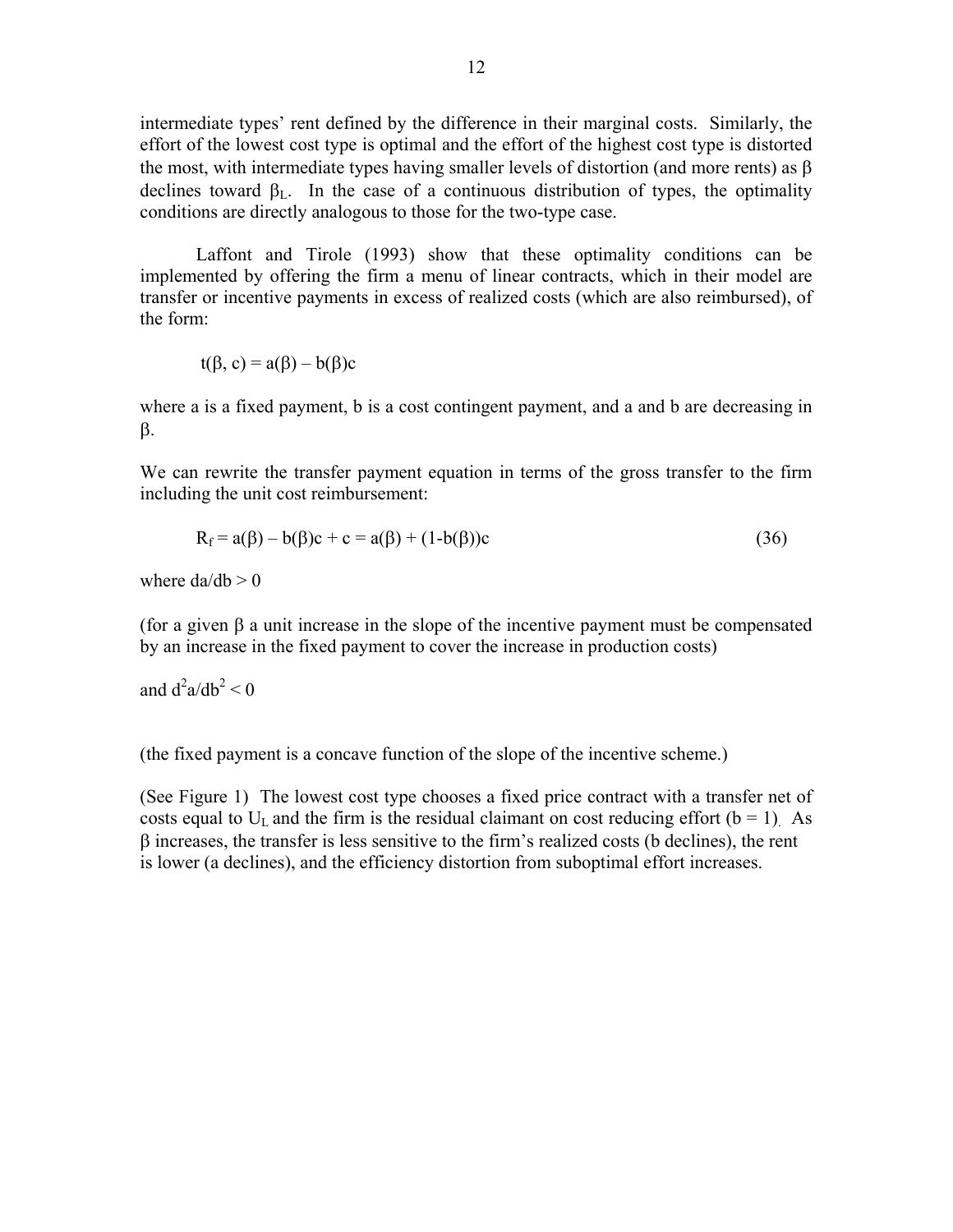intermediate types' rent defined by the difference in their marginal costs. Similarly, the effort of the lowest cost type is optimal and the effort of the highest cost type is distorted the most, with intermediate types having smaller levels of distortion (and more rents) as $\beta$ declines toward $\beta_L$. In the case of a continuous distribution of types, the optimality conditions are directly analogous to those for the two-type case.

Laffont and Tirole (1993) show that these optimality conditions can be implemented by offering the firm a menu of linear contracts, which in their model are transfer or incentive payments in excess of realized costs (which are also reimbursed), of the form:

$$t(\beta, c) = a(\beta) - b(\beta)c$$

where a is a fixed payment, b is a cost contingent payment, and a and b are decreasing in $\beta$.

We can rewrite the transfer payment equation in terms of the gross transfer to the firm including the unit cost reimbursement:

$$R_f = a(\beta) - b(\beta)c + c = a(\beta) + (1-b(\beta))c \tag{36}$$

where $da/db > 0$

(for a given $\beta$ a unit increase in the slope of the incentive payment must be compensated by an increase in the fixed payment to cover the increase in production costs)

and $d^2a/db^2 < 0$

(the fixed payment is a concave function of the slope of the incentive scheme.)

(See Figure 1) The lowest cost type chooses a fixed price contract with a transfer net of costs equal to $U_L$ and the firm is the residual claimant on cost reducing effort ($b = 1$). As $\beta$ increases, the transfer is less sensitive to the firm's realized costs (b declines), the rent is lower (a declines), and the efficiency distortion from suboptimal effort increases.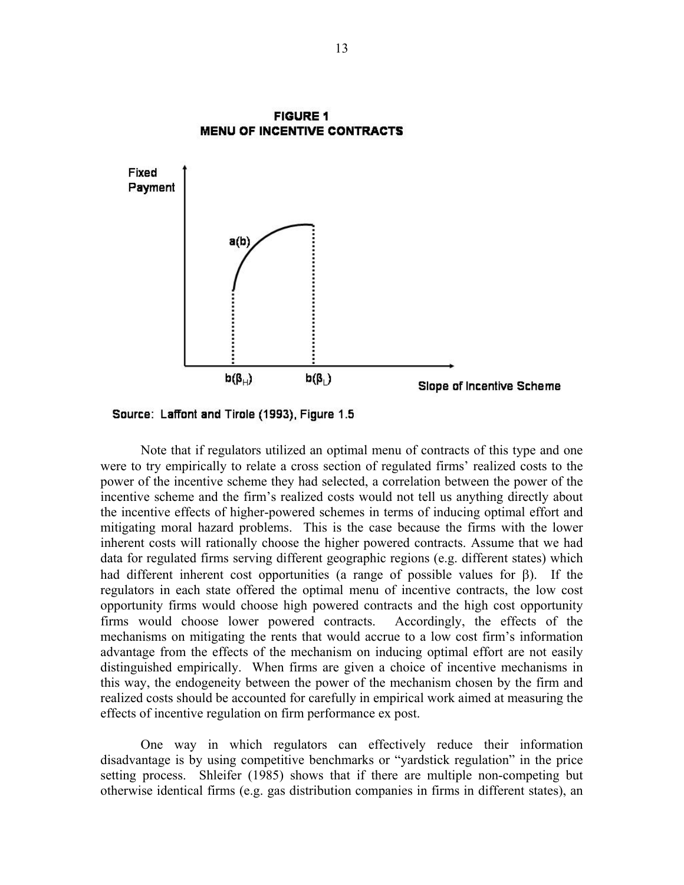**FIGURE 1**
**MENU OF INCENTIVE CONTRACTS**

Fixed Payment

a(b)

$b(\beta_H)$

$b(\beta_L)$

Slope of Incentive Scheme

Source: Laffont and Tirole (1993), Figure 1.5

Note that if regulators utilized an optimal menu of contracts of this type and one were to try empirically to relate a cross section of regulated firms' realized costs to the power of the incentive scheme they had selected, a correlation between the power of the incentive scheme and the firm's realized costs would not tell us anything directly about the incentive effects of higher-powered schemes in terms of inducing optimal effort and mitigating moral hazard problems. This is the case because the firms with the lower inherent costs will rationally choose the higher powered contracts. Assume that we had data for regulated firms serving different geographic regions (e.g. different states) which had different inherent cost opportunities (a range of possible values for $\beta$). If the regulators in each state offered the optimal menu of incentive contracts, the low cost opportunity firms would choose high powered contracts and the high cost opportunity firms would choose lower powered contracts. Accordingly, the effects of the mechanisms on mitigating the rents that would accrue to a low cost firm's information advantage from the effects of the mechanism on inducing optimal effort are not easily distinguished empirically. When firms are given a choice of incentive mechanisms in this way, the endogeneity between the power of the mechanism chosen by the firm and realized costs should be accounted for carefully in empirical work aimed at measuring the effects of incentive regulation on firm performance ex post.

One way in which regulators can effectively reduce their information disadvantage is by using competitive benchmarks or "yardstick regulation" in the price setting process. Shleifer (1985) shows that if there are multiple non-competing but otherwise identical firms (e.g. gas distribution companies in firms in different states), an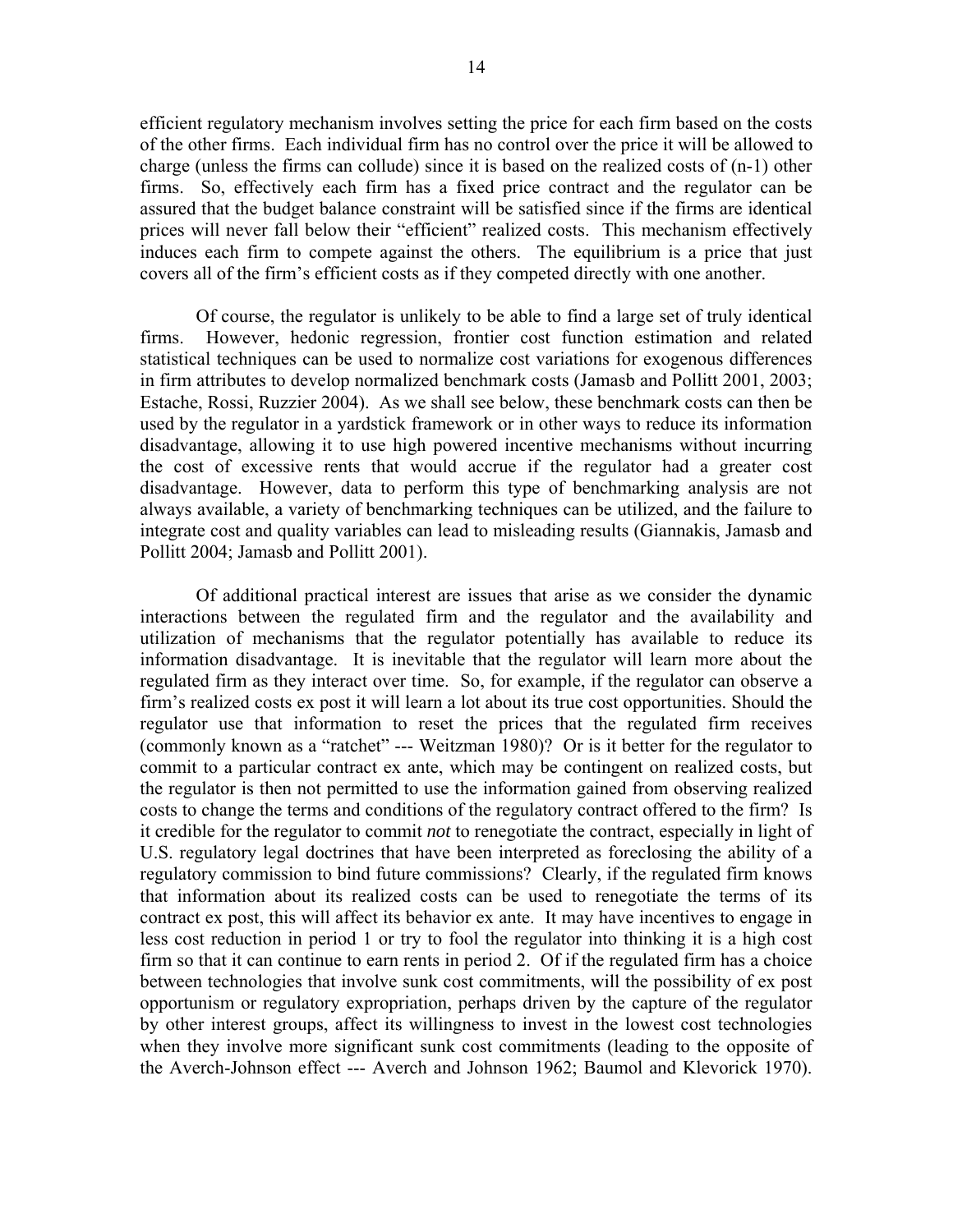efficient regulatory mechanism involves setting the price for each firm based on the costs of the other firms. Each individual firm has no control over the price it will be allowed to charge (unless the firms can collude) since it is based on the realized costs of (n-1) other firms. So, effectively each firm has a fixed price contract and the regulator can be assured that the budget balance constraint will be satisfied since if the firms are identical prices will never fall below their "efficient" realized costs. This mechanism effectively induces each firm to compete against the others. The equilibrium is a price that just covers all of the firm's efficient costs as if they competed directly with one another.

Of course, the regulator is unlikely to be able to find a large set of truly identical firms. However, hedonic regression, frontier cost function estimation and related statistical techniques can be used to normalize cost variations for exogenous differences in firm attributes to develop normalized benchmark costs (Jamasb and Pollitt 2001, 2003; Estache, Rossi, Ruzzier 2004). As we shall see below, these benchmark costs can then be used by the regulator in a yardstick framework or in other ways to reduce its information disadvantage, allowing it to use high powered incentive mechanisms without incurring the cost of excessive rents that would accrue if the regulator had a greater cost disadvantage. However, data to perform this type of benchmarking analysis are not always available, a variety of benchmarking techniques can be utilized, and the failure to integrate cost and quality variables can lead to misleading results (Giannakis, Jamasb and Pollitt 2004; Jamasb and Pollitt 2001).

Of additional practical interest are issues that arise as we consider the dynamic interactions between the regulated firm and the regulator and the availability and utilization of mechanisms that the regulator potentially has available to reduce its information disadvantage. It is inevitable that the regulator will learn more about the regulated firm as they interact over time. So, for example, if the regulator can observe a firm's realized costs ex post it will learn a lot about its true cost opportunities. Should the regulator use that information to reset the prices that the regulated firm receives (commonly known as a "ratchet" --- Weitzman 1980)? Or is it better for the regulator to commit to a particular contract ex ante, which may be contingent on realized costs, but the regulator is then not permitted to use the information gained from observing realized costs to change the terms and conditions of the regulatory contract offered to the firm? Is it credible for the regulator to commit *not* to renegotiate the contract, especially in light of U.S. regulatory legal doctrines that have been interpreted as foreclosing the ability of a regulatory commission to bind future commissions? Clearly, if the regulated firm knows that information about its realized costs can be used to renegotiate the terms of its contract ex post, this will affect its behavior ex ante. It may have incentives to engage in less cost reduction in period 1 or try to fool the regulator into thinking it is a high cost firm so that it can continue to earn rents in period 2. Of if the regulated firm has a choice between technologies that involve sunk cost commitments, will the possibility of ex post opportunism or regulatory expropriation, perhaps driven by the capture of the regulator by other interest groups, affect its willingness to invest in the lowest cost technologies when they involve more significant sunk cost commitments (leading to the opposite of the Averch-Johnson effect --- Averch and Johnson 1962; Baumol and Klevorick 1970).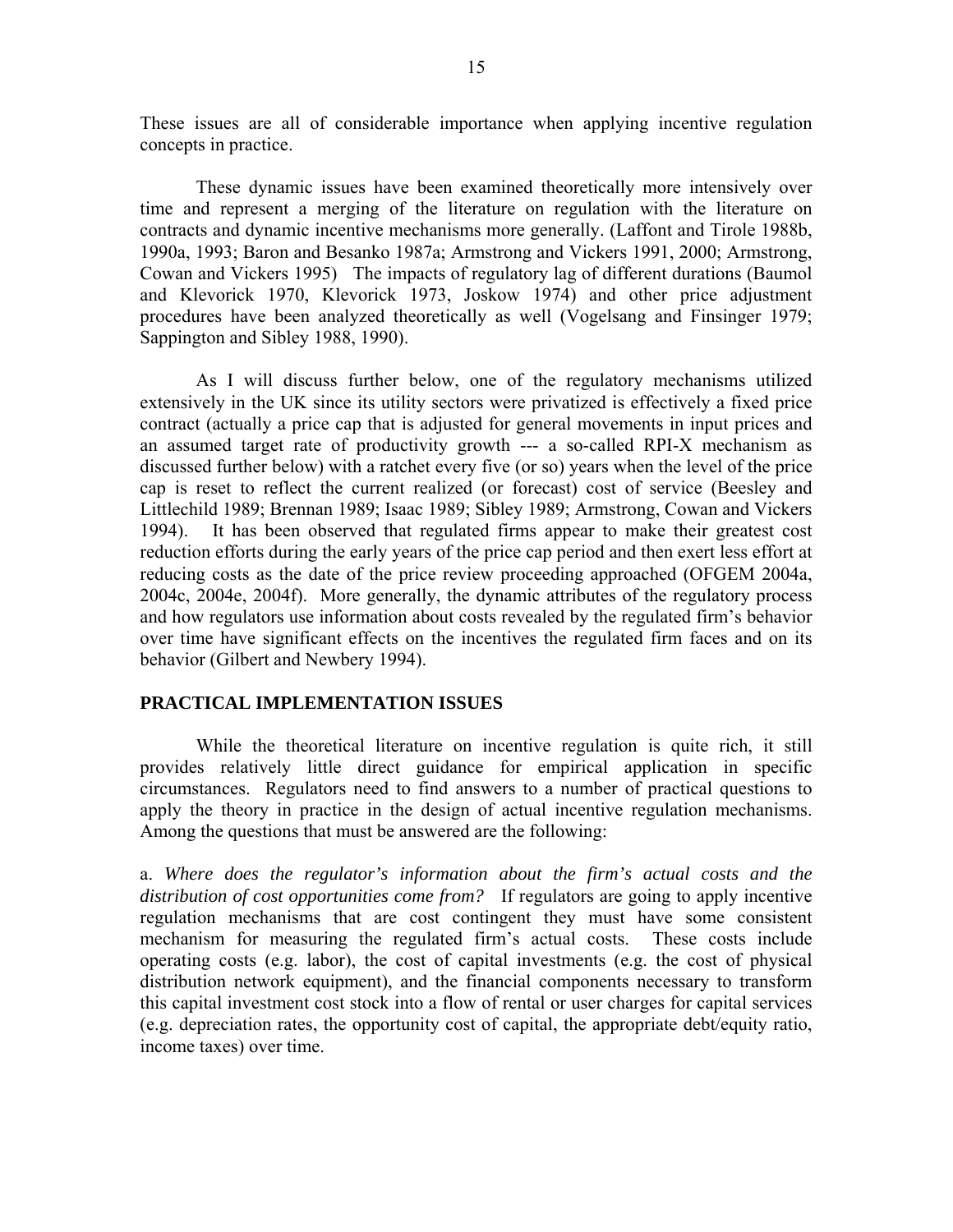These issues are all of considerable importance when applying incentive regulation concepts in practice.

These dynamic issues have been examined theoretically more intensively over time and represent a merging of the literature on regulation with the literature on contracts and dynamic incentive mechanisms more generally. (Laffont and Tirole 1988b, 1990a, 1993; Baron and Besanko 1987a; Armstrong and Vickers 1991, 2000; Armstrong, Cowan and Vickers 1995) The impacts of regulatory lag of different durations (Baumol and Klevorick 1970, Klevorick 1973, Joskow 1974) and other price adjustment procedures have been analyzed theoretically as well (Vogelsang and Finsinger 1979; Sappington and Sibley 1988, 1990).

As I will discuss further below, one of the regulatory mechanisms utilized extensively in the UK since its utility sectors were privatized is effectively a fixed price contract (actually a price cap that is adjusted for general movements in input prices and an assumed target rate of productivity growth --- a so-called RPI-X mechanism as discussed further below) with a ratchet every five (or so) years when the level of the price cap is reset to reflect the current realized (or forecast) cost of service (Beesley and Littlechild 1989; Brennan 1989; Isaac 1989; Sibley 1989; Armstrong, Cowan and Vickers 1994). It has been observed that regulated firms appear to make their greatest cost reduction efforts during the early years of the price cap period and then exert less effort at reducing costs as the date of the price review proceeding approached (OFGEM 2004a, 2004c, 2004e, 2004f). More generally, the dynamic attributes of the regulatory process and how regulators use information about costs revealed by the regulated firm's behavior over time have significant effects on the incentives the regulated firm faces and on its behavior (Gilbert and Newbery 1994).

## PRACTICAL IMPLEMENTATION ISSUES

While the theoretical literature on incentive regulation is quite rich, it still provides relatively little direct guidance for empirical application in specific circumstances. Regulators need to find answers to a number of practical questions to apply the theory in practice in the design of actual incentive regulation mechanisms. Among the questions that must be answered are the following:

a. *Where does the regulator's information about the firm's actual costs and the distribution of cost opportunities come from?* If regulators are going to apply incentive regulation mechanisms that are cost contingent they must have some consistent mechanism for measuring the regulated firm's actual costs. These costs include operating costs (e.g. labor), the cost of capital investments (e.g. the cost of physical distribution network equipment), and the financial components necessary to transform this capital investment cost stock into a flow of rental or user charges for capital services (e.g. depreciation rates, the opportunity cost of capital, the appropriate debt/equity ratio, income taxes) over time.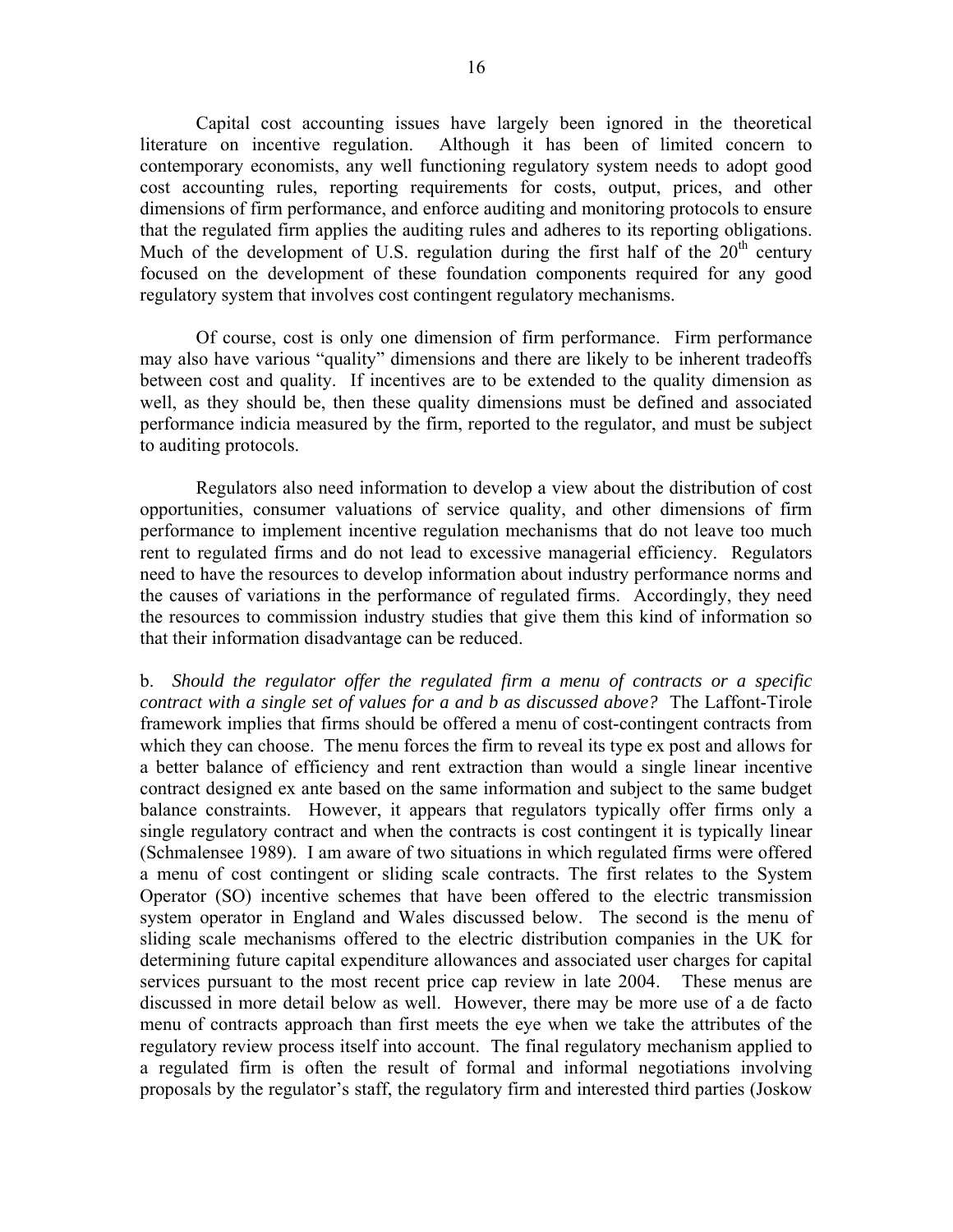Capital cost accounting issues have largely been ignored in the theoretical literature on incentive regulation. Although it has been of limited concern to contemporary economists, any well functioning regulatory system needs to adopt good cost accounting rules, reporting requirements for costs, output, prices, and other dimensions of firm performance, and enforce auditing and monitoring protocols to ensure that the regulated firm applies the auditing rules and adheres to its reporting obligations. Much of the development of U.S. regulation during the first half of the 20th century focused on the development of these foundation components required for any good regulatory system that involves cost contingent regulatory mechanisms.

Of course, cost is only one dimension of firm performance. Firm performance may also have various "quality" dimensions and there are likely to be inherent tradeoffs between cost and quality. If incentives are to be extended to the quality dimension as well, as they should be, then these quality dimensions must be defined and associated performance indicia measured by the firm, reported to the regulator, and must be subject to auditing protocols.

Regulators also need information to develop a view about the distribution of cost opportunities, consumer valuations of service quality, and other dimensions of firm performance to implement incentive regulation mechanisms that do not leave too much rent to regulated firms and do not lead to excessive managerial efficiency. Regulators need to have the resources to develop information about industry performance norms and the causes of variations in the performance of regulated firms. Accordingly, they need the resources to commission industry studies that give them this kind of information so that their information disadvantage can be reduced.

b. *Should the regulator offer the regulated firm a menu of contracts or a specific contract with a single set of values for a and b as discussed above?* The Laffont-Tirole framework implies that firms should be offered a menu of cost-contingent contracts from which they can choose. The menu forces the firm to reveal its type ex post and allows for a better balance of efficiency and rent extraction than would a single linear incentive contract designed ex ante based on the same information and subject to the same budget balance constraints. However, it appears that regulators typically offer firms only a single regulatory contract and when the contracts is cost contingent it is typically linear (Schmalensee 1989). I am aware of two situations in which regulated firms were offered a menu of cost contingent or sliding scale contracts. The first relates to the System Operator (SO) incentive schemes that have been offered to the electric transmission system operator in England and Wales discussed below. The second is the menu of sliding scale mechanisms offered to the electric distribution companies in the UK for determining future capital expenditure allowances and associated user charges for capital services pursuant to the most recent price cap review in late 2004. These menus are discussed in more detail below as well. However, there may be more use of a de facto menu of contracts approach than first meets the eye when we take the attributes of the regulatory review process itself into account. The final regulatory mechanism applied to a regulated firm is often the result of formal and informal negotiations involving proposals by the regulator's staff, the regulatory firm and interested third parties (Joskow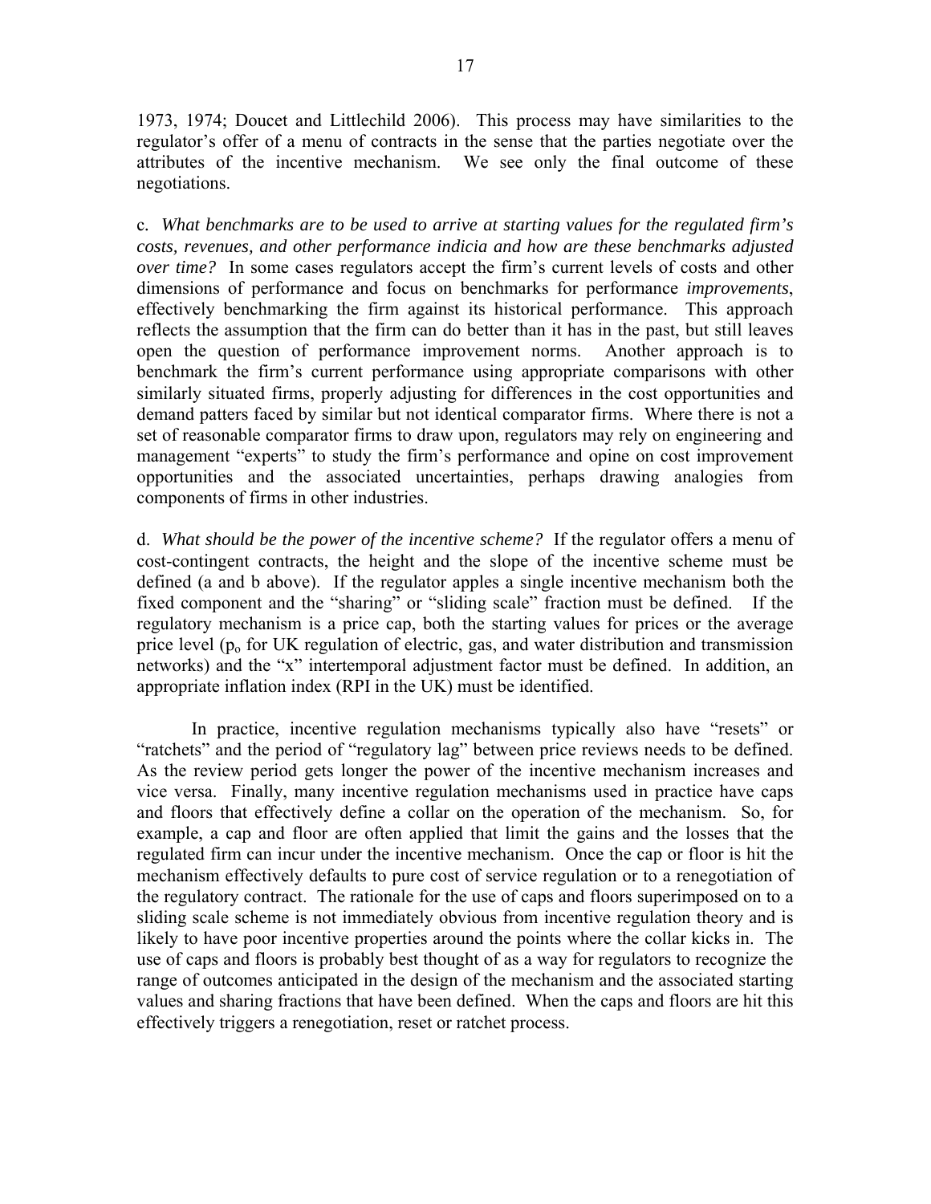1973, 1974; Doucet and Littlechild 2006). This process may have similarities to the regulator's offer of a menu of contracts in the sense that the parties negotiate over the attributes of the incentive mechanism. We see only the final outcome of these negotiations.

c. *What benchmarks are to be used to arrive at starting values for the regulated firm's costs, revenues, and other performance indicia and how are these benchmarks adjusted over time?* In some cases regulators accept the firm's current levels of costs and other dimensions of performance and focus on benchmarks for performance *improvements*, effectively benchmarking the firm against its historical performance. This approach reflects the assumption that the firm can do better than it has in the past, but still leaves open the question of performance improvement norms. Another approach is to benchmark the firm's current performance using appropriate comparisons with other similarly situated firms, properly adjusting for differences in the cost opportunities and demand patters faced by similar but not identical comparator firms. Where there is not a set of reasonable comparator firms to draw upon, regulators may rely on engineering and management "experts" to study the firm's performance and opine on cost improvement opportunities and the associated uncertainties, perhaps drawing analogies from components of firms in other industries.

d. *What should be the power of the incentive scheme?* If the regulator offers a menu of cost-contingent contracts, the height and the slope of the incentive scheme must be defined (a and b above). If the regulator apples a single incentive mechanism both the fixed component and the "sharing" or "sliding scale" fraction must be defined. If the regulatory mechanism is a price cap, both the starting values for prices or the average price level ($p_o$ for UK regulation of electric, gas, and water distribution and transmission networks) and the "x" intertemporal adjustment factor must be defined. In addition, an appropriate inflation index (RPI in the UK) must be identified.

In practice, incentive regulation mechanisms typically also have "resets" or "ratchets" and the period of "regulatory lag" between price reviews needs to be defined. As the review period gets longer the power of the incentive mechanism increases and vice versa. Finally, many incentive regulation mechanisms used in practice have caps and floors that effectively define a collar on the operation of the mechanism. So, for example, a cap and floor are often applied that limit the gains and the losses that the regulated firm can incur under the incentive mechanism. Once the cap or floor is hit the mechanism effectively defaults to pure cost of service regulation or to a renegotiation of the regulatory contract. The rationale for the use of caps and floors superimposed on to a sliding scale scheme is not immediately obvious from incentive regulation theory and is likely to have poor incentive properties around the points where the collar kicks in. The use of caps and floors is probably best thought of as a way for regulators to recognize the range of outcomes anticipated in the design of the mechanism and the associated starting values and sharing fractions that have been defined. When the caps and floors are hit this effectively triggers a renegotiation, reset or ratchet process.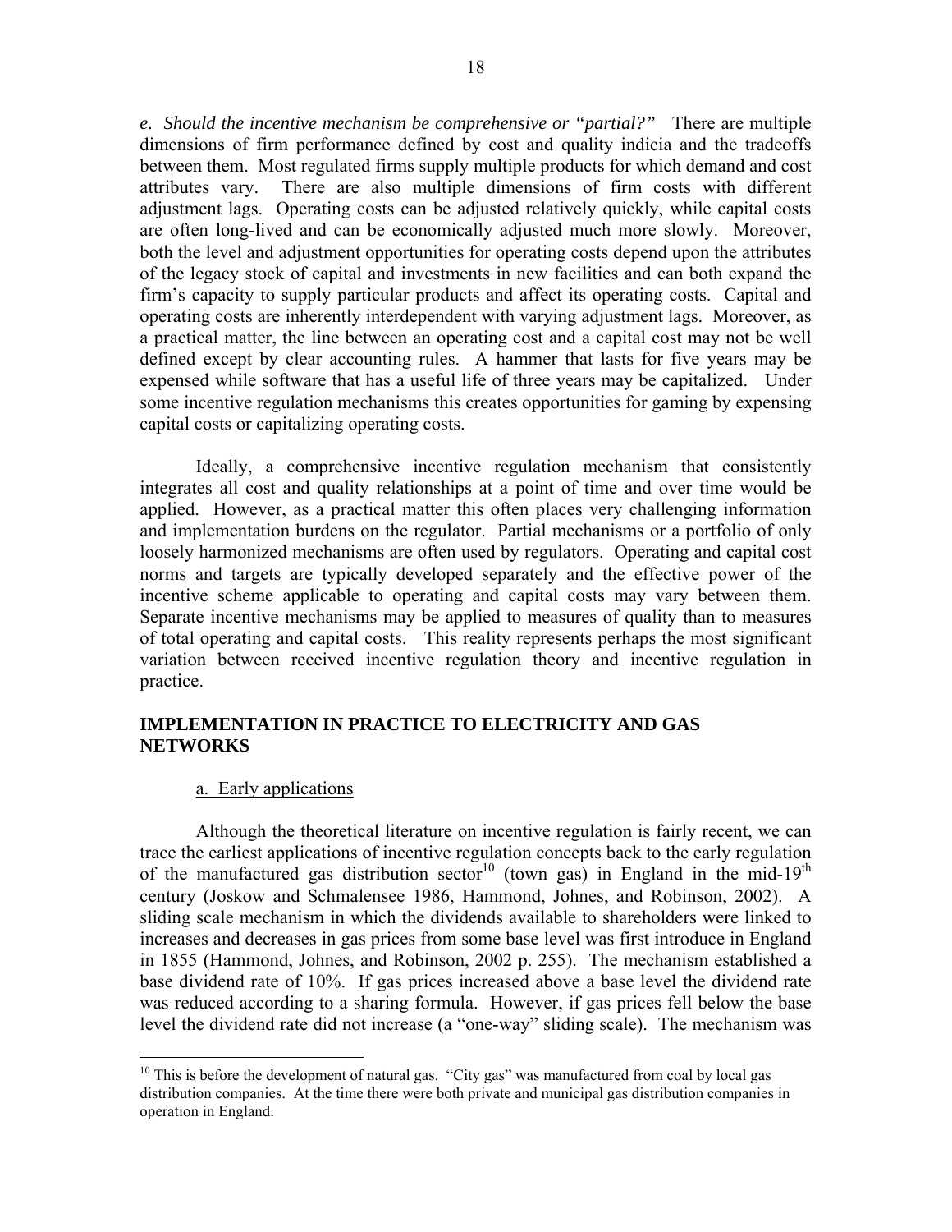*e. Should the incentive mechanism be comprehensive or "partial?"* There are multiple dimensions of firm performance defined by cost and quality indicia and the tradeoffs between them. Most regulated firms supply multiple products for which demand and cost attributes vary. There are also multiple dimensions of firm costs with different adjustment lags. Operating costs can be adjusted relatively quickly, while capital costs are often long-lived and can be economically adjusted much more slowly. Moreover, both the level and adjustment opportunities for operating costs depend upon the attributes of the legacy stock of capital and investments in new facilities and can both expand the firm's capacity to supply particular products and affect its operating costs. Capital and operating costs are inherently interdependent with varying adjustment lags. Moreover, as a practical matter, the line between an operating cost and a capital cost may not be well defined except by clear accounting rules. A hammer that lasts for five years may be expensed while software that has a useful life of three years may be capitalized. Under some incentive regulation mechanisms this creates opportunities for gaming by expensing capital costs or capitalizing operating costs.

Ideally, a comprehensive incentive regulation mechanism that consistently integrates all cost and quality relationships at a point of time and over time would be applied. However, as a practical matter this often places very challenging information and implementation burdens on the regulator. Partial mechanisms or a portfolio of only loosely harmonized mechanisms are often used by regulators. Operating and capital cost norms and targets are typically developed separately and the effective power of the incentive scheme applicable to operating and capital costs may vary between them. Separate incentive mechanisms may be applied to measures of quality than to measures of total operating and capital costs. This reality represents perhaps the most significant variation between received incentive regulation theory and incentive regulation in practice.

## IMPLEMENTATION IN PRACTICE TO ELECTRICITY AND GAS NETWORKS

### a. Early applications

Although the theoretical literature on incentive regulation is fairly recent, we can trace the earliest applications of incentive regulation concepts back to the early regulation of the manufactured gas distribution sector[10] (town gas) in England in the mid-19th century (Joskow and Schmalensee 1986, Hammond, Johnes, and Robinson, 2002). A sliding scale mechanism in which the dividends available to shareholders were linked to increases and decreases in gas prices from some base level was first introduce in England in 1855 (Hammond, Johnes, and Robinson, 2002 p. 255). The mechanism established a base dividend rate of 10%. If gas prices increased above a base level the dividend rate was reduced according to a sharing formula. However, if gas prices fell below the base level the dividend rate did not increase (a "one-way" sliding scale). The mechanism was

[10] This is before the development of natural gas. "City gas" was manufactured from coal by local gas distribution companies. At the time there were both private and municipal gas distribution companies in operation in England.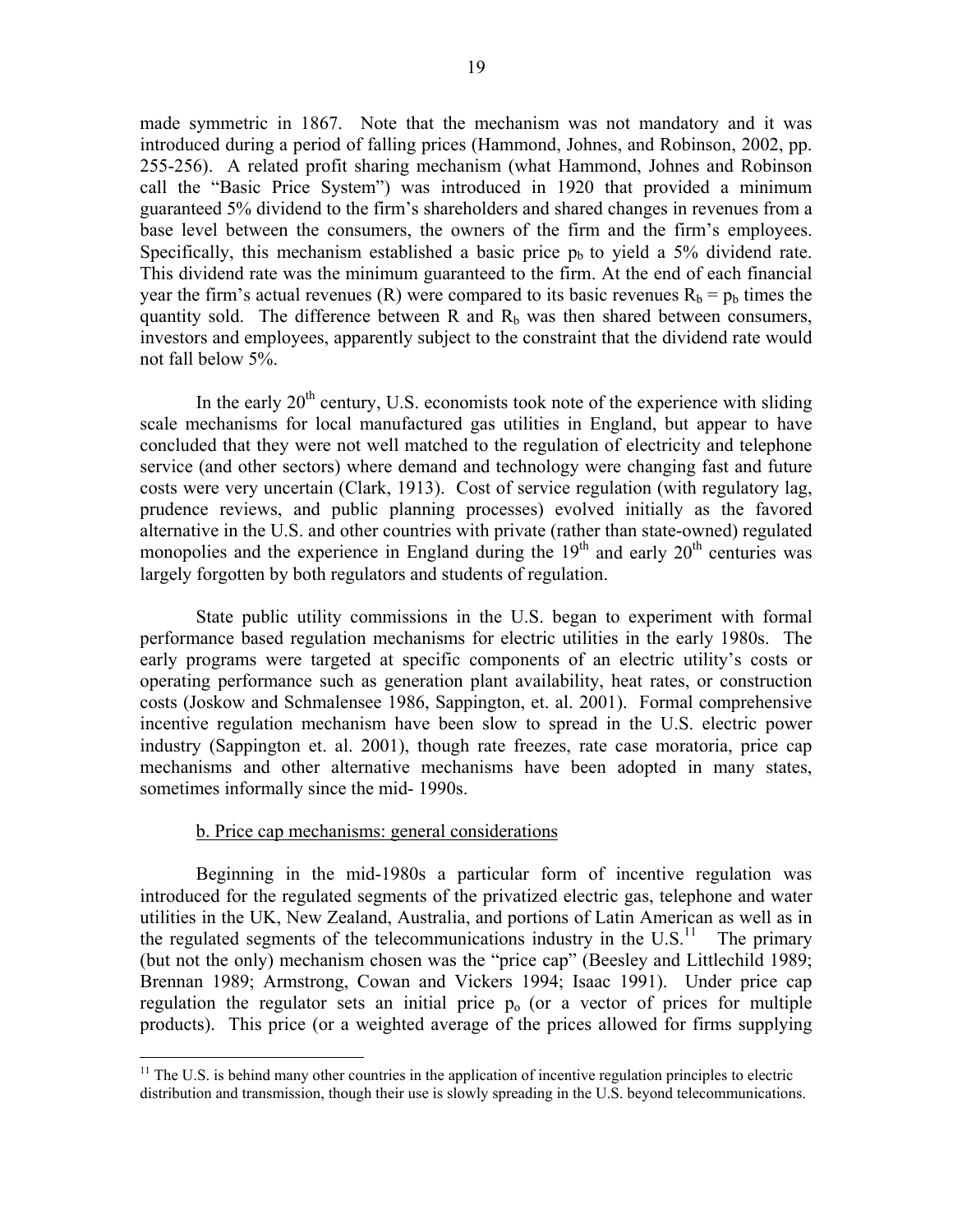made symmetric in 1867. Note that the mechanism was not mandatory and it was introduced during a period of falling prices (Hammond, Johnes, and Robinson, 2002, pp. 255-256). A related profit sharing mechanism (what Hammond, Johnes and Robinson call the "Basic Price System") was introduced in 1920 that provided a minimum guaranteed 5% dividend to the firm's shareholders and shared changes in revenues from a base level between the consumers, the owners of the firm and the firm's employees. Specifically, this mechanism established a basic price $p_b$ to yield a 5% dividend rate. This dividend rate was the minimum guaranteed to the firm. At the end of each financial year the firm's actual revenues (R) were compared to its basic revenues $R_b = p_b$ times the quantity sold. The difference between R and $R_b$ was then shared between consumers, investors and employees, apparently subject to the constraint that the dividend rate would not fall below 5%.

In the early 20th century, U.S. economists took note of the experience with sliding scale mechanisms for local manufactured gas utilities in England, but appear to have concluded that they were not well matched to the regulation of electricity and telephone service (and other sectors) where demand and technology were changing fast and future costs were very uncertain (Clark, 1913). Cost of service regulation (with regulatory lag, prudence reviews, and public planning processes) evolved initially as the favored alternative in the U.S. and other countries with private (rather than state-owned) regulated monopolies and the experience in England during the 19th and early 20th centuries was largely forgotten by both regulators and students of regulation.

State public utility commissions in the U.S. began to experiment with formal performance based regulation mechanisms for electric utilities in the early 1980s. The early programs were targeted at specific components of an electric utility's costs or operating performance such as generation plant availability, heat rates, or construction costs (Joskow and Schmalensee 1986, Sappington, et. al. 2001). Formal comprehensive incentive regulation mechanism have been slow to spread in the U.S. electric power industry (Sappington et. al. 2001), though rate freezes, rate case moratoria, price cap mechanisms and other alternative mechanisms have been adopted in many states, sometimes informally since the mid- 1990s.

b. Price cap mechanisms: general considerations

Beginning in the mid-1980s a particular form of incentive regulation was introduced for the regulated segments of the privatized electric gas, telephone and water utilities in the UK, New Zealand, Australia, and portions of Latin American as well as in the regulated segments of the telecommunications industry in the U.S.[11] The primary (but not the only) mechanism chosen was the "price cap" (Beesley and Littlechild 1989; Brennan 1989; Armstrong, Cowan and Vickers 1994; Isaac 1991). Under price cap regulation the regulator sets an initial price $p_o$ (or a vector of prices for multiple products). This price (or a weighted average of the prices allowed for firms supplying

[11] The U.S. is behind many other countries in the application of incentive regulation principles to electric distribution and transmission, though their use is slowly spreading in the U.S. beyond telecommunications.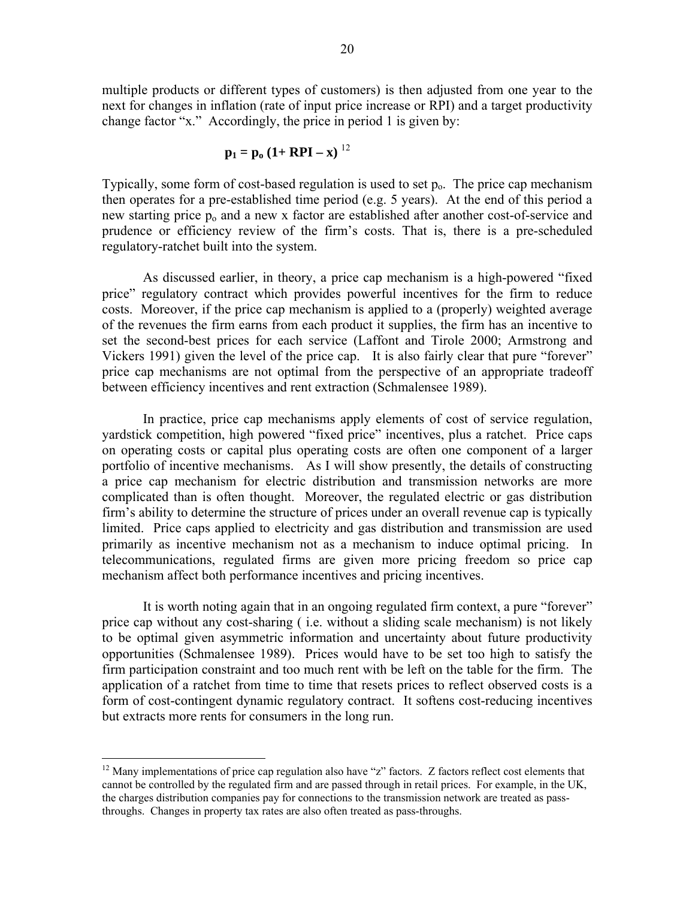multiple products or different types of customers) is then adjusted from one year to the next for changes in inflation (rate of input price increase or RPI) and a target productivity change factor "x." Accordingly, the price in period 1 is given by:

$$\mathbf{p_1 = p_o (1+ RPI - x)}$$ [12]

Typically, some form of cost-based regulation is used to set $p_o$. The price cap mechanism then operates for a pre-established time period (e.g. 5 years). At the end of this period a new starting price $p_o$ and a new x factor are established after another cost-of-service and prudence or efficiency review of the firm's costs. That is, there is a pre-scheduled regulatory-ratchet built into the system.

As discussed earlier, in theory, a price cap mechanism is a high-powered "fixed price" regulatory contract which provides powerful incentives for the firm to reduce costs. Moreover, if the price cap mechanism is applied to a (properly) weighted average of the revenues the firm earns from each product it supplies, the firm has an incentive to set the second-best prices for each service (Laffont and Tirole 2000; Armstrong and Vickers 1991) given the level of the price cap. It is also fairly clear that pure "forever" price cap mechanisms are not optimal from the perspective of an appropriate tradeoff between efficiency incentives and rent extraction (Schmalensee 1989).

In practice, price cap mechanisms apply elements of cost of service regulation, yardstick competition, high powered "fixed price" incentives, plus a ratchet. Price caps on operating costs or capital plus operating costs are often one component of a larger portfolio of incentive mechanisms. As I will show presently, the details of constructing a price cap mechanism for electric distribution and transmission networks are more complicated than is often thought. Moreover, the regulated electric or gas distribution firm's ability to determine the structure of prices under an overall revenue cap is typically limited. Price caps applied to electricity and gas distribution and transmission are used primarily as incentive mechanism not as a mechanism to induce optimal pricing. In telecommunications, regulated firms are given more pricing freedom so price cap mechanism affect both performance incentives and pricing incentives.

It is worth noting again that in an ongoing regulated firm context, a pure "forever" price cap without any cost-sharing ( i.e. without a sliding scale mechanism) is not likely to be optimal given asymmetric information and uncertainty about future productivity opportunities (Schmalensee 1989). Prices would have to be set too high to satisfy the firm participation constraint and too much rent with be left on the table for the firm. The application of a ratchet from time to time that resets prices to reflect observed costs is a form of cost-contingent dynamic regulatory contract. It softens cost-reducing incentives but extracts more rents for consumers in the long run.

---

[12] Many implementations of price cap regulation also have "z" factors. Z factors reflect cost elements that cannot be controlled by the regulated firm and are passed through in retail prices. For example, in the UK, the charges distribution companies pay for connections to the transmission network are treated as pass-throughs. Changes in property tax rates are also often treated as pass-throughs.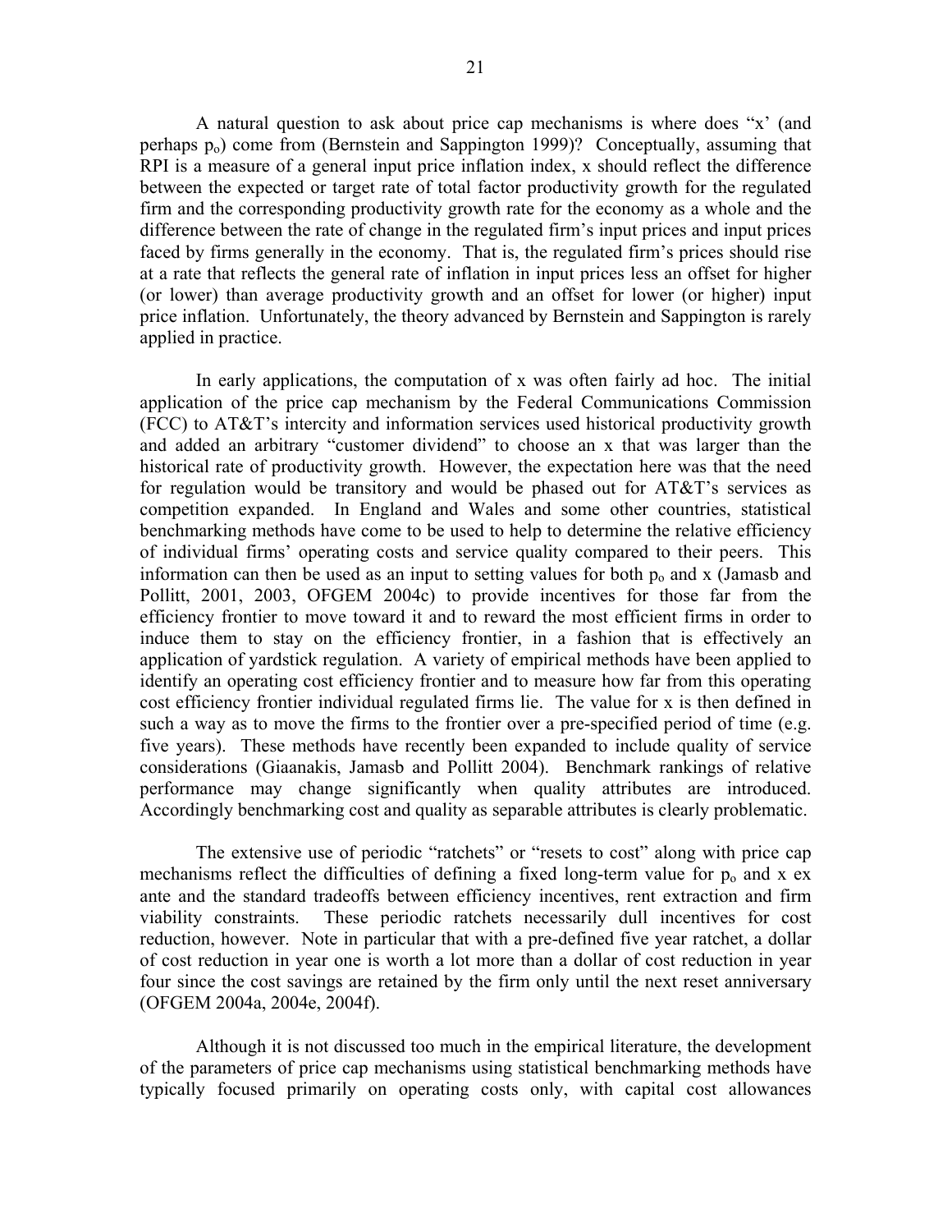A natural question to ask about price cap mechanisms is where does "x' (and perhaps $p_o$) come from (Bernstein and Sappington 1999)? Conceptually, assuming that RPI is a measure of a general input price inflation index, x should reflect the difference between the expected or target rate of total factor productivity growth for the regulated firm and the corresponding productivity growth rate for the economy as a whole and the difference between the rate of change in the regulated firm's input prices and input prices faced by firms generally in the economy. That is, the regulated firm's prices should rise at a rate that reflects the general rate of inflation in input prices less an offset for higher (or lower) than average productivity growth and an offset for lower (or higher) input price inflation. Unfortunately, the theory advanced by Bernstein and Sappington is rarely applied in practice.

In early applications, the computation of x was often fairly ad hoc. The initial application of the price cap mechanism by the Federal Communications Commission (FCC) to AT&T's intercity and information services used historical productivity growth and added an arbitrary "customer dividend" to choose an x that was larger than the historical rate of productivity growth. However, the expectation here was that the need for regulation would be transitory and would be phased out for AT&T's services as competition expanded. In England and Wales and some other countries, statistical benchmarking methods have come to be used to help to determine the relative efficiency of individual firms' operating costs and service quality compared to their peers. This information can then be used as an input to setting values for both $p_o$ and x (Jamasb and Pollitt, 2001, 2003, OFGEM 2004c) to provide incentives for those far from the efficiency frontier to move toward it and to reward the most efficient firms in order to induce them to stay on the efficiency frontier, in a fashion that is effectively an application of yardstick regulation. A variety of empirical methods have been applied to identify an operating cost efficiency frontier and to measure how far from this operating cost efficiency frontier individual regulated firms lie. The value for x is then defined in such a way as to move the firms to the frontier over a pre-specified period of time (e.g. five years). These methods have recently been expanded to include quality of service considerations (Giaanakis, Jamasb and Pollitt 2004). Benchmark rankings of relative performance may change significantly when quality attributes are introduced. Accordingly benchmarking cost and quality as separable attributes is clearly problematic.

The extensive use of periodic "ratchets" or "resets to cost" along with price cap mechanisms reflect the difficulties of defining a fixed long-term value for $p_o$ and x ex ante and the standard tradeoffs between efficiency incentives, rent extraction and firm viability constraints. These periodic ratchets necessarily dull incentives for cost reduction, however. Note in particular that with a pre-defined five year ratchet, a dollar of cost reduction in year one is worth a lot more than a dollar of cost reduction in year four since the cost savings are retained by the firm only until the next reset anniversary (OFGEM 2004a, 2004e, 2004f).

Although it is not discussed too much in the empirical literature, the development of the parameters of price cap mechanisms using statistical benchmarking methods have typically focused primarily on operating costs only, with capital cost allowances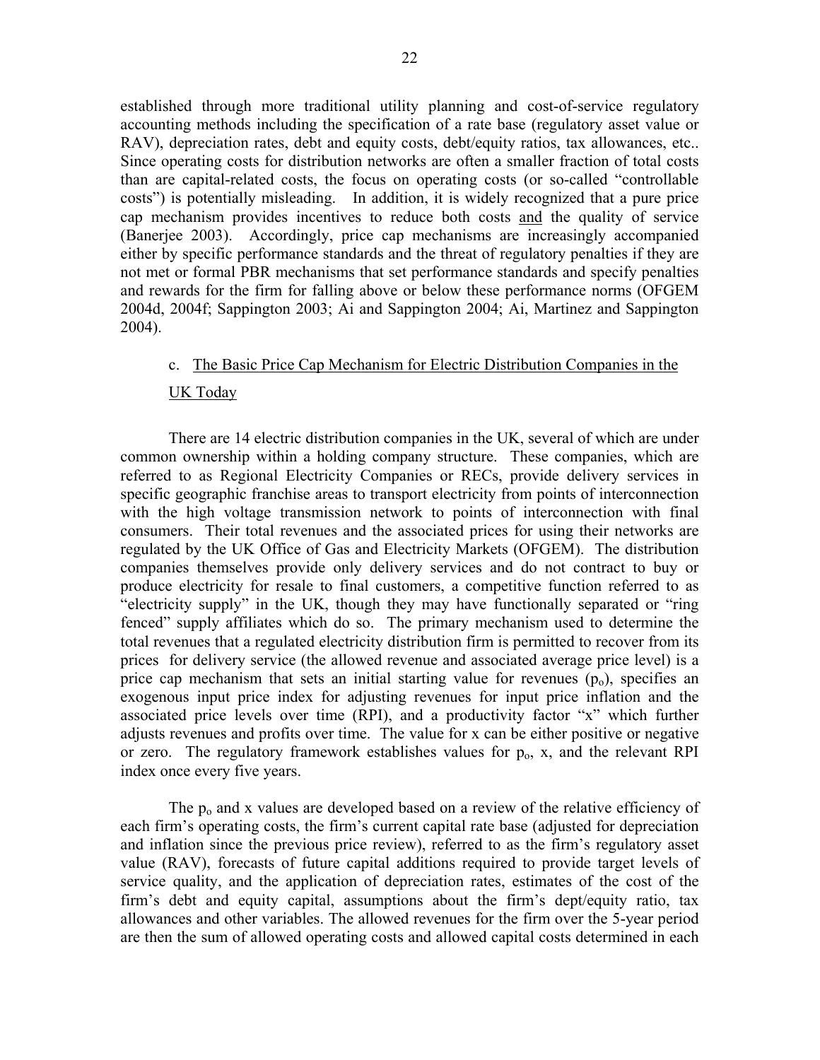established through more traditional utility planning and cost-of-service regulatory accounting methods including the specification of a rate base (regulatory asset value or RAV), depreciation rates, debt and equity costs, debt/equity ratios, tax allowances, etc.. Since operating costs for distribution networks are often a smaller fraction of total costs than are capital-related costs, the focus on operating costs (or so-called "controllable costs") is potentially misleading. In addition, it is widely recognized that a pure price cap mechanism provides incentives to reduce both costs <u>and</u> the quality of service (Banerjee 2003). Accordingly, price cap mechanisms are increasingly accompanied either by specific performance standards and the threat of regulatory penalties if they are not met or formal PBR mechanisms that set performance standards and specify penalties and rewards for the firm for falling above or below these performance norms (OFGEM 2004d, 2004f; Sappington 2003; Ai and Sappington 2004; Ai, Martinez and Sappington 2004).

### c. The Basic Price Cap Mechanism for Electric Distribution Companies in the UK Today

There are 14 electric distribution companies in the UK, several of which are under common ownership within a holding company structure. These companies, which are referred to as Regional Electricity Companies or RECs, provide delivery services in specific geographic franchise areas to transport electricity from points of interconnection with the high voltage transmission network to points of interconnection with final consumers. Their total revenues and the associated prices for using their networks are regulated by the UK Office of Gas and Electricity Markets (OFGEM). The distribution companies themselves provide only delivery services and do not contract to buy or produce electricity for resale to final customers, a competitive function referred to as "electricity supply" in the UK, though they may have functionally separated or "ring fenced" supply affiliates which do so. The primary mechanism used to determine the total revenues that a regulated electricity distribution firm is permitted to recover from its prices for delivery service (the allowed revenue and associated average price level) is a price cap mechanism that sets an initial starting value for revenues ($p_o$), specifies an exogenous input price index for adjusting revenues for input price inflation and the associated price levels over time (RPI), and a productivity factor "x" which further adjusts revenues and profits over time. The value for x can be either positive or negative or zero. The regulatory framework establishes values for $p_o$, x, and the relevant RPI index once every five years.

The $p_o$ and x values are developed based on a review of the relative efficiency of each firm's operating costs, the firm's current capital rate base (adjusted for depreciation and inflation since the previous price review), referred to as the firm's regulatory asset value (RAV), forecasts of future capital additions required to provide target levels of service quality, and the application of depreciation rates, estimates of the cost of the firm's debt and equity capital, assumptions about the firm's dept/equity ratio, tax allowances and other variables. The allowed revenues for the firm over the 5-year period are then the sum of allowed operating costs and allowed capital costs determined in each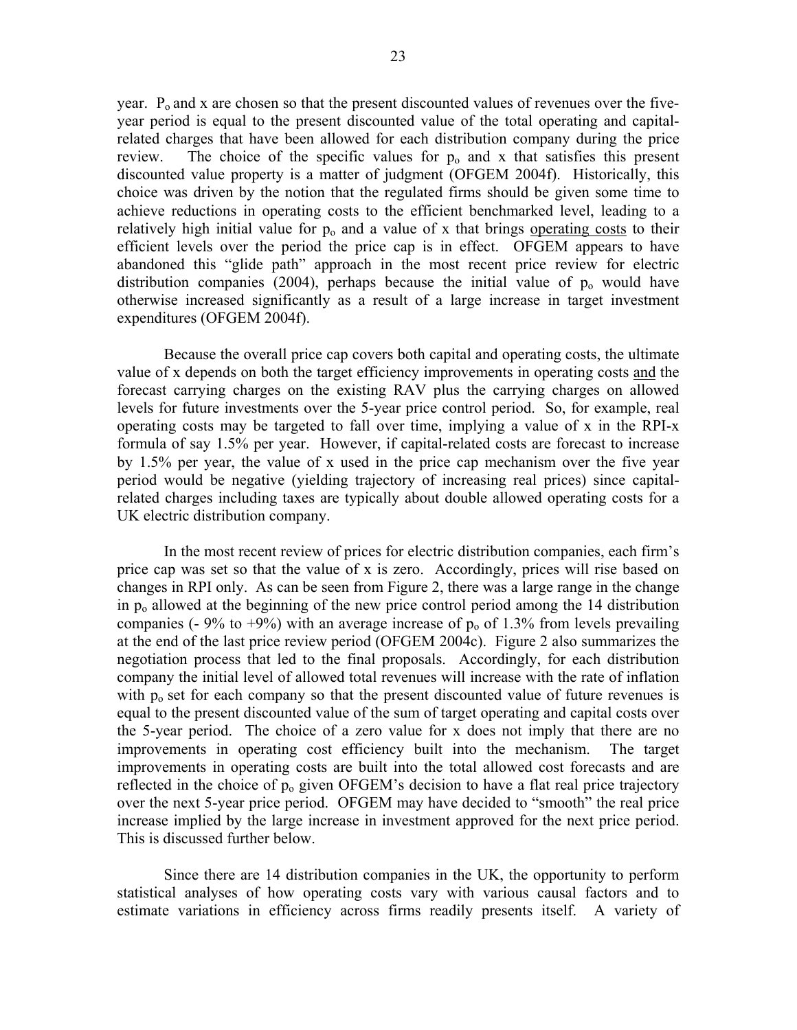year. $P_o$ and x are chosen so that the present discounted values of revenues over the five-year period is equal to the present discounted value of the total operating and capital-related charges that have been allowed for each distribution company during the price review. The choice of the specific values for $p_o$ and x that satisfies this present discounted value property is a matter of judgment (OFGEM 2004f). Historically, this choice was driven by the notion that the regulated firms should be given some time to achieve reductions in operating costs to the efficient benchmarked level, leading to a relatively high initial value for $p_o$ and a value of x that brings operating costs to their efficient levels over the period the price cap is in effect. OFGEM appears to have abandoned this "glide path" approach in the most recent price review for electric distribution companies (2004), perhaps because the initial value of $p_o$ would have otherwise increased significantly as a result of a large increase in target investment expenditures (OFGEM 2004f).

Because the overall price cap covers both capital and operating costs, the ultimate value of x depends on both the target efficiency improvements in operating costs and the forecast carrying charges on the existing RAV plus the carrying charges on allowed levels for future investments over the 5-year price control period. So, for example, real operating costs may be targeted to fall over time, implying a value of x in the RPI-x formula of say 1.5% per year. However, if capital-related costs are forecast to increase by 1.5% per year, the value of x used in the price cap mechanism over the five year period would be negative (yielding trajectory of increasing real prices) since capital-related charges including taxes are typically about double allowed operating costs for a UK electric distribution company.

In the most recent review of prices for electric distribution companies, each firm's price cap was set so that the value of x is zero. Accordingly, prices will rise based on changes in RPI only. As can be seen from Figure 2, there was a large range in the change in $p_o$ allowed at the beginning of the new price control period among the 14 distribution companies (- 9% to +9%) with an average increase of $p_o$ of 1.3% from levels prevailing at the end of the last price review period (OFGEM 2004c). Figure 2 also summarizes the negotiation process that led to the final proposals. Accordingly, for each distribution company the initial level of allowed total revenues will increase with the rate of inflation with $p_o$ set for each company so that the present discounted value of future revenues is equal to the present discounted value of the sum of target operating and capital costs over the 5-year period. The choice of a zero value for x does not imply that there are no improvements in operating cost efficiency built into the mechanism. The target improvements in operating costs are built into the total allowed cost forecasts and are reflected in the choice of $p_o$ given OFGEM's decision to have a flat real price trajectory over the next 5-year price period. OFGEM may have decided to "smooth" the real price increase implied by the large increase in investment approved for the next price period. This is discussed further below.

Since there are 14 distribution companies in the UK, the opportunity to perform statistical analyses of how operating costs vary with various causal factors and to estimate variations in efficiency across firms readily presents itself. A variety of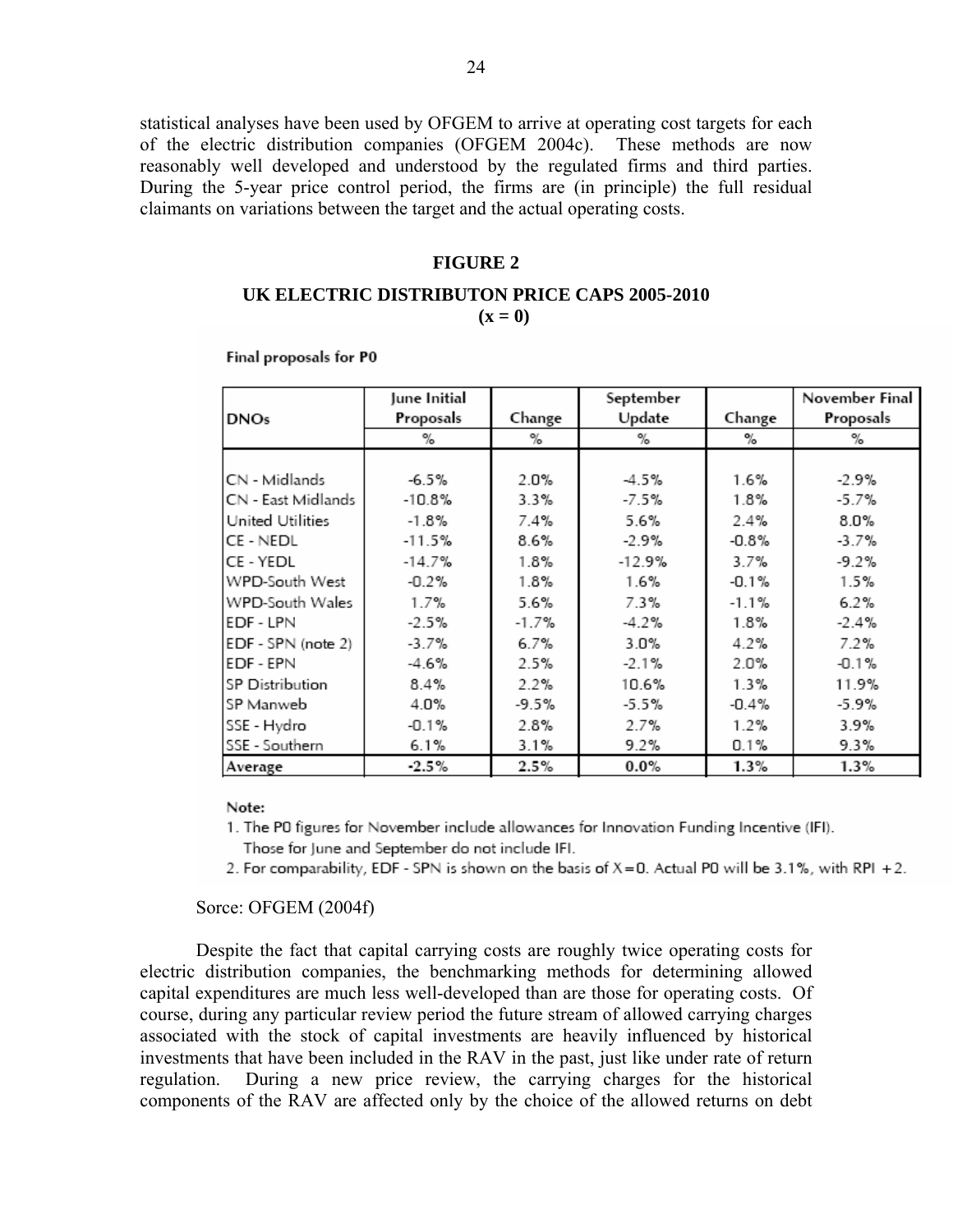statistical analyses have been used by OFGEM to arrive at operating cost targets for each of the electric distribution companies (OFGEM 2004c). These methods are now reasonably well developed and understood by the regulated firms and third parties. During the 5-year price control period, the firms are (in principle) the full residual claimants on variations between the target and the actual operating costs.

**FIGURE 2**

**UK ELECTRIC DISTRIBUTON PRICE CAPS 2005-2010**
**(x = 0)**

**Final proposals for P0**

| DNOs | June Initial Proposals | Change | September Update | Change | November Final Proposals |
|---|---|---|---|---|---|
| | % | % | % | % | % |
| CN - Midlands | -6.5% | 2.0% | -4.5% | 1.6% | -2.9% |
| CN - East Midlands | -10.8% | 3.3% | -7.5% | 1.8% | -5.7% |
| United Utilities | -1.8% | 7.4% | 5.6% | 2.4% | 8.0% |
| CE - NEDL | -11.5% | 8.6% | -2.9% | -0.8% | -3.7% |
| CE - YEDL | -14.7% | 1.8% | -12.9% | 3.7% | -9.2% |
| WPD-South West | -0.2% | 1.8% | 1.6% | -0.1% | 1.5% |
| WPD-South Wales | 1.7% | 5.6% | 7.3% | -1.1% | 6.2% |
| EDF - LPN | -2.5% | -1.7% | -4.2% | 1.8% | -2.4% |
| EDF - SPN (note 2) | -3.7% | 6.7% | 3.0% | 4.2% | 7.2% |
| EDF - EPN | -4.6% | 2.5% | -2.1% | 2.0% | -0.1% |
| SP Distribution | 8.4% | 2.2% | 10.6% | 1.3% | 11.9% |
| SP Manweb | 4.0% | -9.5% | -5.5% | -0.4% | -5.9% |
| SSE - Hydro | -0.1% | 2.8% | 2.7% | 1.2% | 3.9% |
| SSE - Southern | 6.1% | 3.1% | 9.2% | 0.1% | 9.3% |
| **Average** | **-2.5%** | **2.5%** | **0.0%** | **1.3%** | **1.3%** |

Note:
1. The P0 figures for November include allowances for Innovation Funding Incentive (IFI). Those for June and September do not include IFI.
2. For comparability, EDF - SPN is shown on the basis of X=0. Actual P0 will be 3.1%, with RPI +2.

Sorce: OFGEM (2004f)

Despite the fact that capital carrying costs are roughly twice operating costs for electric distribution companies, the benchmarking methods for determining allowed capital expenditures are much less well-developed than are those for operating costs. Of course, during any particular review period the future stream of allowed carrying charges associated with the stock of capital investments are heavily influenced by historical investments that have been included in the RAV in the past, just like under rate of return regulation. During a new price review, the carrying charges for the historical components of the RAV are affected only by the choice of the allowed returns on debt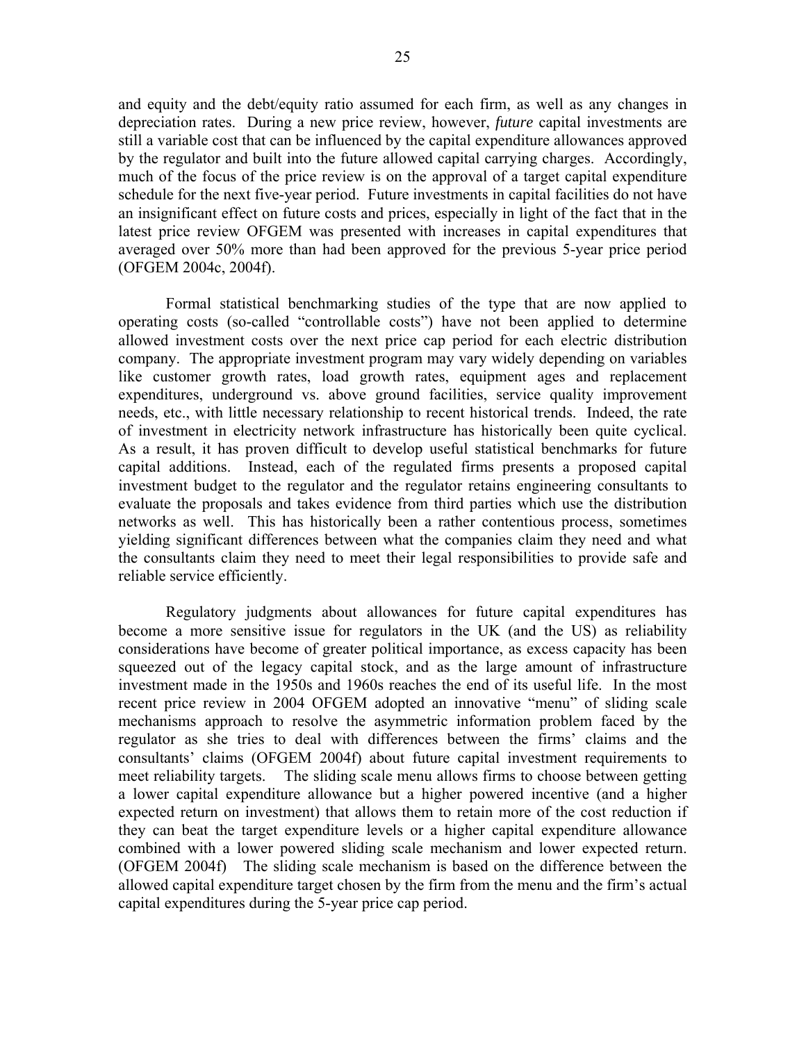and equity and the debt/equity ratio assumed for each firm, as well as any changes in depreciation rates. During a new price review, however, *future* capital investments are still a variable cost that can be influenced by the capital expenditure allowances approved by the regulator and built into the future allowed capital carrying charges. Accordingly, much of the focus of the price review is on the approval of a target capital expenditure schedule for the next five-year period. Future investments in capital facilities do not have an insignificant effect on future costs and prices, especially in light of the fact that in the latest price review OFGEM was presented with increases in capital expenditures that averaged over 50% more than had been approved for the previous 5-year price period (OFGEM 2004c, 2004f).

Formal statistical benchmarking studies of the type that are now applied to operating costs (so-called "controllable costs") have not been applied to determine allowed investment costs over the next price cap period for each electric distribution company. The appropriate investment program may vary widely depending on variables like customer growth rates, load growth rates, equipment ages and replacement expenditures, underground vs. above ground facilities, service quality improvement needs, etc., with little necessary relationship to recent historical trends. Indeed, the rate of investment in electricity network infrastructure has historically been quite cyclical. As a result, it has proven difficult to develop useful statistical benchmarks for future capital additions. Instead, each of the regulated firms presents a proposed capital investment budget to the regulator and the regulator retains engineering consultants to evaluate the proposals and takes evidence from third parties which use the distribution networks as well. This has historically been a rather contentious process, sometimes yielding significant differences between what the companies claim they need and what the consultants claim they need to meet their legal responsibilities to provide safe and reliable service efficiently.

Regulatory judgments about allowances for future capital expenditures has become a more sensitive issue for regulators in the UK (and the US) as reliability considerations have become of greater political importance, as excess capacity has been squeezed out of the legacy capital stock, and as the large amount of infrastructure investment made in the 1950s and 1960s reaches the end of its useful life. In the most recent price review in 2004 OFGEM adopted an innovative "menu" of sliding scale mechanisms approach to resolve the asymmetric information problem faced by the regulator as she tries to deal with differences between the firms' claims and the consultants' claims (OFGEM 2004f) about future capital investment requirements to meet reliability targets. The sliding scale menu allows firms to choose between getting a lower capital expenditure allowance but a higher powered incentive (and a higher expected return on investment) that allows them to retain more of the cost reduction if they can beat the target expenditure levels or a higher capital expenditure allowance combined with a lower powered sliding scale mechanism and lower expected return. (OFGEM 2004f) The sliding scale mechanism is based on the difference between the allowed capital expenditure target chosen by the firm from the menu and the firm's actual capital expenditures during the 5-year price cap period.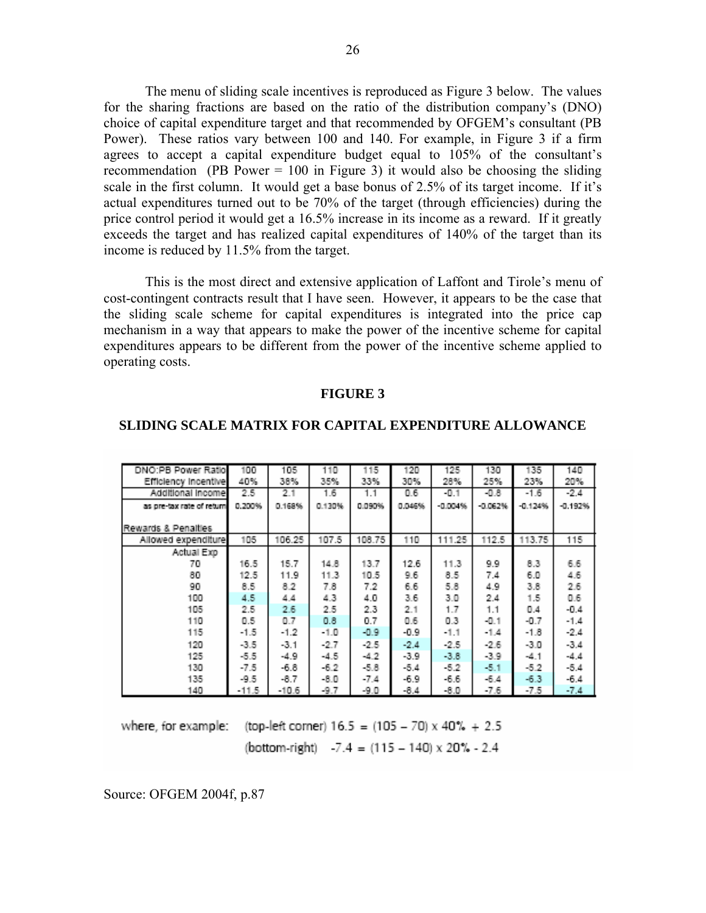The menu of sliding scale incentives is reproduced as Figure 3 below. The values for the sharing fractions are based on the ratio of the distribution company's (DNO) choice of capital expenditure target and that recommended by OFGEM's consultant (PB Power). These ratios vary between 100 and 140. For example, in Figure 3 if a firm agrees to accept a capital expenditure budget equal to 105% of the consultant's recommendation (PB Power = 100 in Figure 3) it would also be choosing the sliding scale in the first column. It would get a base bonus of 2.5% of its target income. If it's actual expenditures turned out to be 70% of the target (through efficiencies) during the price control period it would get a 16.5% increase in its income as a reward. If it greatly exceeds the target and has realized capital expenditures of 140% of the target than its income is reduced by 11.5% from the target.

This is the most direct and extensive application of Laffont and Tirole's menu of cost-contingent contracts result that I have seen. However, it appears to be the case that the sliding scale scheme for capital expenditures is integrated into the price cap mechanism in a way that appears to make the power of the incentive scheme for capital expenditures appears to be different from the power of the incentive scheme applied to operating costs.

**FIGURE 3**

**SLIDING SCALE MATRIX FOR CAPITAL EXPENDITURE ALLOWANCE**

| DNO:PB Power Ratio | 100 | 105 | 110 | 115 | 120 | 125 | 130 | 135 | 140 |
|---|---|---|---|---|---|---|---|---|---|
| Efficiency Incentive | 40% | 38% | 35% | 33% | 30% | 28% | 25% | 23% | 20% |
| Additional Income | 2.5 | 2.1 | 1.6 | 1.1 | 0.6 | -0.1 | -0.8 | -1.6 | -2.4 |
| as pre-tax rate of return | 0.200% | 0.168% | 0.130% | 0.090% | 0.046% | -0.004% | -0.062% | -0.124% | -0.192% |
| Rewards & Penalties | | | | | | | | | |
| Allowed expenditure | 105 | 106.25 | 107.5 | 108.75 | 110 | 111.25 | 112.5 | 113.75 | 115 |
| Actual Exp | | | | | | | | | |
| 70 | 16.5 | 15.7 | 14.8 | 13.7 | 12.6 | 11.3 | 9.9 | 8.3 | 6.6 |
| 80 | 12.5 | 11.9 | 11.3 | 10.5 | 9.6 | 8.5 | 7.4 | 6.0 | 4.6 |
| 90 | 8.5 | 8.2 | 7.8 | 7.2 | 6.6 | 5.8 | 4.9 | 3.8 | 2.6 |
| 100 | 4.5 | 4.4 | 4.3 | 4.0 | 3.6 | 3.0 | 2.4 | 1.5 | 0.6 |
| 105 | 2.5 | 2.6 | 2.5 | 2.3 | 2.1 | 1.7 | 1.1 | 0.4 | -0.4 |
| 110 | 0.5 | 0.7 | 0.8 | 0.7 | 0.6 | 0.3 | -0.1 | -0.7 | -1.4 |
| 115 | -1.5 | -1.2 | -1.0 | -0.9 | -0.9 | -1.1 | -1.4 | -1.8 | -2.4 |
| 120 | -3.5 | -3.1 | -2.7 | -2.5 | -2.4 | -2.5 | -2.6 | -3.0 | -3.4 |
| 125 | -5.5 | -4.9 | -4.5 | -4.2 | -3.9 | -3.8 | -3.9 | -4.1 | -4.4 |
| 130 | -7.5 | -6.8 | -6.2 | -5.8 | -5.4 | -5.2 | -5.1 | -5.2 | -5.4 |
| 135 | -9.5 | -8.7 | -8.0 | -7.4 | -6.9 | -6.6 | -6.4 | -6.3 | -6.4 |
| 140 | -11.5 | -10.6 | -9.7 | -9.0 | -8.4 | -8.0 | -7.6 | -7.5 | -7.4 |

where, for example: (top-left corner) $16.5 = (105 - 70) \times 40\% + 2.5$

(bottom-right) $-7.4 = (115 - 140) \times 20\% - 2.4$

Source: OFGEM 2004f, p.87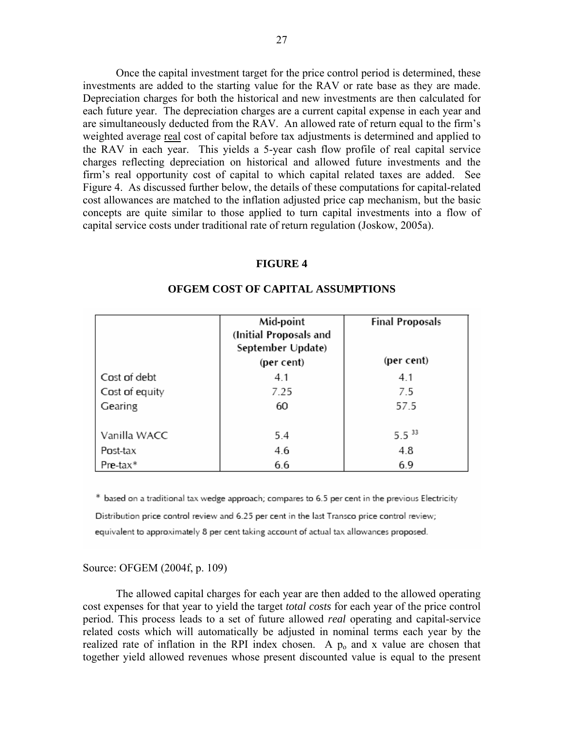Once the capital investment target for the price control period is determined, these investments are added to the starting value for the RAV or rate base as they are made. Depreciation charges for both the historical and new investments are then calculated for each future year. The depreciation charges are a current capital expense in each year and are simultaneously deducted from the RAV. An allowed rate of return equal to the firm's weighted average real cost of capital before tax adjustments is determined and applied to the RAV in each year. This yields a 5-year cash flow profile of real capital service charges reflecting depreciation on historical and allowed future investments and the firm's real opportunity cost of capital to which capital related taxes are added. See Figure 4. As discussed further below, the details of these computations for capital-related cost allowances are matched to the inflation adjusted price cap mechanism, but the basic concepts are quite similar to those applied to turn capital investments into a flow of capital service costs under traditional rate of return regulation (Joskow, 2005a).

**FIGURE 4**

**OFGEM COST OF CAPITAL ASSUMPTIONS**

| | Mid-point (Initial Proposals and September Update) (per cent) | Final Proposals (per cent) |
|---|---|---|
| Cost of debt | 4.1 | 4.1 |
| Cost of equity | 7.25 | 7.5 |
| Gearing | 60 | 57.5 |
| Vanilla WACC | 5.4 | 5.5 [33] |
| Post-tax | 4.6 | 4.8 |
| Pre-tax* | 6.6 | 6.9 |

* based on a traditional tax wedge approach; compares to 6.5 per cent in the previous Electricity Distribution price control review and 6.25 per cent in the last Transco price control review; equivalent to approximately 8 per cent taking account of actual tax allowances proposed.

Source: OFGEM (2004f, p. 109)

The allowed capital charges for each year are then added to the allowed operating cost expenses for that year to yield the target *total costs* for each year of the price control period. This process leads to a set of future allowed *real* operating and capital-service related costs which will automatically be adjusted in nominal terms each year by the realized rate of inflation in the RPI index chosen. A $p_o$ and x value are chosen that together yield allowed revenues whose present discounted value is equal to the present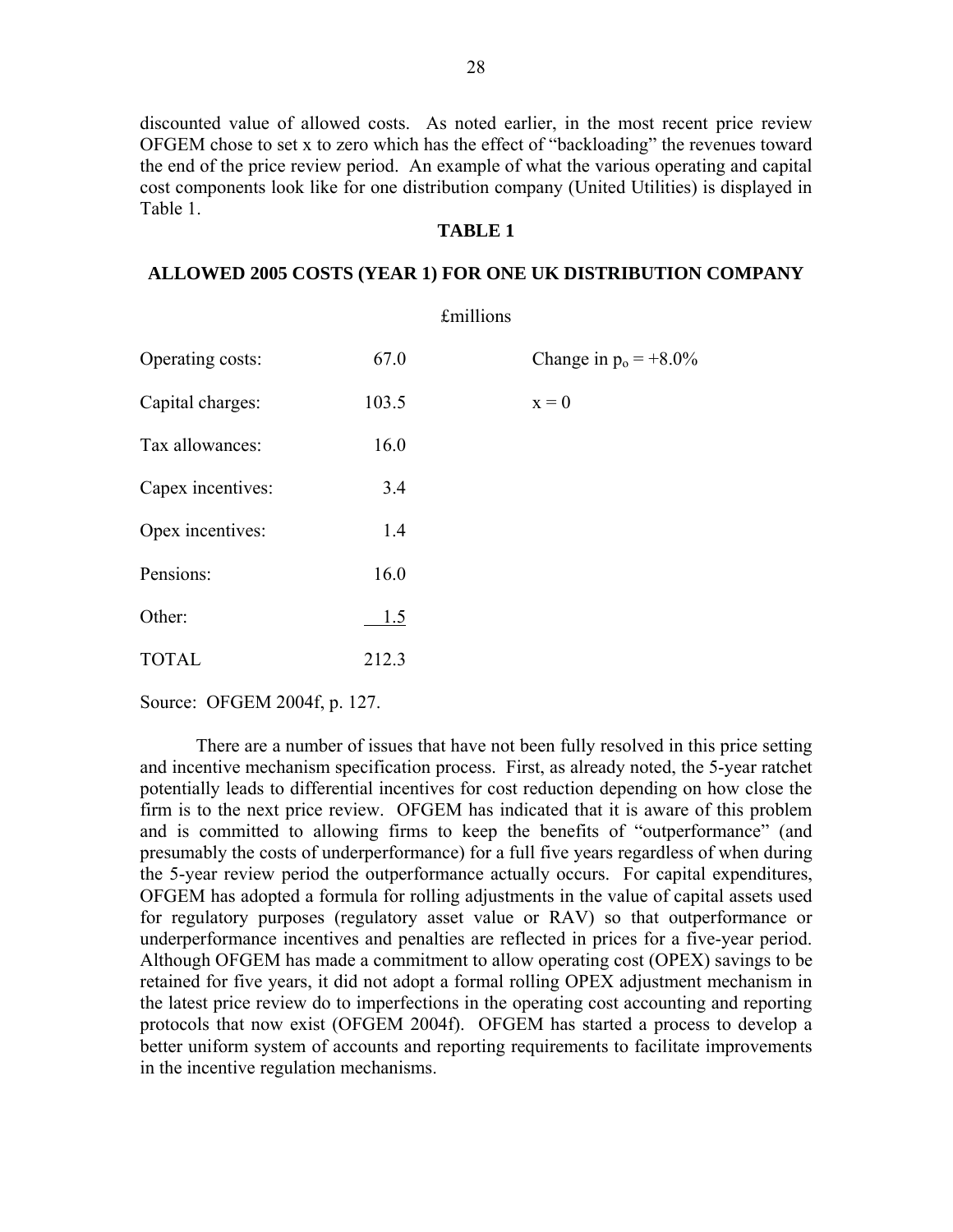discounted value of allowed costs. As noted earlier, in the most recent price review OFGEM chose to set x to zero which has the effect of "backloading" the revenues toward the end of the price review period. An example of what the various operating and capital cost components look like for one distribution company (United Utilities) is displayed in Table 1.

**TABLE 1**

**ALLOWED 2005 COSTS (YEAR 1) FOR ONE UK DISTRIBUTION COMPANY**

£millions

| | | |
|---|---|---|
| Operating costs: | 67.0 | Change in $p_o$ = +8.0% |
| Capital charges: | 103.5 | x = 0 |
| Tax allowances: | 16.0 | |
| Capex incentives: | 3.4 | |
| Opex incentives: | 1.4 | |
| Pensions: | 16.0 | |
| Other: | 1.5 | |
| TOTAL | 212.3 | |

Source: OFGEM 2004f, p. 127.

There are a number of issues that have not been fully resolved in this price setting and incentive mechanism specification process. First, as already noted, the 5-year ratchet potentially leads to differential incentives for cost reduction depending on how close the firm is to the next price review. OFGEM has indicated that it is aware of this problem and is committed to allowing firms to keep the benefits of "outperformance" (and presumably the costs of underperformance) for a full five years regardless of when during the 5-year review period the outperformance actually occurs. For capital expenditures, OFGEM has adopted a formula for rolling adjustments in the value of capital assets used for regulatory purposes (regulatory asset value or RAV) so that outperformance or underperformance incentives and penalties are reflected in prices for a five-year period. Although OFGEM has made a commitment to allow operating cost (OPEX) savings to be retained for five years, it did not adopt a formal rolling OPEX adjustment mechanism in the latest price review do to imperfections in the operating cost accounting and reporting protocols that now exist (OFGEM 2004f). OFGEM has started a process to develop a better uniform system of accounts and reporting requirements to facilitate improvements in the incentive regulation mechanisms.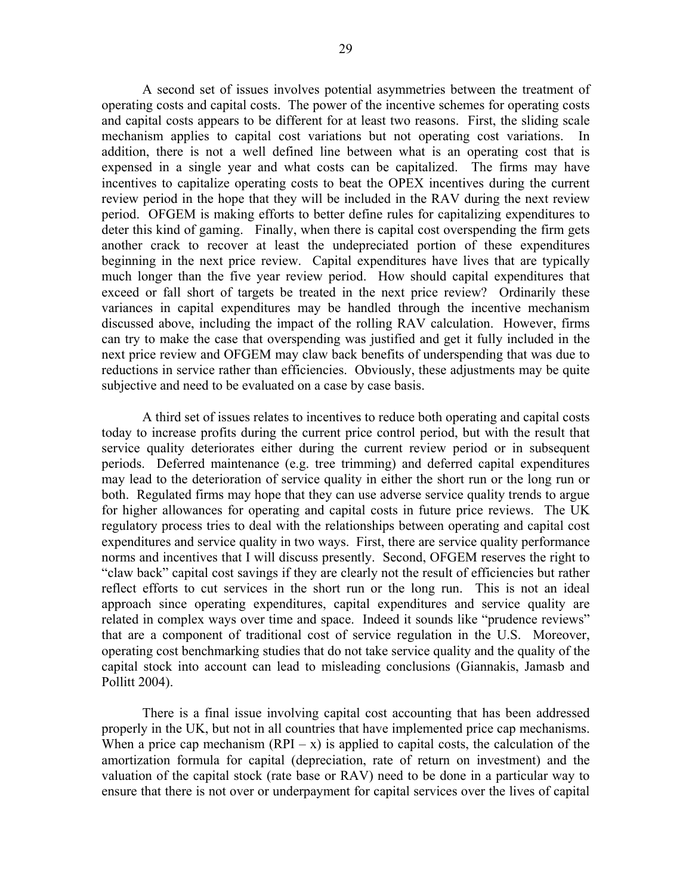A second set of issues involves potential asymmetries between the treatment of operating costs and capital costs. The power of the incentive schemes for operating costs and capital costs appears to be different for at least two reasons. First, the sliding scale mechanism applies to capital cost variations but not operating cost variations. In addition, there is not a well defined line between what is an operating cost that is expensed in a single year and what costs can be capitalized. The firms may have incentives to capitalize operating costs to beat the OPEX incentives during the current review period in the hope that they will be included in the RAV during the next review period. OFGEM is making efforts to better define rules for capitalizing expenditures to deter this kind of gaming. Finally, when there is capital cost overspending the firm gets another crack to recover at least the undepreciated portion of these expenditures beginning in the next price review. Capital expenditures have lives that are typically much longer than the five year review period. How should capital expenditures that exceed or fall short of targets be treated in the next price review? Ordinarily these variances in capital expenditures may be handled through the incentive mechanism discussed above, including the impact of the rolling RAV calculation. However, firms can try to make the case that overspending was justified and get it fully included in the next price review and OFGEM may claw back benefits of underspending that was due to reductions in service rather than efficiencies. Obviously, these adjustments may be quite subjective and need to be evaluated on a case by case basis.

A third set of issues relates to incentives to reduce both operating and capital costs today to increase profits during the current price control period, but with the result that service quality deteriorates either during the current review period or in subsequent periods. Deferred maintenance (e.g. tree trimming) and deferred capital expenditures may lead to the deterioration of service quality in either the short run or the long run or both. Regulated firms may hope that they can use adverse service quality trends to argue for higher allowances for operating and capital costs in future price reviews. The UK regulatory process tries to deal with the relationships between operating and capital cost expenditures and service quality in two ways. First, there are service quality performance norms and incentives that I will discuss presently. Second, OFGEM reserves the right to "claw back" capital cost savings if they are clearly not the result of efficiencies but rather reflect efforts to cut services in the short run or the long run. This is not an ideal approach since operating expenditures, capital expenditures and service quality are related in complex ways over time and space. Indeed it sounds like "prudence reviews" that are a component of traditional cost of service regulation in the U.S. Moreover, operating cost benchmarking studies that do not take service quality and the quality of the capital stock into account can lead to misleading conclusions (Giannakis, Jamasb and Pollitt 2004).

There is a final issue involving capital cost accounting that has been addressed properly in the UK, but not in all countries that have implemented price cap mechanisms. When a price cap mechanism (RPI – x) is applied to capital costs, the calculation of the amortization formula for capital (depreciation, rate of return on investment) and the valuation of the capital stock (rate base or RAV) need to be done in a particular way to ensure that there is not over or underpayment for capital services over the lives of capital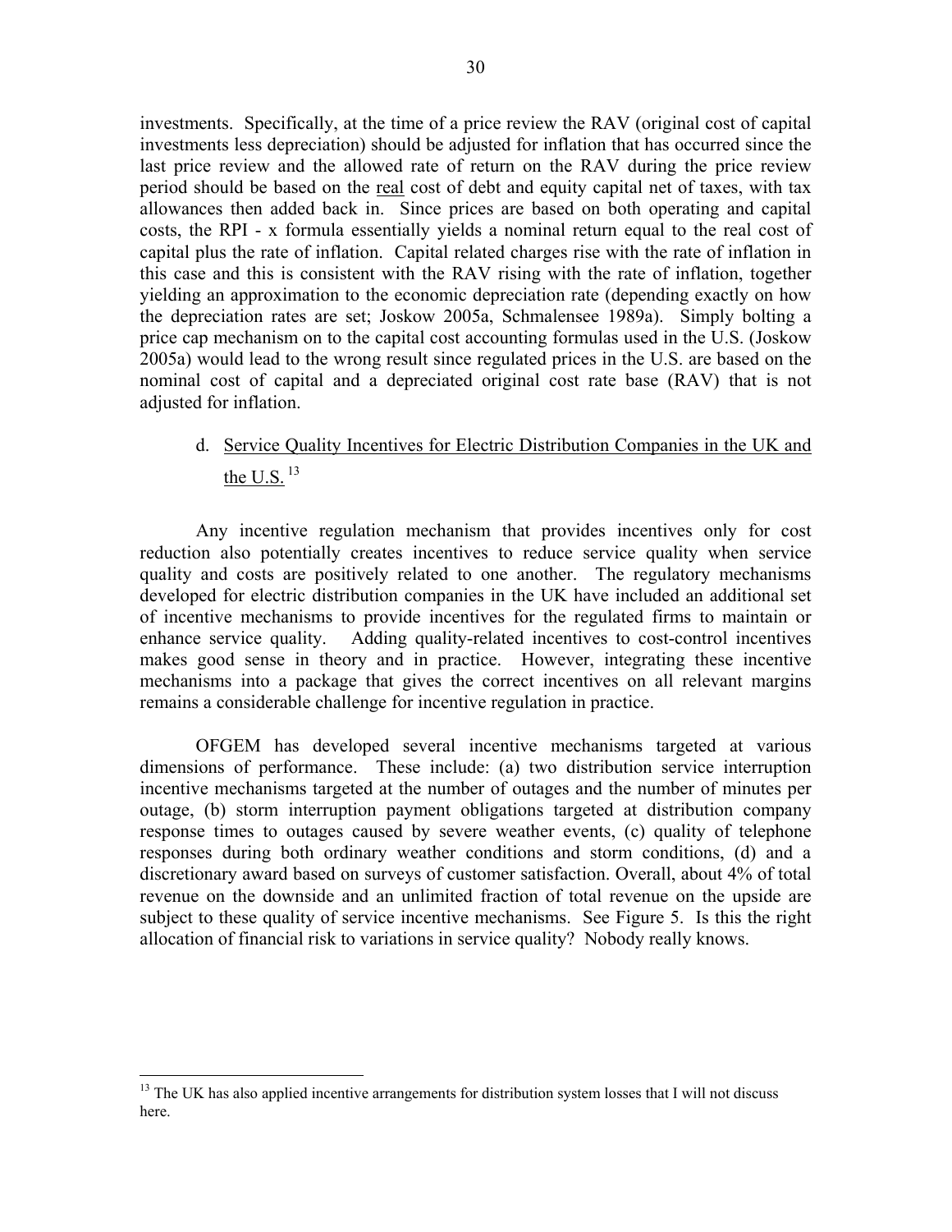investments. Specifically, at the time of a price review the RAV (original cost of capital investments less depreciation) should be adjusted for inflation that has occurred since the last price review and the allowed rate of return on the RAV during the price review period should be based on the real cost of debt and equity capital net of taxes, with tax allowances then added back in. Since prices are based on both operating and capital costs, the RPI - x formula essentially yields a nominal return equal to the real cost of capital plus the rate of inflation. Capital related charges rise with the rate of inflation in this case and this is consistent with the RAV rising with the rate of inflation, together yielding an approximation to the economic depreciation rate (depending exactly on how the depreciation rates are set; Joskow 2005a, Schmalensee 1989a). Simply bolting a price cap mechanism on to the capital cost accounting formulas used in the U.S. (Joskow 2005a) would lead to the wrong result since regulated prices in the U.S. are based on the nominal cost of capital and a depreciated original cost rate base (RAV) that is not adjusted for inflation.

d. Service Quality Incentives for Electric Distribution Companies in the UK and the U.S. [13]

Any incentive regulation mechanism that provides incentives only for cost reduction also potentially creates incentives to reduce service quality when service quality and costs are positively related to one another. The regulatory mechanisms developed for electric distribution companies in the UK have included an additional set of incentive mechanisms to provide incentives for the regulated firms to maintain or enhance service quality. Adding quality-related incentives to cost-control incentives makes good sense in theory and in practice. However, integrating these incentive mechanisms into a package that gives the correct incentives on all relevant margins remains a considerable challenge for incentive regulation in practice.

OFGEM has developed several incentive mechanisms targeted at various dimensions of performance. These include: (a) two distribution service interruption incentive mechanisms targeted at the number of outages and the number of minutes per outage, (b) storm interruption payment obligations targeted at distribution company response times to outages caused by severe weather events, (c) quality of telephone responses during both ordinary weather conditions and storm conditions, (d) and a discretionary award based on surveys of customer satisfaction. Overall, about 4% of total revenue on the downside and an unlimited fraction of total revenue on the upside are subject to these quality of service incentive mechanisms. See Figure 5. Is this the right allocation of financial risk to variations in service quality? Nobody really knows.

[13] The UK has also applied incentive arrangements for distribution system losses that I will not discuss here.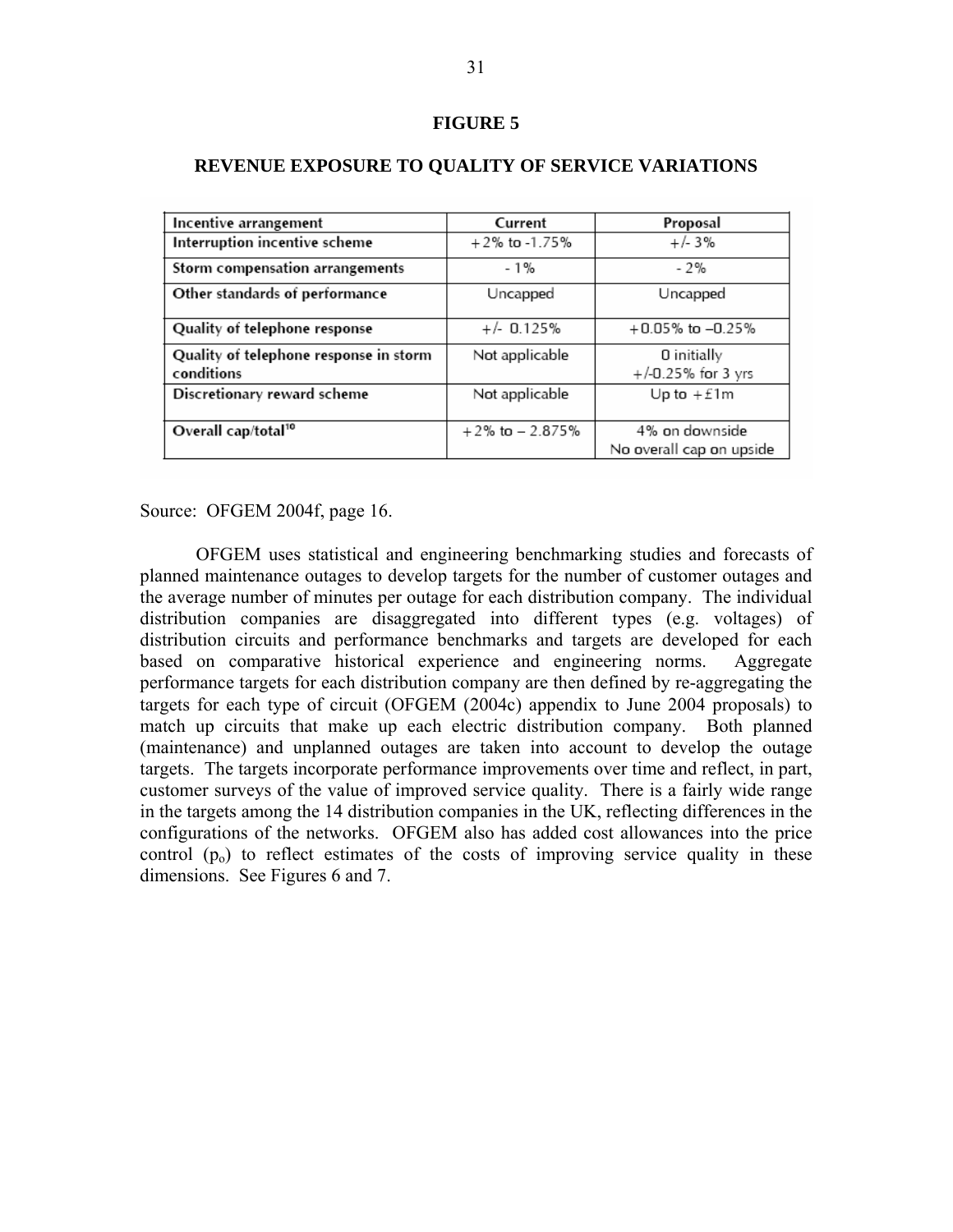**FIGURE 5**

**REVENUE EXPOSURE TO QUALITY OF SERVICE VARIATIONS**

| Incentive arrangement | Current | Proposal |
|---|---|---|
| Interruption incentive scheme | +2% to -1.75% | +/- 3% |
| Storm compensation arrangements | - 1% | - 2% |
| Other standards of performance | Uncapped | Uncapped |
| Quality of telephone response | +/- 0.125% | +0.05% to –0.25% |
| Quality of telephone response in storm conditions | Not applicable | 0 initially<br>+/-0.25% for 3 yrs |
| Discretionary reward scheme | Not applicable | Up to +£1m |
| Overall cap/total[10] | +2% to – 2.875% | 4% on downside<br>No overall cap on upside |

Source: OFGEM 2004f, page 16.

OFGEM uses statistical and engineering benchmarking studies and forecasts of planned maintenance outages to develop targets for the number of customer outages and the average number of minutes per outage for each distribution company. The individual distribution companies are disaggregated into different types (e.g. voltages) of distribution circuits and performance benchmarks and targets are developed for each based on comparative historical experience and engineering norms. Aggregate performance targets for each distribution company are then defined by re-aggregating the targets for each type of circuit (OFGEM (2004c) appendix to June 2004 proposals) to match up circuits that make up each electric distribution company. Both planned (maintenance) and unplanned outages are taken into account to develop the outage targets. The targets incorporate performance improvements over time and reflect, in part, customer surveys of the value of improved service quality. There is a fairly wide range in the targets among the 14 distribution companies in the UK, reflecting differences in the configurations of the networks. OFGEM also has added cost allowances into the price control ($p_o$) to reflect estimates of the costs of improving service quality in these dimensions. See Figures 6 and 7.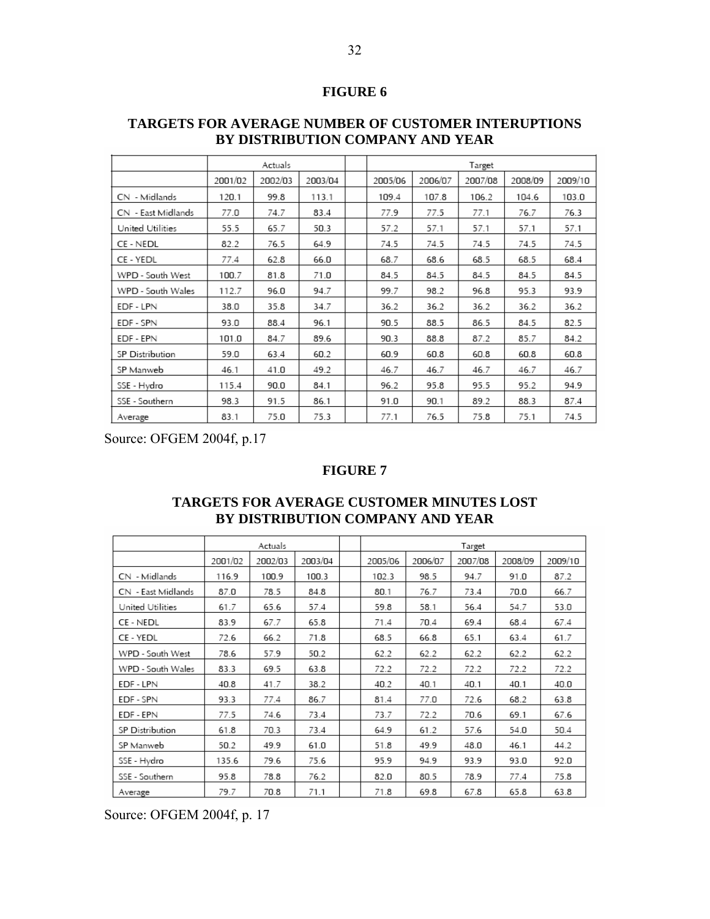## FIGURE 6

### TARGETS FOR AVERAGE NUMBER OF CUSTOMER INTERUPTIONS BY DISTRIBUTION COMPANY AND YEAR

| | Actuals | | | | Target | | | | |
|---|---|---|---|---|---|---|---|---|---|
| | 2001/02 | 2002/03 | 2003/04 | | 2005/06 | 2006/07 | 2007/08 | 2008/09 | 2009/10 |
| CN - Midlands | 120.1 | 99.8 | 113.1 | | 109.4 | 107.8 | 106.2 | 104.6 | 103.0 |
| CN - East Midlands | 77.0 | 74.7 | 83.4 | | 77.9 | 77.5 | 77.1 | 76.7 | 76.3 |
| United Utilities | 55.5 | 65.7 | 50.3 | | 57.2 | 57.1 | 57.1 | 57.1 | 57.1 |
| CE - NEDL | 82.2 | 76.5 | 64.9 | | 74.5 | 74.5 | 74.5 | 74.5 | 74.5 |
| CE - YEDL | 77.4 | 62.8 | 66.0 | | 68.7 | 68.6 | 68.5 | 68.5 | 68.4 |
| WPD - South West | 100.7 | 81.8 | 71.0 | | 84.5 | 84.5 | 84.5 | 84.5 | 84.5 |
| WPD - South Wales | 112.7 | 96.0 | 94.7 | | 99.7 | 98.2 | 96.8 | 95.3 | 93.9 |
| EDF - LPN | 38.0 | 35.8 | 34.7 | | 36.2 | 36.2 | 36.2 | 36.2 | 36.2 |
| EDF - SPN | 93.0 | 88.4 | 96.1 | | 90.5 | 88.5 | 86.5 | 84.5 | 82.5 |
| EDF - EPN | 101.0 | 84.7 | 89.6 | | 90.3 | 88.8 | 87.2 | 85.7 | 84.2 |
| SP Distribution | 59.0 | 63.4 | 60.2 | | 60.9 | 60.8 | 60.8 | 60.8 | 60.8 |
| SP Manweb | 46.1 | 41.0 | 49.2 | | 46.7 | 46.7 | 46.7 | 46.7 | 46.7 |
| SSE - Hydro | 115.4 | 90.0 | 84.1 | | 96.2 | 95.8 | 95.5 | 95.2 | 94.9 |
| SSE - Southern | 98.3 | 91.5 | 86.1 | | 91.0 | 90.1 | 89.2 | 88.3 | 87.4 |
| Average | 83.1 | 75.0 | 75.3 | | 77.1 | 76.5 | 75.8 | 75.1 | 74.5 |

Source: OFGEM 2004f, p.17

## FIGURE 7

### TARGETS FOR AVERAGE CUSTOMER MINUTES LOST BY DISTRIBUTION COMPANY AND YEAR

| | Actuals | | | | Target | | | | |
|---|---|---|---|---|---|---|---|---|---|
| | 2001/02 | 2002/03 | 2003/04 | | 2005/06 | 2006/07 | 2007/08 | 2008/09 | 2009/10 |
| CN - Midlands | 116.9 | 100.9 | 100.3 | | 102.3 | 98.5 | 94.7 | 91.0 | 87.2 |
| CN - East Midlands | 87.0 | 78.5 | 84.8 | | 80.1 | 76.7 | 73.4 | 70.0 | 66.7 |
| United Utilities | 61.7 | 65.6 | 57.4 | | 59.8 | 58.1 | 56.4 | 54.7 | 53.0 |
| CE - NEDL | 83.9 | 67.7 | 65.8 | | 71.4 | 70.4 | 69.4 | 68.4 | 67.4 |
| CE - YEDL | 72.6 | 66.2 | 71.8 | | 68.5 | 66.8 | 65.1 | 63.4 | 61.7 |
| WPD - South West | 78.6 | 57.9 | 50.2 | | 62.2 | 62.2 | 62.2 | 62.2 | 62.2 |
| WPD - South Wales | 83.3 | 69.5 | 63.8 | | 72.2 | 72.2 | 72.2 | 72.2 | 72.2 |
| EDF - LPN | 40.8 | 41.7 | 38.2 | | 40.2 | 40.1 | 40.1 | 40.1 | 40.0 |
| EDF - SPN | 93.3 | 77.4 | 86.7 | | 81.4 | 77.0 | 72.6 | 68.2 | 63.8 |
| EDF - EPN | 77.5 | 74.6 | 73.4 | | 73.7 | 72.2 | 70.6 | 69.1 | 67.6 |
| SP Distribution | 61.8 | 70.3 | 73.4 | | 64.9 | 61.2 | 57.6 | 54.0 | 50.4 |
| SP Manweb | 50.2 | 49.9 | 61.0 | | 51.8 | 49.9 | 48.0 | 46.1 | 44.2 |
| SSE - Hydro | 135.6 | 79.6 | 75.6 | | 95.9 | 94.9 | 93.9 | 93.0 | 92.0 |
| SSE - Southern | 95.8 | 78.8 | 76.2 | | 82.0 | 80.5 | 78.9 | 77.4 | 75.8 |
| Average | 79.7 | 70.8 | 71.1 | | 71.8 | 69.8 | 67.8 | 65.8 | 63.8 |

Source: OFGEM 2004f, p. 17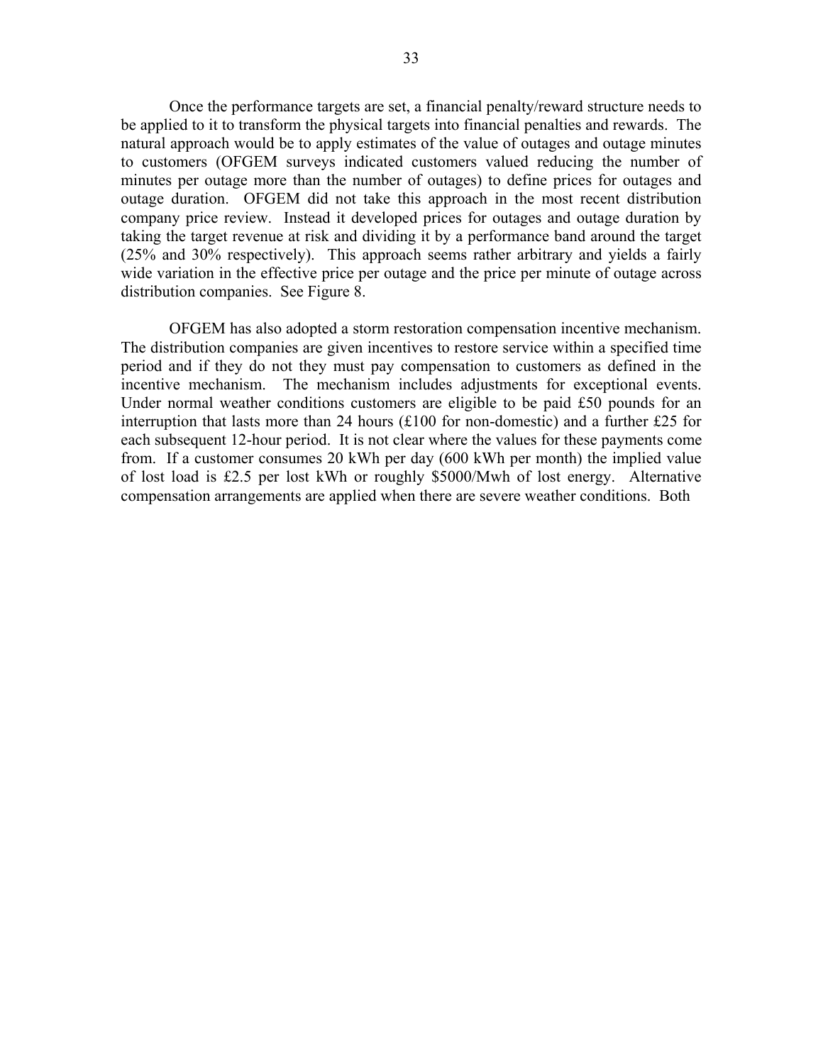Once the performance targets are set, a financial penalty/reward structure needs to be applied to it to transform the physical targets into financial penalties and rewards. The natural approach would be to apply estimates of the value of outages and outage minutes to customers (OFGEM surveys indicated customers valued reducing the number of minutes per outage more than the number of outages) to define prices for outages and outage duration. OFGEM did not take this approach in the most recent distribution company price review. Instead it developed prices for outages and outage duration by taking the target revenue at risk and dividing it by a performance band around the target (25% and 30% respectively). This approach seems rather arbitrary and yields a fairly wide variation in the effective price per outage and the price per minute of outage across distribution companies. See Figure 8.

OFGEM has also adopted a storm restoration compensation incentive mechanism. The distribution companies are given incentives to restore service within a specified time period and if they do not they must pay compensation to customers as defined in the incentive mechanism. The mechanism includes adjustments for exceptional events. Under normal weather conditions customers are eligible to be paid £50 pounds for an interruption that lasts more than 24 hours (£100 for non-domestic) and a further £25 for each subsequent 12-hour period. It is not clear where the values for these payments come from. If a customer consumes 20 kWh per day (600 kWh per month) the implied value of lost load is £2.5 per lost kWh or roughly \$5000/Mwh of lost energy. Alternative compensation arrangements are applied when there are severe weather conditions. Both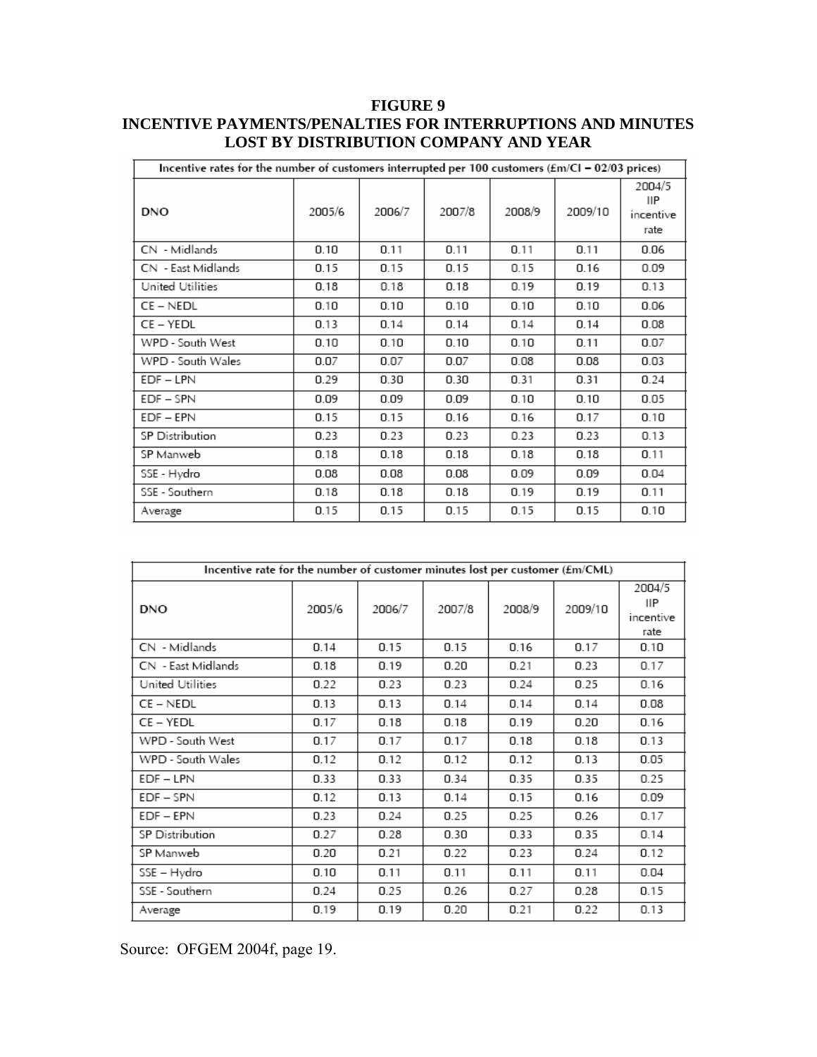**FIGURE 9**
**INCENTIVE PAYMENTS/PENALTIES FOR INTERRUPTIONS AND MINUTES LOST BY DISTRIBUTION COMPANY AND YEAR**

| Incentive rates for the number of customers interrupted per 100 customers (£m/CI – 02/03 prices) | | | | | | |
|---|---|---|---|---|---|---|
| DNO | 2005/6 | 2006/7 | 2007/8 | 2008/9 | 2009/10 | 2004/5 IIP incentive rate |
| CN - Midlands | 0.10 | 0.11 | 0.11 | 0.11 | 0.11 | 0.06 |
| CN - East Midlands | 0.15 | 0.15 | 0.15 | 0.15 | 0.16 | 0.09 |
| United Utilities | 0.18 | 0.18 | 0.18 | 0.19 | 0.19 | 0.13 |
| CE – NEDL | 0.10 | 0.10 | 0.10 | 0.10 | 0.10 | 0.06 |
| CE – YEDL | 0.13 | 0.14 | 0.14 | 0.14 | 0.14 | 0.08 |
| WPD - South West | 0.10 | 0.10 | 0.10 | 0.10 | 0.11 | 0.07 |
| WPD - South Wales | 0.07 | 0.07 | 0.07 | 0.08 | 0.08 | 0.03 |
| EDF – LPN | 0.29 | 0.30 | 0.30 | 0.31 | 0.31 | 0.24 |
| EDF – SPN | 0.09 | 0.09 | 0.09 | 0.10 | 0.10 | 0.05 |
| EDF – EPN | 0.15 | 0.15 | 0.16 | 0.16 | 0.17 | 0.10 |
| SP Distribution | 0.23 | 0.23 | 0.23 | 0.23 | 0.23 | 0.13 |
| SP Manweb | 0.18 | 0.18 | 0.18 | 0.18 | 0.18 | 0.11 |
| SSE - Hydro | 0.08 | 0.08 | 0.08 | 0.09 | 0.09 | 0.04 |
| SSE - Southern | 0.18 | 0.18 | 0.18 | 0.19 | 0.19 | 0.11 |
| Average | 0.15 | 0.15 | 0.15 | 0.15 | 0.15 | 0.10 |

| Incentive rate for the number of customer minutes lost per customer (£m/CML) | | | | | | |
|---|---|---|---|---|---|---|
| DNO | 2005/6 | 2006/7 | 2007/8 | 2008/9 | 2009/10 | 2004/5 IIP incentive rate |
| CN - Midlands | 0.14 | 0.15 | 0.15 | 0.16 | 0.17 | 0.10 |
| CN - East Midlands | 0.18 | 0.19 | 0.20 | 0.21 | 0.23 | 0.17 |
| United Utilities | 0.22 | 0.23 | 0.23 | 0.24 | 0.25 | 0.16 |
| CE – NEDL | 0.13 | 0.13 | 0.14 | 0.14 | 0.14 | 0.08 |
| CE – YEDL | 0.17 | 0.18 | 0.18 | 0.19 | 0.20 | 0.16 |
| WPD - South West | 0.17 | 0.17 | 0.17 | 0.18 | 0.18 | 0.13 |
| WPD - South Wales | 0.12 | 0.12 | 0.12 | 0.12 | 0.13 | 0.05 |
| EDF – LPN | 0.33 | 0.33 | 0.34 | 0.35 | 0.35 | 0.25 |
| EDF – SPN | 0.12 | 0.13 | 0.14 | 0.15 | 0.16 | 0.09 |
| EDF – EPN | 0.23 | 0.24 | 0.25 | 0.25 | 0.26 | 0.17 |
| SP Distribution | 0.27 | 0.28 | 0.30 | 0.33 | 0.35 | 0.14 |
| SP Manweb | 0.20 | 0.21 | 0.22 | 0.23 | 0.24 | 0.12 |
| SSE – Hydro | 0.10 | 0.11 | 0.11 | 0.11 | 0.11 | 0.04 |
| SSE - Southern | 0.24 | 0.25 | 0.26 | 0.27 | 0.28 | 0.15 |
| Average | 0.19 | 0.19 | 0.20 | 0.21 | 0.22 | 0.13 |

Source: OFGEM 2004f, page 19.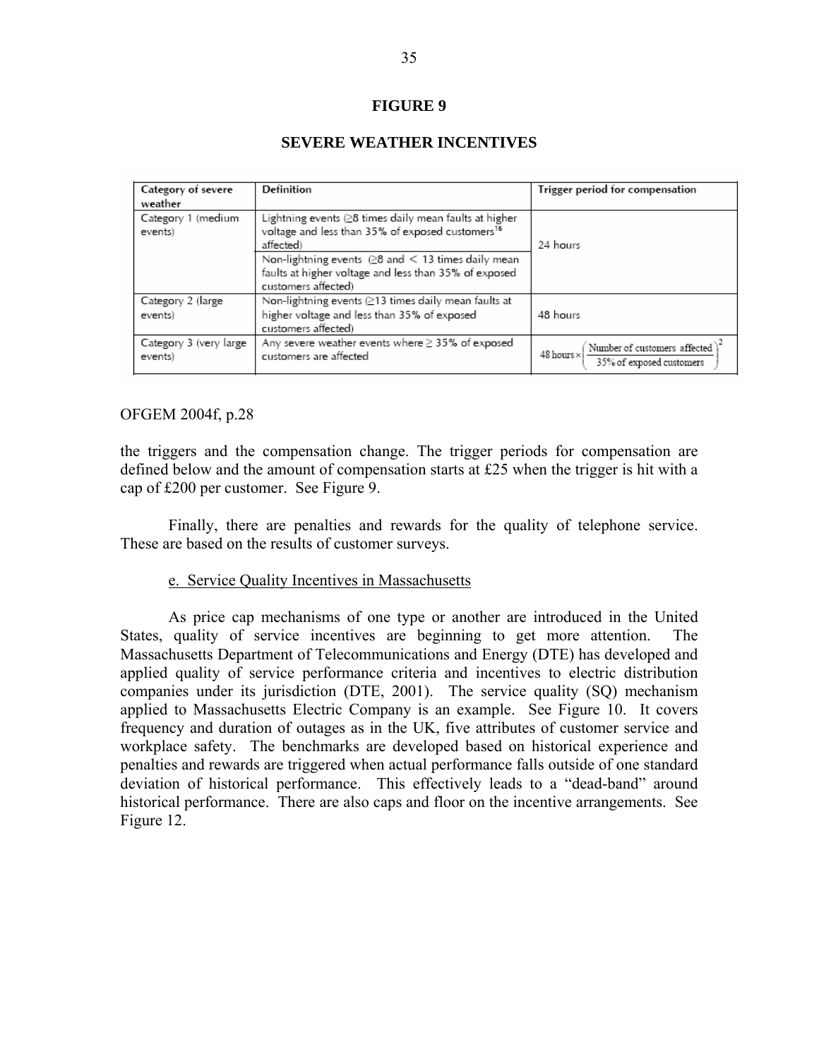**FIGURE 9**

**SEVERE WEATHER INCENTIVES**

| Category of severe weather | Definition | Trigger period for compensation |
|---|---|---|
| Category 1 (medium events) | Lightning events (≥8 times daily mean faults at higher voltage and less than 35% of exposed customers[16] affected) | 24 hours |
| | Non-lightning events (≥8 and < 13 times daily mean faults at higher voltage and less than 35% of exposed customers affected) | |
| Category 2 (large events) | Non-lightning events (≥13 times daily mean faults at higher voltage and less than 35% of exposed customers affected) | 48 hours |
| Category 3 (very large events) | Any severe weather events where ≥ 35% of exposed customers are affected | $48\text{ hours} \times \left( \frac{\text{Number of customers affected}}{35\% \text{ of exposed customers}} \right)^2$ |

OFGEM 2004f, p.28

the triggers and the compensation change. The trigger periods for compensation are defined below and the amount of compensation starts at £25 when the trigger is hit with a cap of £200 per customer. See Figure 9.

Finally, there are penalties and rewards for the quality of telephone service. These are based on the results of customer surveys.

e. Service Quality Incentives in Massachusetts

As price cap mechanisms of one type or another are introduced in the United States, quality of service incentives are beginning to get more attention. The Massachusetts Department of Telecommunications and Energy (DTE) has developed and applied quality of service performance criteria and incentives to electric distribution companies under its jurisdiction (DTE, 2001). The service quality (SQ) mechanism applied to Massachusetts Electric Company is an example. See Figure 10. It covers frequency and duration of outages as in the UK, five attributes of customer service and workplace safety. The benchmarks are developed based on historical experience and penalties and rewards are triggered when actual performance falls outside of one standard deviation of historical performance. This effectively leads to a "dead-band" around historical performance. There are also caps and floor on the incentive arrangements. See Figure 12.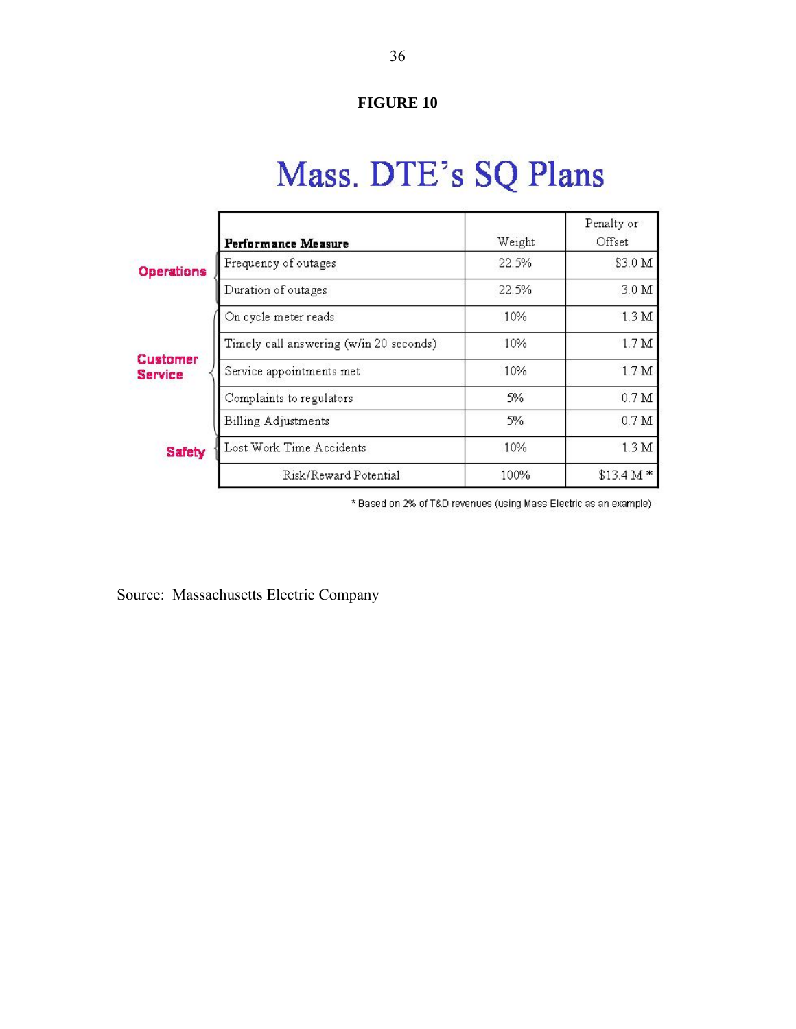**FIGURE 10**

# Mass. DTE's SQ Plans

| | Performance Measure | Weight | Penalty or Offset |
|---|---|---|---|
| Operations | Frequency of outages | 22.5% | $3.0 M |
| | Duration of outages | 22.5% | 3.0 M |
| Customer Service | On cycle meter reads | 10% | 1.3 M |
| | Timely call answering (w/in 20 seconds) | 10% | 1.7 M |
| | Service appointments met | 10% | 1.7 M |
| | Complaints to regulators | 5% | 0.7 M |
| | Billing Adjustments | 5% | 0.7 M |
| Safety | Lost Work Time Accidents | 10% | 1.3 M |
| | Risk/Reward Potential | 100% | $13.4 M * |

* Based on 2% of T&D revenues (using Mass Electric as an example)

Source: Massachusetts Electric Company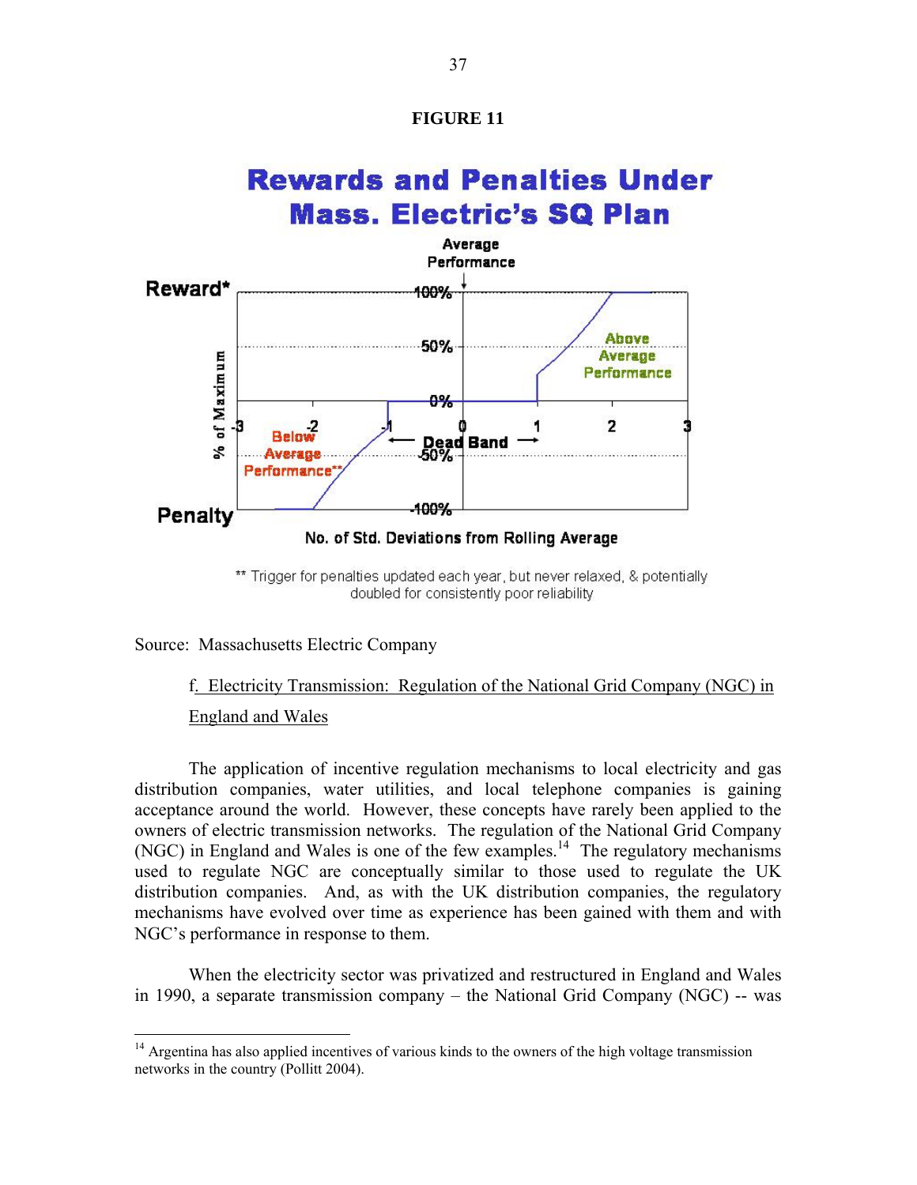**FIGURE 11**

Rewards and Penalties Under Mass. Electric's SQ Plan

Average Performance

Reward*

Penalty

% of Maximum

100%

50%

0%

-50%

-100%

-3 -2 -1 0 1 2 3

Above Average Performance

Below Average Performance**

Dead Band

No. of Std. Deviations from Rolling Average

** Trigger for penalties updated each year, but never relaxed, & potentially doubled for consistently poor reliability

Source: Massachusetts Electric Company

f. Electricity Transmission: Regulation of the National Grid Company (NGC) in England and Wales

The application of incentive regulation mechanisms to local electricity and gas distribution companies, water utilities, and local telephone companies is gaining acceptance around the world. However, these concepts have rarely been applied to the owners of electric transmission networks. The regulation of the National Grid Company (NGC) in England and Wales is one of the few examples.[14] The regulatory mechanisms used to regulate NGC are conceptually similar to those used to regulate the UK distribution companies. And, as with the UK distribution companies, the regulatory mechanisms have evolved over time as experience has been gained with them and with NGC's performance in response to them.

When the electricity sector was privatized and restructured in England and Wales in 1990, a separate transmission company – the National Grid Company (NGC) -- was

[14] Argentina has also applied incentives of various kinds to the owners of the high voltage transmission networks in the country (Pollitt 2004).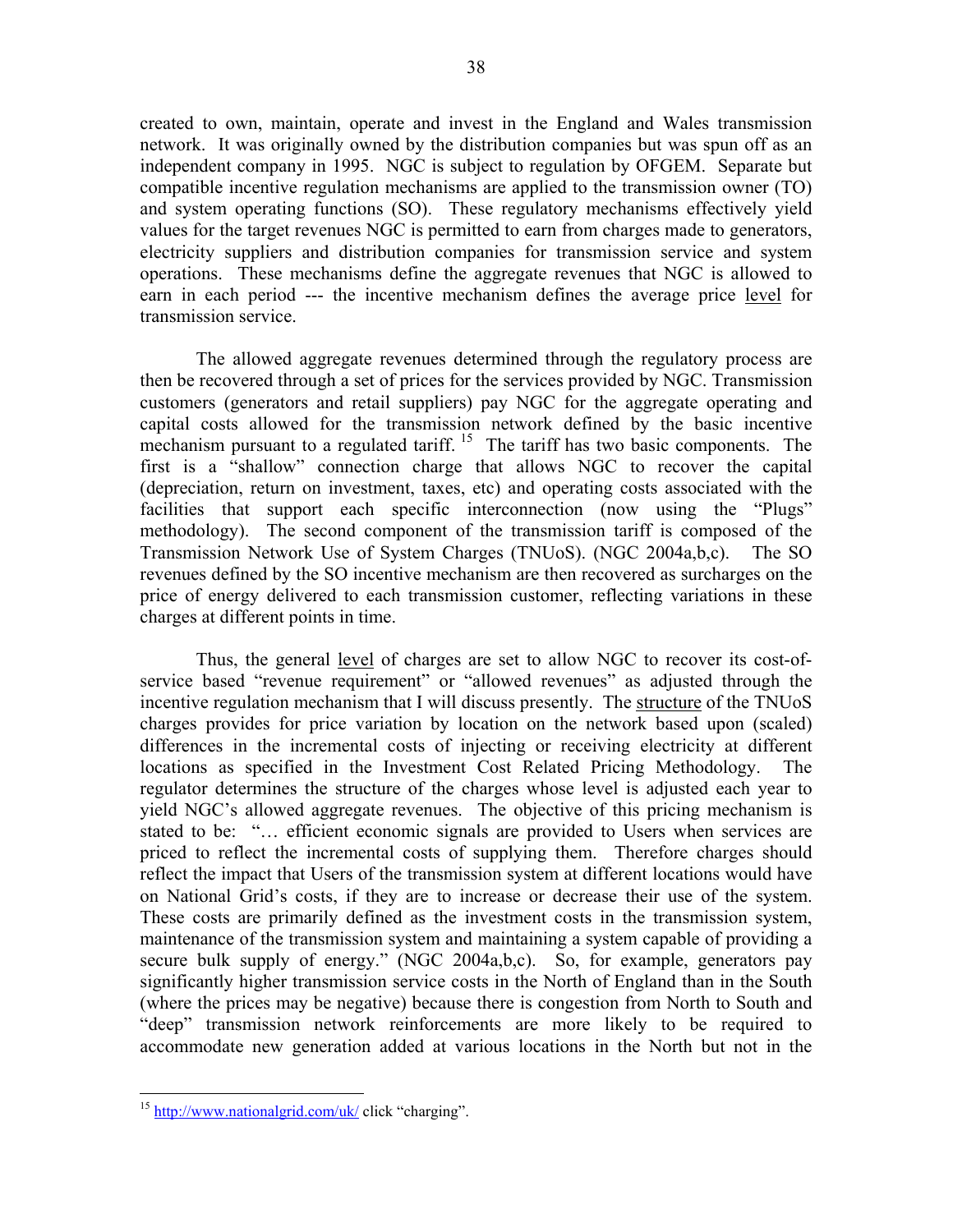created to own, maintain, operate and invest in the England and Wales transmission network. It was originally owned by the distribution companies but was spun off as an independent company in 1995. NGC is subject to regulation by OFGEM. Separate but compatible incentive regulation mechanisms are applied to the transmission owner (TO) and system operating functions (SO). These regulatory mechanisms effectively yield values for the target revenues NGC is permitted to earn from charges made to generators, electricity suppliers and distribution companies for transmission service and system operations. These mechanisms define the aggregate revenues that NGC is allowed to earn in each period --- the incentive mechanism defines the average price <u>level</u> for transmission service.

The allowed aggregate revenues determined through the regulatory process are then be recovered through a set of prices for the services provided by NGC. Transmission customers (generators and retail suppliers) pay NGC for the aggregate operating and capital costs allowed for the transmission network defined by the basic incentive mechanism pursuant to a regulated tariff.[15] The tariff has two basic components. The first is a "shallow" connection charge that allows NGC to recover the capital (depreciation, return on investment, taxes, etc) and operating costs associated with the facilities that support each specific interconnection (now using the "Plugs" methodology). The second component of the transmission tariff is composed of the Transmission Network Use of System Charges (TNUoS). (NGC 2004a,b,c). The SO revenues defined by the SO incentive mechanism are then recovered as surcharges on the price of energy delivered to each transmission customer, reflecting variations in these charges at different points in time.

Thus, the general <u>level</u> of charges are set to allow NGC to recover its cost-of-service based "revenue requirement" or "allowed revenues" as adjusted through the incentive regulation mechanism that I will discuss presently. The <u>structure</u> of the TNUoS charges provides for price variation by location on the network based upon (scaled) differences in the incremental costs of injecting or receiving electricity at different locations as specified in the Investment Cost Related Pricing Methodology. The regulator determines the structure of the charges whose level is adjusted each year to yield NGC's allowed aggregate revenues. The objective of this pricing mechanism is stated to be: "… efficient economic signals are provided to Users when services are priced to reflect the incremental costs of supplying them. Therefore charges should reflect the impact that Users of the transmission system at different locations would have on National Grid's costs, if they are to increase or decrease their use of the system. These costs are primarily defined as the investment costs in the transmission system, maintenance of the transmission system and maintaining a system capable of providing a secure bulk supply of energy." (NGC 2004a,b,c). So, for example, generators pay significantly higher transmission service costs in the North of England than in the South (where the prices may be negative) because there is congestion from North to South and "deep" transmission network reinforcements are more likely to be required to accommodate new generation added at various locations in the North but not in the

[15] http://www.nationalgrid.com/uk/ click "charging".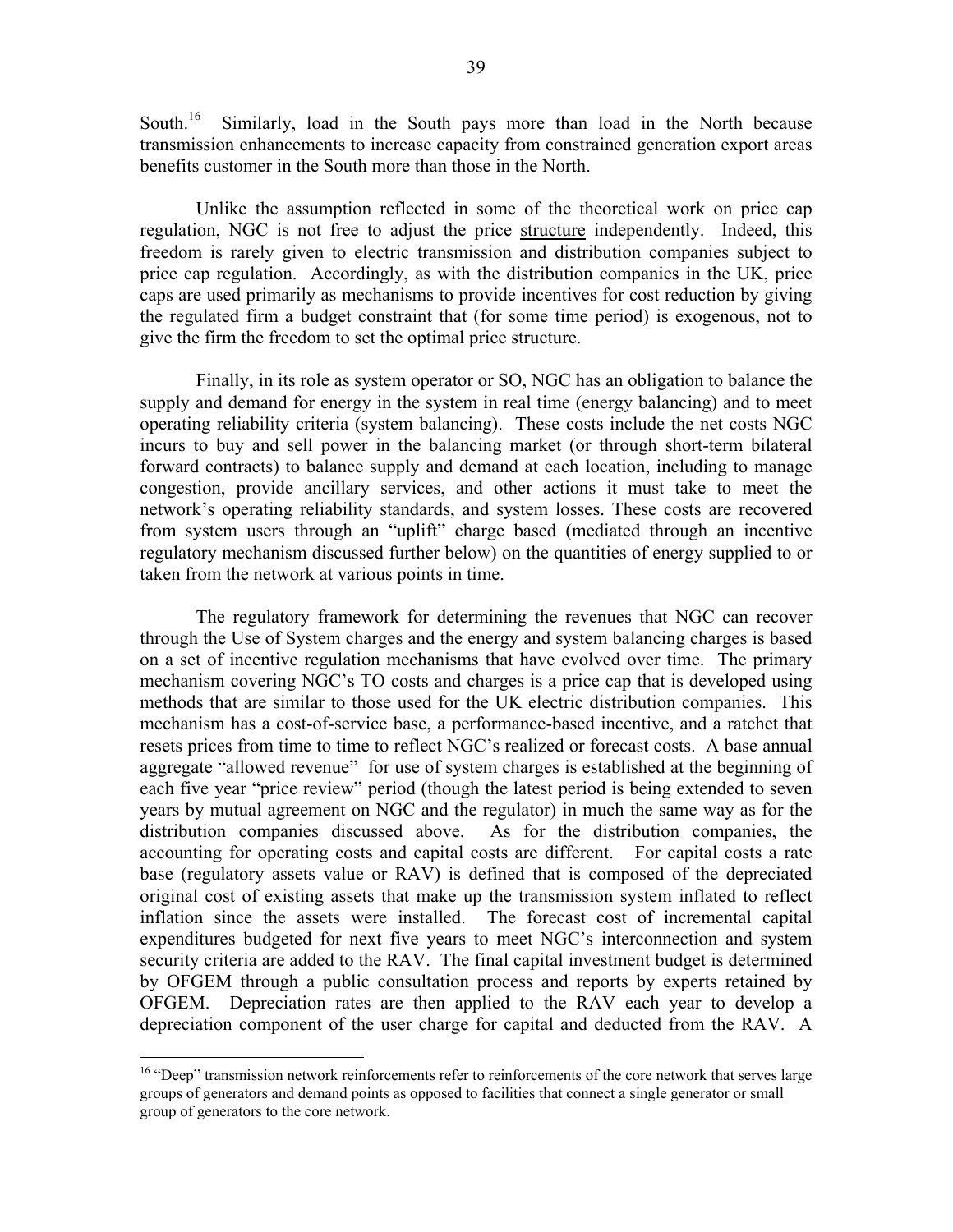South.[16] Similarly, load in the South pays more than load in the North because transmission enhancements to increase capacity from constrained generation export areas benefits customer in the South more than those in the North.

Unlike the assumption reflected in some of the theoretical work on price cap regulation, NGC is not free to adjust the price structure independently. Indeed, this freedom is rarely given to electric transmission and distribution companies subject to price cap regulation. Accordingly, as with the distribution companies in the UK, price caps are used primarily as mechanisms to provide incentives for cost reduction by giving the regulated firm a budget constraint that (for some time period) is exogenous, not to give the firm the freedom to set the optimal price structure.

Finally, in its role as system operator or SO, NGC has an obligation to balance the supply and demand for energy in the system in real time (energy balancing) and to meet operating reliability criteria (system balancing). These costs include the net costs NGC incurs to buy and sell power in the balancing market (or through short-term bilateral forward contracts) to balance supply and demand at each location, including to manage congestion, provide ancillary services, and other actions it must take to meet the network's operating reliability standards, and system losses. These costs are recovered from system users through an "uplift" charge based (mediated through an incentive regulatory mechanism discussed further below) on the quantities of energy supplied to or taken from the network at various points in time.

The regulatory framework for determining the revenues that NGC can recover through the Use of System charges and the energy and system balancing charges is based on a set of incentive regulation mechanisms that have evolved over time. The primary mechanism covering NGC's TO costs and charges is a price cap that is developed using methods that are similar to those used for the UK electric distribution companies. This mechanism has a cost-of-service base, a performance-based incentive, and a ratchet that resets prices from time to time to reflect NGC's realized or forecast costs. A base annual aggregate "allowed revenue" for use of system charges is established at the beginning of each five year "price review" period (though the latest period is being extended to seven years by mutual agreement on NGC and the regulator) in much the same way as for the distribution companies discussed above. As for the distribution companies, the accounting for operating costs and capital costs are different. For capital costs a rate base (regulatory assets value or RAV) is defined that is composed of the depreciated original cost of existing assets that make up the transmission system inflated to reflect inflation since the assets were installed. The forecast cost of incremental capital expenditures budgeted for next five years to meet NGC's interconnection and system security criteria are added to the RAV. The final capital investment budget is determined by OFGEM through a public consultation process and reports by experts retained by OFGEM. Depreciation rates are then applied to the RAV each year to develop a depreciation component of the user charge for capital and deducted from the RAV. A

[16] "Deep" transmission network reinforcements refer to reinforcements of the core network that serves large groups of generators and demand points as opposed to facilities that connect a single generator or small group of generators to the core network.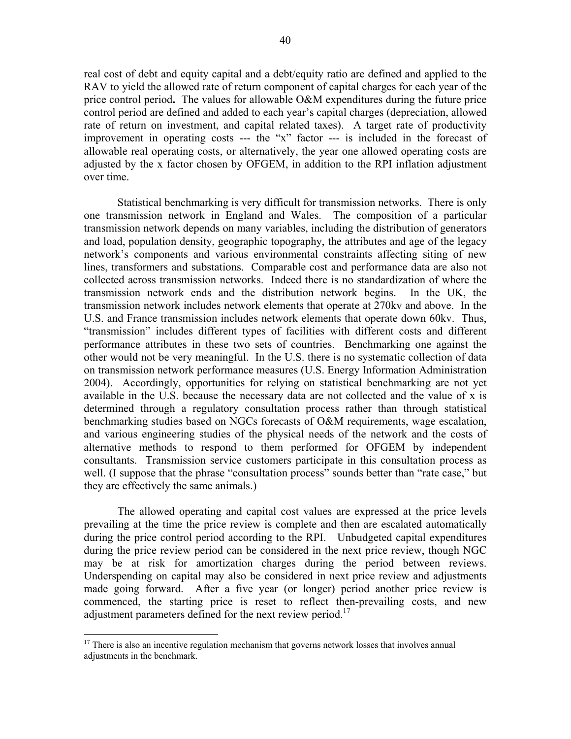real cost of debt and equity capital and a debt/equity ratio are defined and applied to the RAV to yield the allowed rate of return component of capital charges for each year of the price control period**.** The values for allowable O&M expenditures during the future price control period are defined and added to each year's capital charges (depreciation, allowed rate of return on investment, and capital related taxes). A target rate of productivity improvement in operating costs --- the "x" factor --- is included in the forecast of allowable real operating costs, or alternatively, the year one allowed operating costs are adjusted by the x factor chosen by OFGEM, in addition to the RPI inflation adjustment over time.

Statistical benchmarking is very difficult for transmission networks. There is only one transmission network in England and Wales. The composition of a particular transmission network depends on many variables, including the distribution of generators and load, population density, geographic topography, the attributes and age of the legacy network's components and various environmental constraints affecting siting of new lines, transformers and substations. Comparable cost and performance data are also not collected across transmission networks. Indeed there is no standardization of where the transmission network ends and the distribution network begins. In the UK, the transmission network includes network elements that operate at 270kv and above. In the U.S. and France transmission includes network elements that operate down 60kv. Thus, "transmission" includes different types of facilities with different costs and different performance attributes in these two sets of countries. Benchmarking one against the other would not be very meaningful. In the U.S. there is no systematic collection of data on transmission network performance measures (U.S. Energy Information Administration 2004). Accordingly, opportunities for relying on statistical benchmarking are not yet available in the U.S. because the necessary data are not collected and the value of x is determined through a regulatory consultation process rather than through statistical benchmarking studies based on NGCs forecasts of O&M requirements, wage escalation, and various engineering studies of the physical needs of the network and the costs of alternative methods to respond to them performed for OFGEM by independent consultants. Transmission service customers participate in this consultation process as well. (I suppose that the phrase "consultation process" sounds better than "rate case," but they are effectively the same animals.)

The allowed operating and capital cost values are expressed at the price levels prevailing at the time the price review is complete and then are escalated automatically during the price control period according to the RPI. Unbudgeted capital expenditures during the price review period can be considered in the next price review, though NGC may be at risk for amortization charges during the period between reviews. Underspending on capital may also be considered in next price review and adjustments made going forward. After a five year (or longer) period another price review is commenced, the starting price is reset to reflect then-prevailing costs, and new adjustment parameters defined for the next review period.[17]

[17] There is also an incentive regulation mechanism that governs network losses that involves annual adjustments in the benchmark.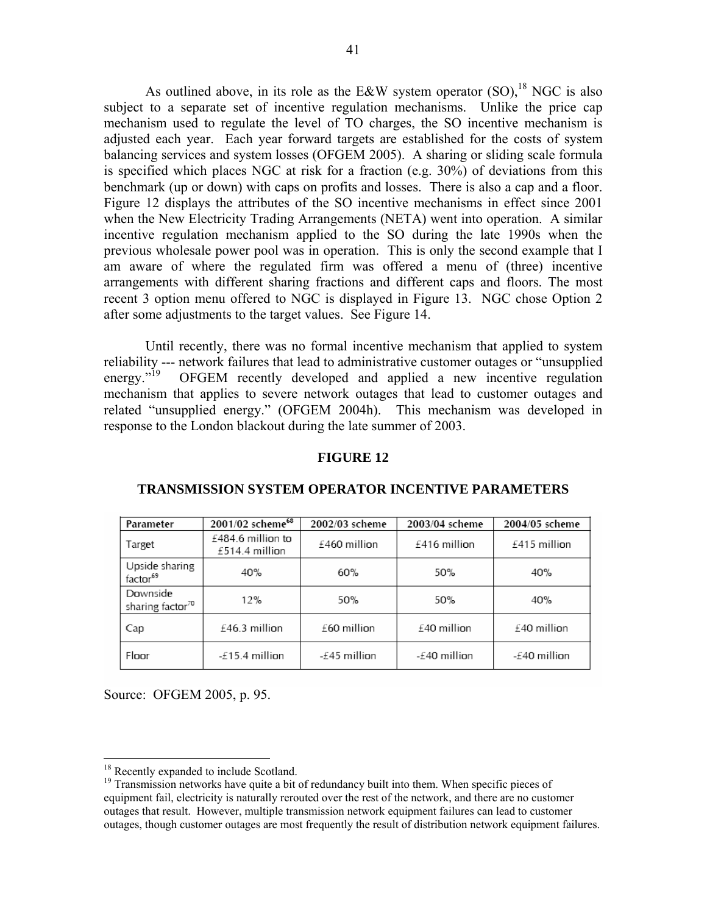As outlined above, in its role as the E&W system operator (SO),[18] NGC is also subject to a separate set of incentive regulation mechanisms. Unlike the price cap mechanism used to regulate the level of TO charges, the SO incentive mechanism is adjusted each year. Each year forward targets are established for the costs of system balancing services and system losses (OFGEM 2005). A sharing or sliding scale formula is specified which places NGC at risk for a fraction (e.g. 30%) of deviations from this benchmark (up or down) with caps on profits and losses. There is also a cap and a floor. Figure 12 displays the attributes of the SO incentive mechanisms in effect since 2001 when the New Electricity Trading Arrangements (NETA) went into operation. A similar incentive regulation mechanism applied to the SO during the late 1990s when the previous wholesale power pool was in operation. This is only the second example that I am aware of where the regulated firm was offered a menu of (three) incentive arrangements with different sharing fractions and different caps and floors. The most recent 3 option menu offered to NGC is displayed in Figure 13. NGC chose Option 2 after some adjustments to the target values. See Figure 14.

Until recently, there was no formal incentive mechanism that applied to system reliability --- network failures that lead to administrative customer outages or "unsupplied energy."[19] OFGEM recently developed and applied a new incentive regulation mechanism that applies to severe network outages that lead to customer outages and related "unsupplied energy." (OFGEM 2004h). This mechanism was developed in response to the London blackout during the late summer of 2003.

**FIGURE 12**

**TRANSMISSION SYSTEM OPERATOR INCENTIVE PARAMETERS**

| Parameter | 2001/02 scheme[68] | 2002/03 scheme | 2003/04 scheme | 2004/05 scheme |
|---|---|---|---|---|
| Target | £484.6 million to £514.4 million | £460 million | £416 million | £415 million |
| Upside sharing factor[69] | 40% | 60% | 50% | 40% |
| Downside sharing factor[70] | 12% | 50% | 50% | 40% |
| Cap | £46.3 million | £60 million | £40 million | £40 million |
| Floor | -£15.4 million | -£45 million | -£40 million | -£40 million |

Source: OFGEM 2005, p. 95.

[18] Recently expanded to include Scotland.

[19] Transmission networks have quite a bit of redundancy built into them. When specific pieces of equipment fail, electricity is naturally rerouted over the rest of the network, and there are no customer outages that result. However, multiple transmission network equipment failures can lead to customer outages, though customer outages are most frequently the result of distribution network equipment failures.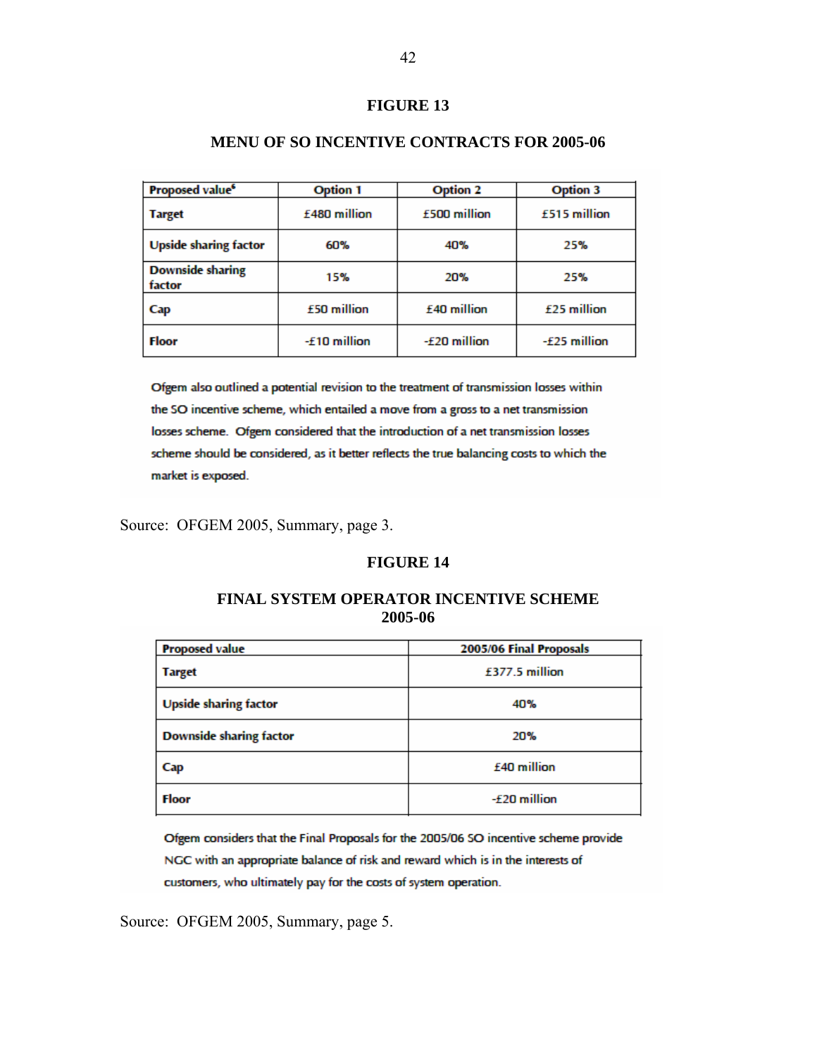## FIGURE 13

## MENU OF SO INCENTIVE CONTRACTS FOR 2005-06

| Proposed value[6] | Option 1 | Option 2 | Option 3 |
|---|---|---|---|
| Target | £480 million | £500 million | £515 million |
| Upside sharing factor | 60% | 40% | 25% |
| Downside sharing factor | 15% | 20% | 25% |
| Cap | £50 million | £40 million | £25 million |
| Floor | -£10 million | -£20 million | -£25 million |

Ofgem also outlined a potential revision to the treatment of transmission losses within the SO incentive scheme, which entailed a move from a gross to a net transmission losses scheme. Ofgem considered that the introduction of a net transmission losses scheme should be considered, as it better reflects the true balancing costs to which the market is exposed.

Source: OFGEM 2005, Summary, page 3.

## FIGURE 14

## FINAL SYSTEM OPERATOR INCENTIVE SCHEME 2005-06

| Proposed value | 2005/06 Final Proposals |
|---|---|
| Target | £377.5 million |
| Upside sharing factor | 40% |
| Downside sharing factor | 20% |
| Cap | £40 million |
| Floor | -£20 million |

Ofgem considers that the Final Proposals for the 2005/06 SO incentive scheme provide NGC with an appropriate balance of risk and reward which is in the interests of customers, who ultimately pay for the costs of system operation.

Source: OFGEM 2005, Summary, page 5.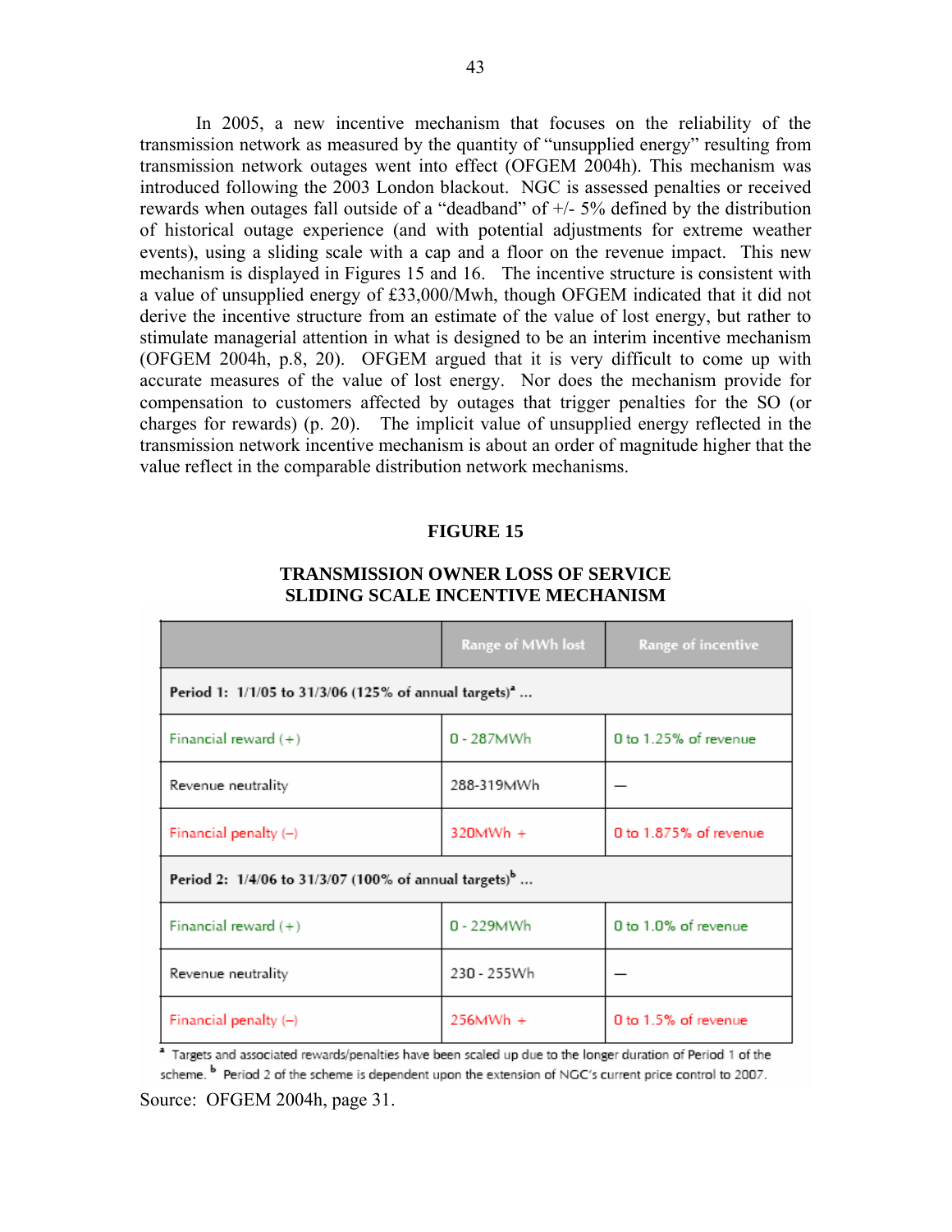In 2005, a new incentive mechanism that focuses on the reliability of the transmission network as measured by the quantity of "unsupplied energy" resulting from transmission network outages went into effect (OFGEM 2004h). This mechanism was introduced following the 2003 London blackout. NGC is assessed penalties or received rewards when outages fall outside of a "deadband" of +/- 5% defined by the distribution of historical outage experience (and with potential adjustments for extreme weather events), using a sliding scale with a cap and a floor on the revenue impact. This new mechanism is displayed in Figures 15 and 16. The incentive structure is consistent with a value of unsupplied energy of £33,000/Mwh, though OFGEM indicated that it did not derive the incentive structure from an estimate of the value of lost energy, but rather to stimulate managerial attention in what is designed to be an interim incentive mechanism (OFGEM 2004h, p.8, 20). OFGEM argued that it is very difficult to come up with accurate measures of the value of lost energy. Nor does the mechanism provide for compensation to customers affected by outages that trigger penalties for the SO (or charges for rewards) (p. 20). The implicit value of unsupplied energy reflected in the transmission network incentive mechanism is about an order of magnitude higher that the value reflect in the comparable distribution network mechanisms.

**FIGURE 15**

**TRANSMISSION OWNER LOSS OF SERVICE SLIDING SCALE INCENTIVE MECHANISM**

| | Range of MWh lost | Range of incentive |
|---|---|---|
| **Period 1: 1/1/05 to 31/3/06 (125% of annual targets)[a] ...** | | |
| Financial reward (+) | 0 - 287MWh | 0 to 1.25% of revenue |
| Revenue neutrality | 288-319MWh | — |
| Financial penalty (–) | 320MWh + | 0 to 1.875% of revenue |
| **Period 2: 1/4/06 to 31/3/07 (100% of annual targets)[b] ...** | | |
| Financial reward (+) | 0 - 229MWh | 0 to 1.0% of revenue |
| Revenue neutrality | 230 - 255Wh | — |
| Financial penalty (–) | 256MWh + | 0 to 1.5% of revenue |

[a] Targets and associated rewards/penalties have been scaled up due to the longer duration of Period 1 of the scheme. [b] Period 2 of the scheme is dependent upon the extension of NGC's current price control to 2007.

Source: OFGEM 2004h, page 31.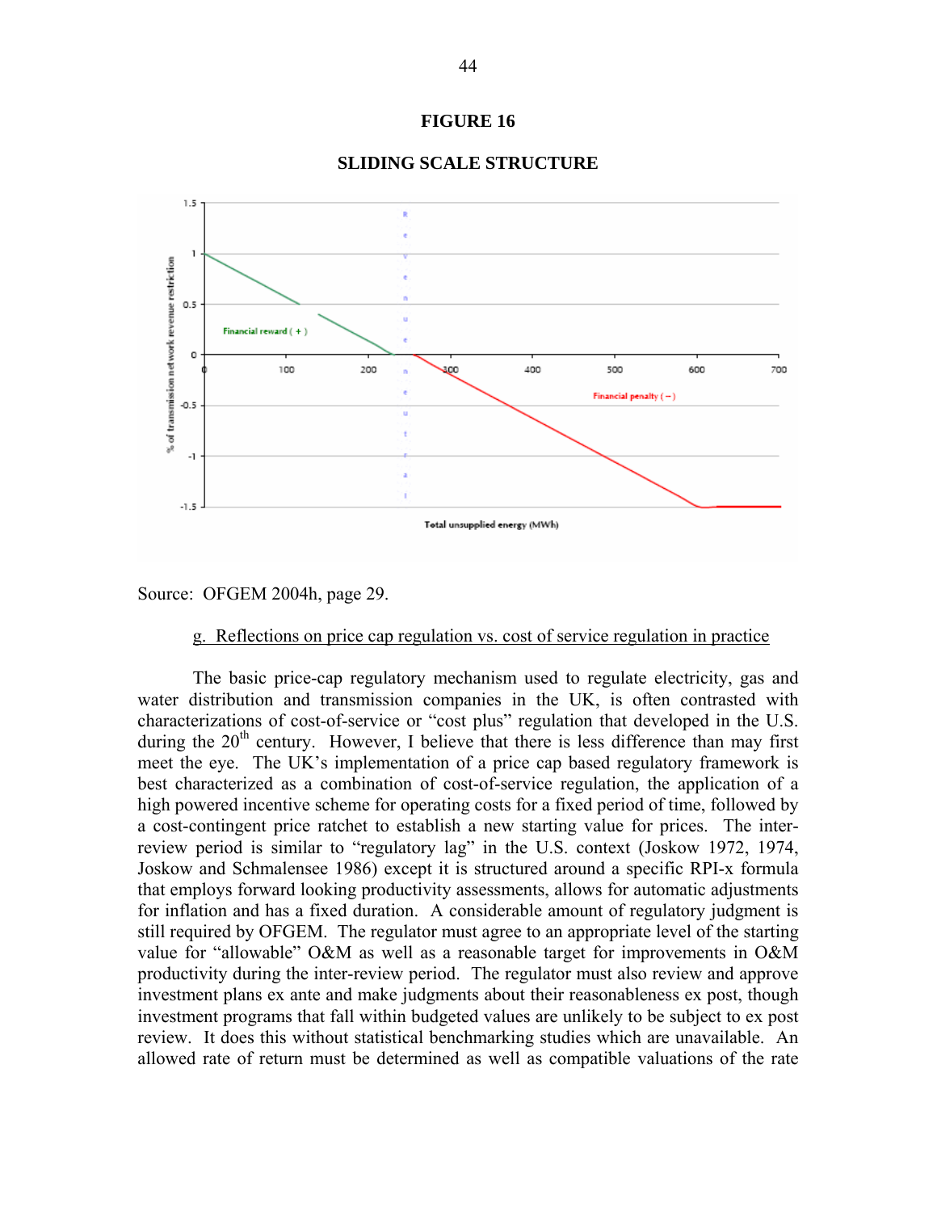**FIGURE 16**

**SLIDING SCALE STRUCTURE**

1.5
1
0.5
0
-0.5
-1
-1.5

0
100
200
300
400
500
600
700

% of transmission network revenue restriction

Financial reward ( + )

Revenue neutral

Financial penalty ( − )

Total unsupplied energy (MWh)

Source: OFGEM 2004h, page 29.

g. Reflections on price cap regulation vs. cost of service regulation in practice

The basic price-cap regulatory mechanism used to regulate electricity, gas and water distribution and transmission companies in the UK, is often contrasted with characterizations of cost-of-service or "cost plus" regulation that developed in the U.S. during the 20th century. However, I believe that there is less difference than may first meet the eye. The UK's implementation of a price cap based regulatory framework is best characterized as a combination of cost-of-service regulation, the application of a high powered incentive scheme for operating costs for a fixed period of time, followed by a cost-contingent price ratchet to establish a new starting value for prices. The inter-review period is similar to "regulatory lag" in the U.S. context (Joskow 1972, 1974, Joskow and Schmalensee 1986) except it is structured around a specific RPI-x formula that employs forward looking productivity assessments, allows for automatic adjustments for inflation and has a fixed duration. A considerable amount of regulatory judgment is still required by OFGEM. The regulator must agree to an appropriate level of the starting value for "allowable" O&M as well as a reasonable target for improvements in O&M productivity during the inter-review period. The regulator must also review and approve investment plans ex ante and make judgments about their reasonableness ex post, though investment programs that fall within budgeted values are unlikely to be subject to ex post review. It does this without statistical benchmarking studies which are unavailable. An allowed rate of return must be determined as well as compatible valuations of the rate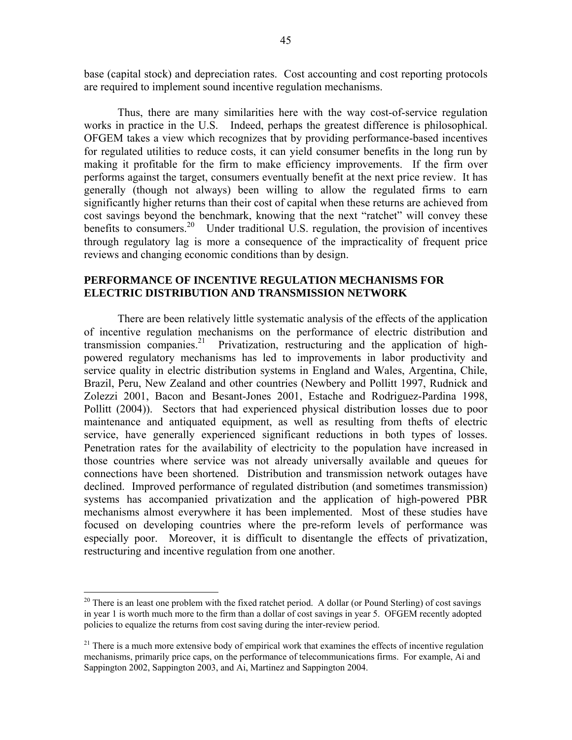base (capital stock) and depreciation rates. Cost accounting and cost reporting protocols are required to implement sound incentive regulation mechanisms.

Thus, there are many similarities here with the way cost-of-service regulation works in practice in the U.S. Indeed, perhaps the greatest difference is philosophical. OFGEM takes a view which recognizes that by providing performance-based incentives for regulated utilities to reduce costs, it can yield consumer benefits in the long run by making it profitable for the firm to make efficiency improvements. If the firm over performs against the target, consumers eventually benefit at the next price review. It has generally (though not always) been willing to allow the regulated firms to earn significantly higher returns than their cost of capital when these returns are achieved from cost savings beyond the benchmark, knowing that the next "ratchet" will convey these benefits to consumers.[20] Under traditional U.S. regulation, the provision of incentives through regulatory lag is more a consequence of the impracticality of frequent price reviews and changing economic conditions than by design.

## PERFORMANCE OF INCENTIVE REGULATION MECHANISMS FOR ELECTRIC DISTRIBUTION AND TRANSMISSION NETWORK

There are been relatively little systematic analysis of the effects of the application of incentive regulation mechanisms on the performance of electric distribution and transmission companies.[21] Privatization, restructuring and the application of high-powered regulatory mechanisms has led to improvements in labor productivity and service quality in electric distribution systems in England and Wales, Argentina, Chile, Brazil, Peru, New Zealand and other countries (Newbery and Pollitt 1997, Rudnick and Zolezzi 2001, Bacon and Besant-Jones 2001, Estache and Rodriguez-Pardina 1998, Pollitt (2004)). Sectors that had experienced physical distribution losses due to poor maintenance and antiquated equipment, as well as resulting from thefts of electric service, have generally experienced significant reductions in both types of losses. Penetration rates for the availability of electricity to the population have increased in those countries where service was not already universally available and queues for connections have been shortened. Distribution and transmission network outages have declined. Improved performance of regulated distribution (and sometimes transmission) systems has accompanied privatization and the application of high-powered PBR mechanisms almost everywhere it has been implemented. Most of these studies have focused on developing countries where the pre-reform levels of performance was especially poor. Moreover, it is difficult to disentangle the effects of privatization, restructuring and incentive regulation from one another.

---

[20] There is an least one problem with the fixed ratchet period. A dollar (or Pound Sterling) of cost savings in year 1 is worth much more to the firm than a dollar of cost savings in year 5. OFGEM recently adopted policies to equalize the returns from cost saving during the inter-review period.

[21] There is a much more extensive body of empirical work that examines the effects of incentive regulation mechanisms, primarily price caps, on the performance of telecommunications firms. For example, Ai and Sappington 2002, Sappington 2003, and Ai, Martinez and Sappington 2004.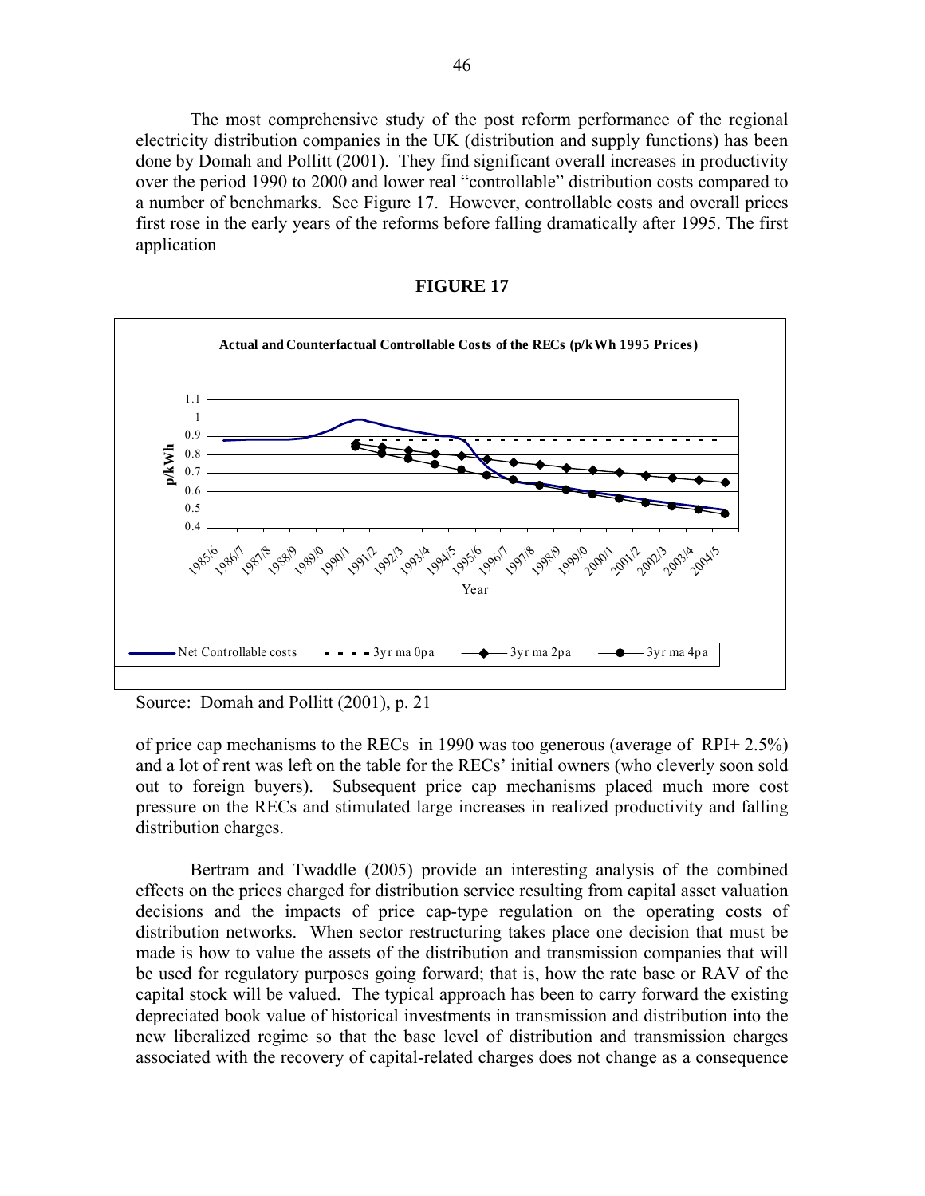The most comprehensive study of the post reform performance of the regional electricity distribution companies in the UK (distribution and supply functions) has been done by Domah and Pollitt (2001). They find significant overall increases in productivity over the period 1990 to 2000 and lower real "controllable" distribution costs compared to a number of benchmarks. See Figure 17. However, controllable costs and overall prices first rose in the early years of the reforms before falling dramatically after 1995. The first application

**FIGURE 17**

Actual and Counterfactual Controllable Costs of the RECs (p/kWh 1995 Prices)

p/kWh

1.1
1
0.9
0.8
0.7
0.6
0.5
0.4

1985/6 1986/7 1987/8 1988/9 1989/0 1990/1 1991/2 1992/3 1993/4 1994/5 1995/6 1996/7 1997/8 1998/9 1999/0 2000/1 2001/2 2002/3 2003/4 2004/5

Year

Net Controllable costs — 3yr ma 0pa — 3yr ma 2pa — 3yr ma 4pa

Source: Domah and Pollitt (2001), p. 21

of price cap mechanisms to the RECs in 1990 was too generous (average of RPI+ 2.5%) and a lot of rent was left on the table for the RECs' initial owners (who cleverly soon sold out to foreign buyers). Subsequent price cap mechanisms placed much more cost pressure on the RECs and stimulated large increases in realized productivity and falling distribution charges.

Bertram and Twaddle (2005) provide an interesting analysis of the combined effects on the prices charged for distribution service resulting from capital asset valuation decisions and the impacts of price cap-type regulation on the operating costs of distribution networks. When sector restructuring takes place one decision that must be made is how to value the assets of the distribution and transmission companies that will be used for regulatory purposes going forward; that is, how the rate base or RAV of the capital stock will be valued. The typical approach has been to carry forward the existing depreciated book value of historical investments in transmission and distribution into the new liberalized regime so that the base level of distribution and transmission charges associated with the recovery of capital-related charges does not change as a consequence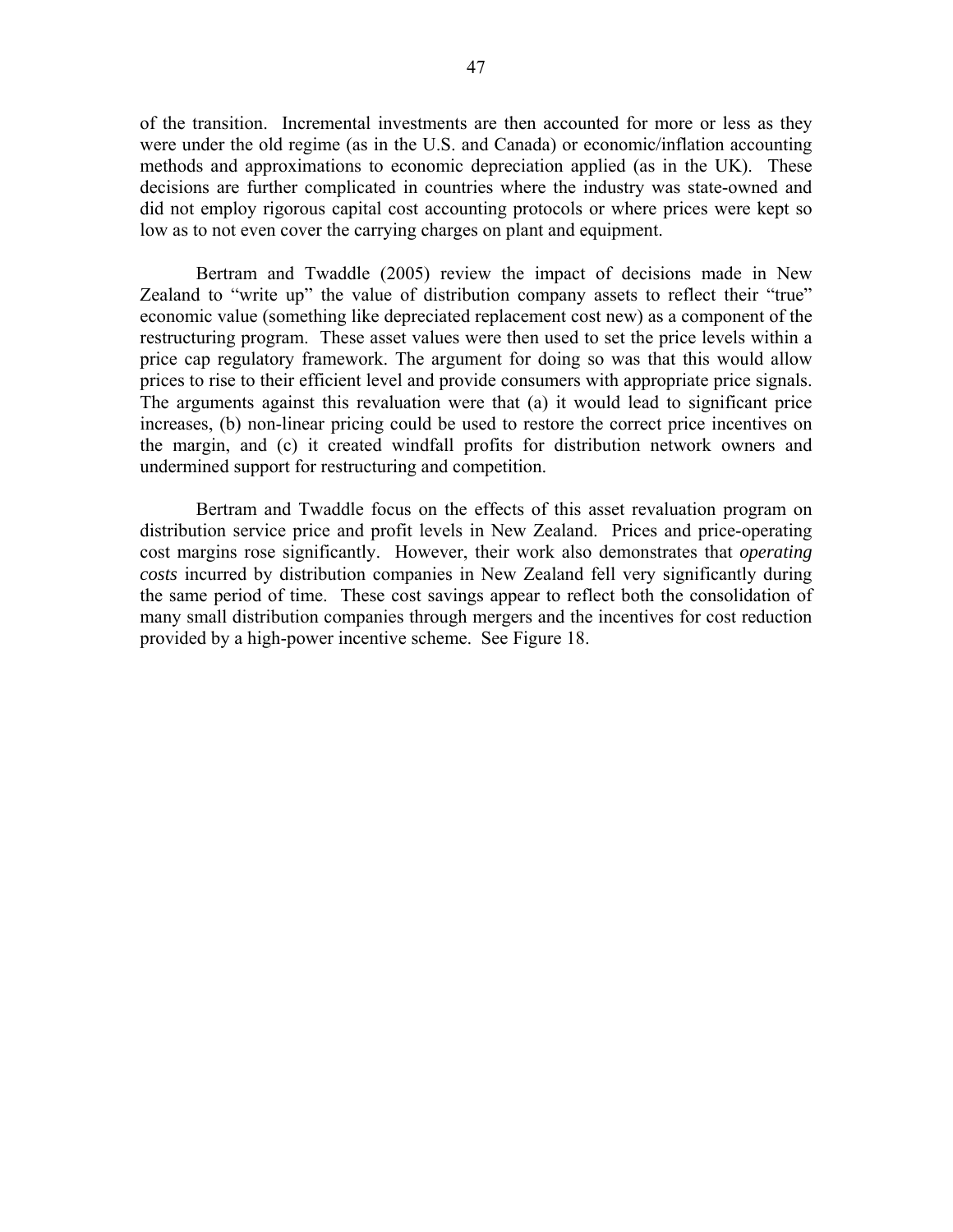of the transition. Incremental investments are then accounted for more or less as they were under the old regime (as in the U.S. and Canada) or economic/inflation accounting methods and approximations to economic depreciation applied (as in the UK). These decisions are further complicated in countries where the industry was state-owned and did not employ rigorous capital cost accounting protocols or where prices were kept so low as to not even cover the carrying charges on plant and equipment.

Bertram and Twaddle (2005) review the impact of decisions made in New Zealand to "write up" the value of distribution company assets to reflect their "true" economic value (something like depreciated replacement cost new) as a component of the restructuring program. These asset values were then used to set the price levels within a price cap regulatory framework. The argument for doing so was that this would allow prices to rise to their efficient level and provide consumers with appropriate price signals. The arguments against this revaluation were that (a) it would lead to significant price increases, (b) non-linear pricing could be used to restore the correct price incentives on the margin, and (c) it created windfall profits for distribution network owners and undermined support for restructuring and competition.

Bertram and Twaddle focus on the effects of this asset revaluation program on distribution service price and profit levels in New Zealand. Prices and price-operating cost margins rose significantly. However, their work also demonstrates that *operating costs* incurred by distribution companies in New Zealand fell very significantly during the same period of time. These cost savings appear to reflect both the consolidation of many small distribution companies through mergers and the incentives for cost reduction provided by a high-power incentive scheme. See Figure 18.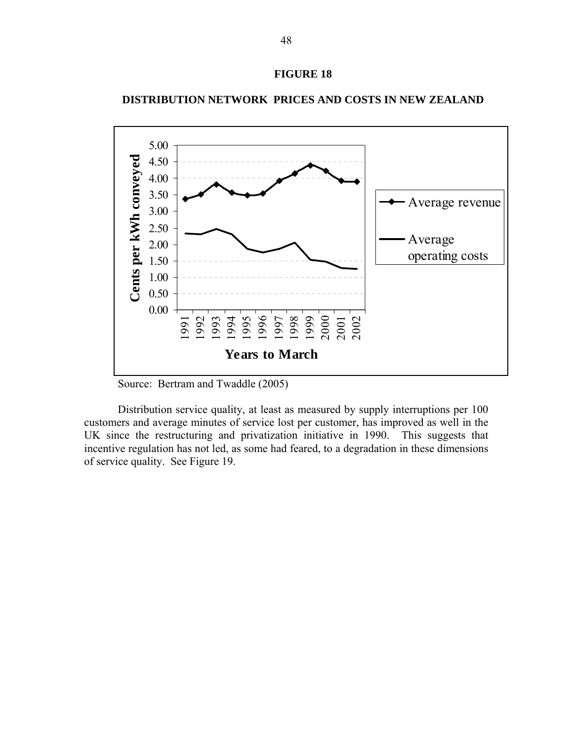**FIGURE 18**

**DISTRIBUTION NETWORK PRICES AND COSTS IN NEW ZEALAND**

Cents per kWh conveyed

5.00
4.50
4.00
3.50
3.00
2.50
2.00
1.50
1.00
0.50
0.00

1991 1992 1993 1994 1995 1996 1997 1998 1999 2000 2001 2002

Years to March

Average revenue

Average operating costs

Source: Bertram and Twaddle (2005)

Distribution service quality, at least as measured by supply interruptions per 100 customers and average minutes of service lost per customer, has improved as well in the UK since the restructuring and privatization initiative in 1990. This suggests that incentive regulation has not led, as some had feared, to a degradation in these dimensions of service quality. See Figure 19.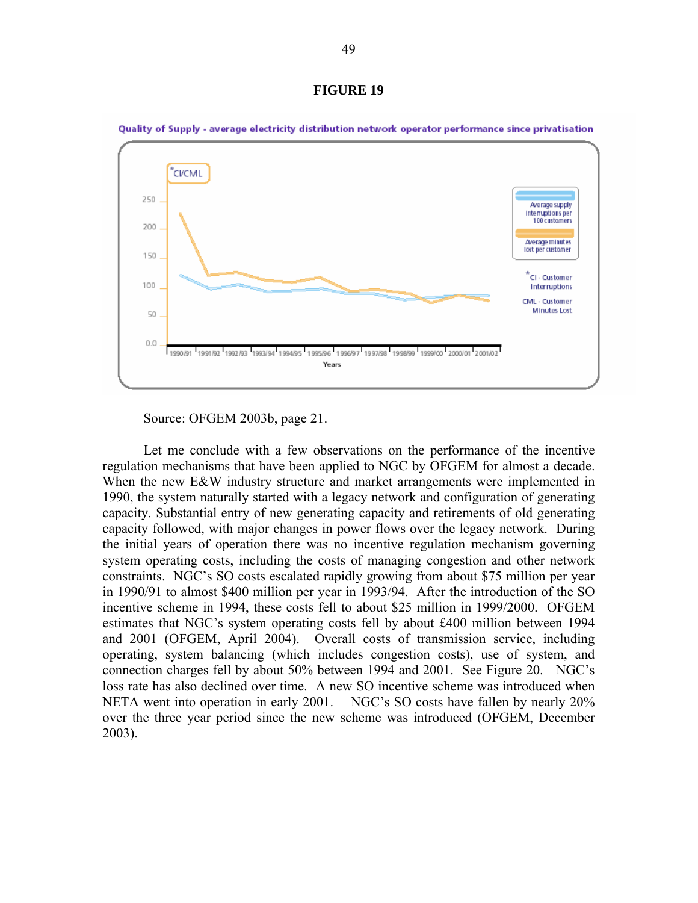**FIGURE 19**

Quality of Supply - average electricity distribution network operator performance since privatisation

Source: OFGEM 2003b, page 21.

Let me conclude with a few observations on the performance of the incentive regulation mechanisms that have been applied to NGC by OFGEM for almost a decade. When the new E&W industry structure and market arrangements were implemented in 1990, the system naturally started with a legacy network and configuration of generating capacity. Substantial entry of new generating capacity and retirements of old generating capacity followed, with major changes in power flows over the legacy network. During the initial years of operation there was no incentive regulation mechanism governing system operating costs, including the costs of managing congestion and other network constraints. NGC's SO costs escalated rapidly growing from about \$75 million per year in 1990/91 to almost \$400 million per year in 1993/94. After the introduction of the SO incentive scheme in 1994, these costs fell to about \$25 million in 1999/2000. OFGEM estimates that NGC's system operating costs fell by about £400 million between 1994 and 2001 (OFGEM, April 2004). Overall costs of transmission service, including operating, system balancing (which includes congestion costs), use of system, and connection charges fell by about 50% between 1994 and 2001. See Figure 20. NGC's loss rate has also declined over time. A new SO incentive scheme was introduced when NETA went into operation in early 2001. NGC's SO costs have fallen by nearly 20% over the three year period since the new scheme was introduced (OFGEM, December 2003).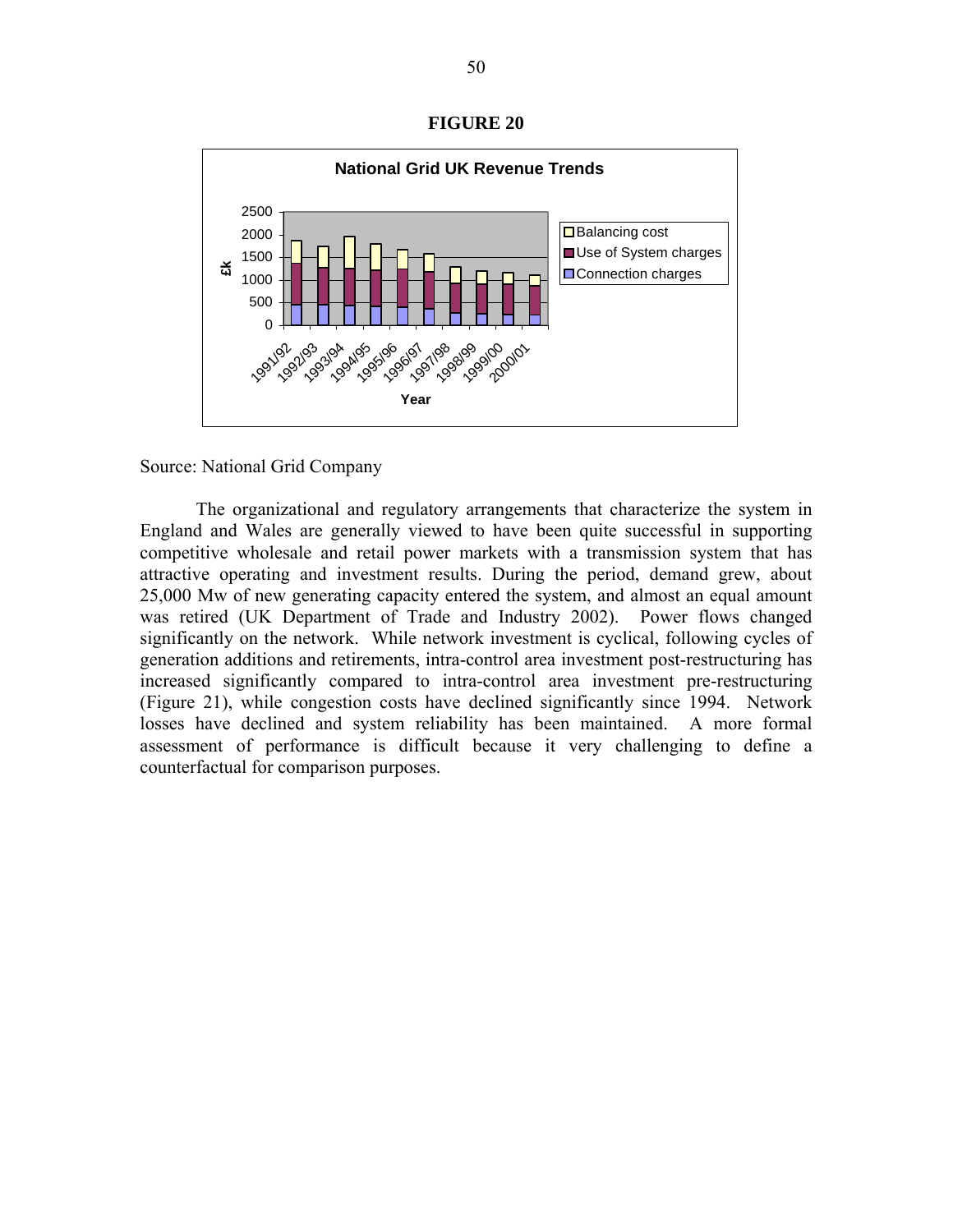**FIGURE 20**

National Grid UK Revenue Trends

£k

2500
2000
1500
1000
500
0

1991/92
1992/93
1993/94
1994/95
1995/96
1996/97
1997/98
1998/99
1999/00
2000/01

Year

Balancing cost
Use of System charges
Connection charges

Source: National Grid Company

The organizational and regulatory arrangements that characterize the system in England and Wales are generally viewed to have been quite successful in supporting competitive wholesale and retail power markets with a transmission system that has attractive operating and investment results. During the period, demand grew, about 25,000 Mw of new generating capacity entered the system, and almost an equal amount was retired (UK Department of Trade and Industry 2002). Power flows changed significantly on the network. While network investment is cyclical, following cycles of generation additions and retirements, intra-control area investment post-restructuring has increased significantly compared to intra-control area investment pre-restructuring (Figure 21), while congestion costs have declined significantly since 1994. Network losses have declined and system reliability has been maintained. A more formal assessment of performance is difficult because it very challenging to define a counterfactual for comparison purposes.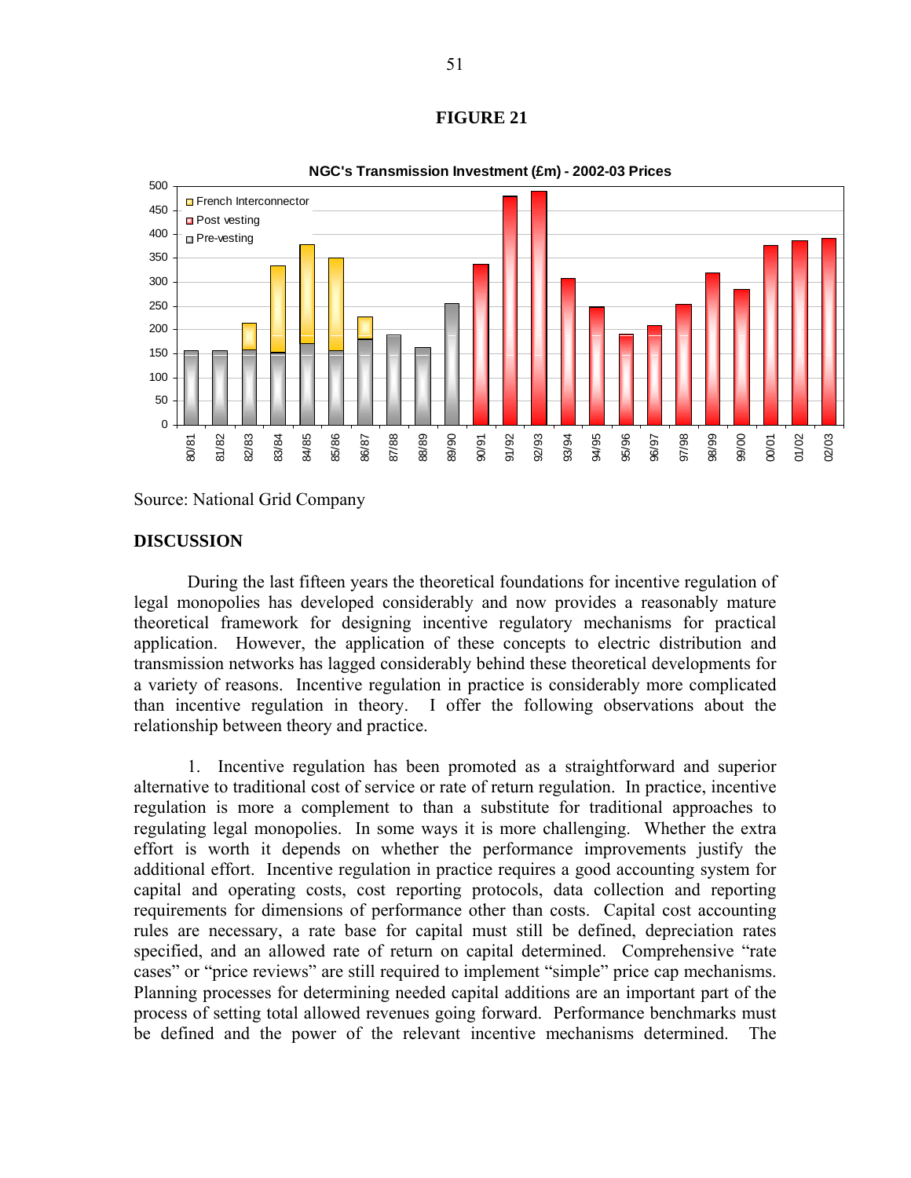**FIGURE 21**

NGC's Transmission Investment (£m) - 2002-03 Prices

500
450
400
350
300
250
200
150
100
50
0

French Interconnector
Post vesting
Pre-vesting

80/81 81/82 82/83 83/84 84/85 85/86 86/87 87/88 88/89 89/90 90/91 91/92 92/93 93/94 94/95 95/96 96/97 97/98 98/99 99/00 00/01 01/02 02/03

Source: National Grid Company

## DISCUSSION

During the last fifteen years the theoretical foundations for incentive regulation of legal monopolies has developed considerably and now provides a reasonably mature theoretical framework for designing incentive regulatory mechanisms for practical application. However, the application of these concepts to electric distribution and transmission networks has lagged considerably behind these theoretical developments for a variety of reasons. Incentive regulation in practice is considerably more complicated than incentive regulation in theory. I offer the following observations about the relationship between theory and practice.

1. Incentive regulation has been promoted as a straightforward and superior alternative to traditional cost of service or rate of return regulation. In practice, incentive regulation is more a complement to than a substitute for traditional approaches to regulating legal monopolies. In some ways it is more challenging. Whether the extra effort is worth it depends on whether the performance improvements justify the additional effort. Incentive regulation in practice requires a good accounting system for capital and operating costs, cost reporting protocols, data collection and reporting requirements for dimensions of performance other than costs. Capital cost accounting rules are necessary, a rate base for capital must still be defined, depreciation rates specified, and an allowed rate of return on capital determined. Comprehensive "rate cases" or "price reviews" are still required to implement "simple" price cap mechanisms. Planning processes for determining needed capital additions are an important part of the process of setting total allowed revenues going forward. Performance benchmarks must be defined and the power of the relevant incentive mechanisms determined. The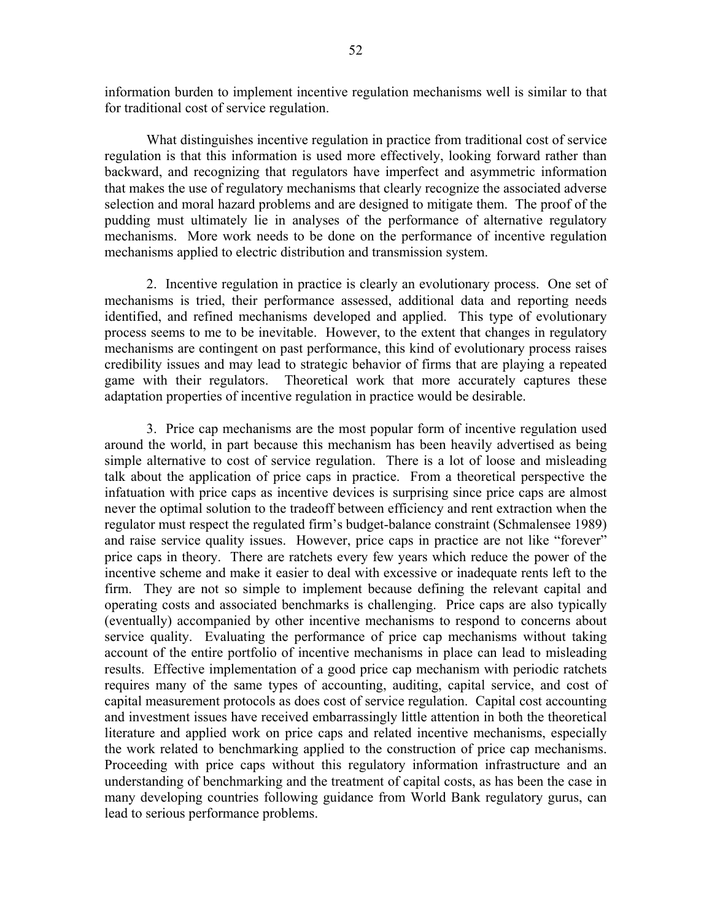information burden to implement incentive regulation mechanisms well is similar to that for traditional cost of service regulation.

What distinguishes incentive regulation in practice from traditional cost of service regulation is that this information is used more effectively, looking forward rather than backward, and recognizing that regulators have imperfect and asymmetric information that makes the use of regulatory mechanisms that clearly recognize the associated adverse selection and moral hazard problems and are designed to mitigate them. The proof of the pudding must ultimately lie in analyses of the performance of alternative regulatory mechanisms. More work needs to be done on the performance of incentive regulation mechanisms applied to electric distribution and transmission system.

2. Incentive regulation in practice is clearly an evolutionary process. One set of mechanisms is tried, their performance assessed, additional data and reporting needs identified, and refined mechanisms developed and applied. This type of evolutionary process seems to me to be inevitable. However, to the extent that changes in regulatory mechanisms are contingent on past performance, this kind of evolutionary process raises credibility issues and may lead to strategic behavior of firms that are playing a repeated game with their regulators. Theoretical work that more accurately captures these adaptation properties of incentive regulation in practice would be desirable.

3. Price cap mechanisms are the most popular form of incentive regulation used around the world, in part because this mechanism has been heavily advertised as being simple alternative to cost of service regulation. There is a lot of loose and misleading talk about the application of price caps in practice. From a theoretical perspective the infatuation with price caps as incentive devices is surprising since price caps are almost never the optimal solution to the tradeoff between efficiency and rent extraction when the regulator must respect the regulated firm's budget-balance constraint (Schmalensee 1989) and raise service quality issues. However, price caps in practice are not like "forever" price caps in theory. There are ratchets every few years which reduce the power of the incentive scheme and make it easier to deal with excessive or inadequate rents left to the firm. They are not so simple to implement because defining the relevant capital and operating costs and associated benchmarks is challenging. Price caps are also typically (eventually) accompanied by other incentive mechanisms to respond to concerns about service quality. Evaluating the performance of price cap mechanisms without taking account of the entire portfolio of incentive mechanisms in place can lead to misleading results. Effective implementation of a good price cap mechanism with periodic ratchets requires many of the same types of accounting, auditing, capital service, and cost of capital measurement protocols as does cost of service regulation. Capital cost accounting and investment issues have received embarrassingly little attention in both the theoretical literature and applied work on price caps and related incentive mechanisms, especially the work related to benchmarking applied to the construction of price cap mechanisms. Proceeding with price caps without this regulatory information infrastructure and an understanding of benchmarking and the treatment of capital costs, as has been the case in many developing countries following guidance from World Bank regulatory gurus, can lead to serious performance problems.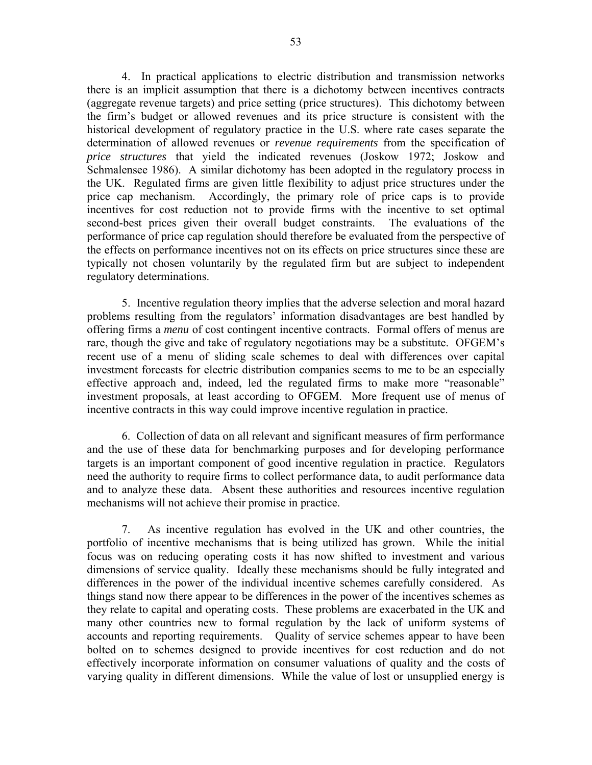4. In practical applications to electric distribution and transmission networks there is an implicit assumption that there is a dichotomy between incentives contracts (aggregate revenue targets) and price setting (price structures). This dichotomy between the firm's budget or allowed revenues and its price structure is consistent with the historical development of regulatory practice in the U.S. where rate cases separate the determination of allowed revenues or *revenue requirements* from the specification of *price structures* that yield the indicated revenues (Joskow 1972; Joskow and Schmalensee 1986). A similar dichotomy has been adopted in the regulatory process in the UK. Regulated firms are given little flexibility to adjust price structures under the price cap mechanism. Accordingly, the primary role of price caps is to provide incentives for cost reduction not to provide firms with the incentive to set optimal second-best prices given their overall budget constraints. The evaluations of the performance of price cap regulation should therefore be evaluated from the perspective of the effects on performance incentives not on its effects on price structures since these are typically not chosen voluntarily by the regulated firm but are subject to independent regulatory determinations.

5. Incentive regulation theory implies that the adverse selection and moral hazard problems resulting from the regulators' information disadvantages are best handled by offering firms a *menu* of cost contingent incentive contracts. Formal offers of menus are rare, though the give and take of regulatory negotiations may be a substitute. OFGEM's recent use of a menu of sliding scale schemes to deal with differences over capital investment forecasts for electric distribution companies seems to me to be an especially effective approach and, indeed, led the regulated firms to make more "reasonable" investment proposals, at least according to OFGEM. More frequent use of menus of incentive contracts in this way could improve incentive regulation in practice.

6. Collection of data on all relevant and significant measures of firm performance and the use of these data for benchmarking purposes and for developing performance targets is an important component of good incentive regulation in practice. Regulators need the authority to require firms to collect performance data, to audit performance data and to analyze these data. Absent these authorities and resources incentive regulation mechanisms will not achieve their promise in practice.

7. As incentive regulation has evolved in the UK and other countries, the portfolio of incentive mechanisms that is being utilized has grown. While the initial focus was on reducing operating costs it has now shifted to investment and various dimensions of service quality. Ideally these mechanisms should be fully integrated and differences in the power of the individual incentive schemes carefully considered. As things stand now there appear to be differences in the power of the incentives schemes as they relate to capital and operating costs. These problems are exacerbated in the UK and many other countries new to formal regulation by the lack of uniform systems of accounts and reporting requirements. Quality of service schemes appear to have been bolted on to schemes designed to provide incentives for cost reduction and do not effectively incorporate information on consumer valuations of quality and the costs of varying quality in different dimensions. While the value of lost or unsupplied energy is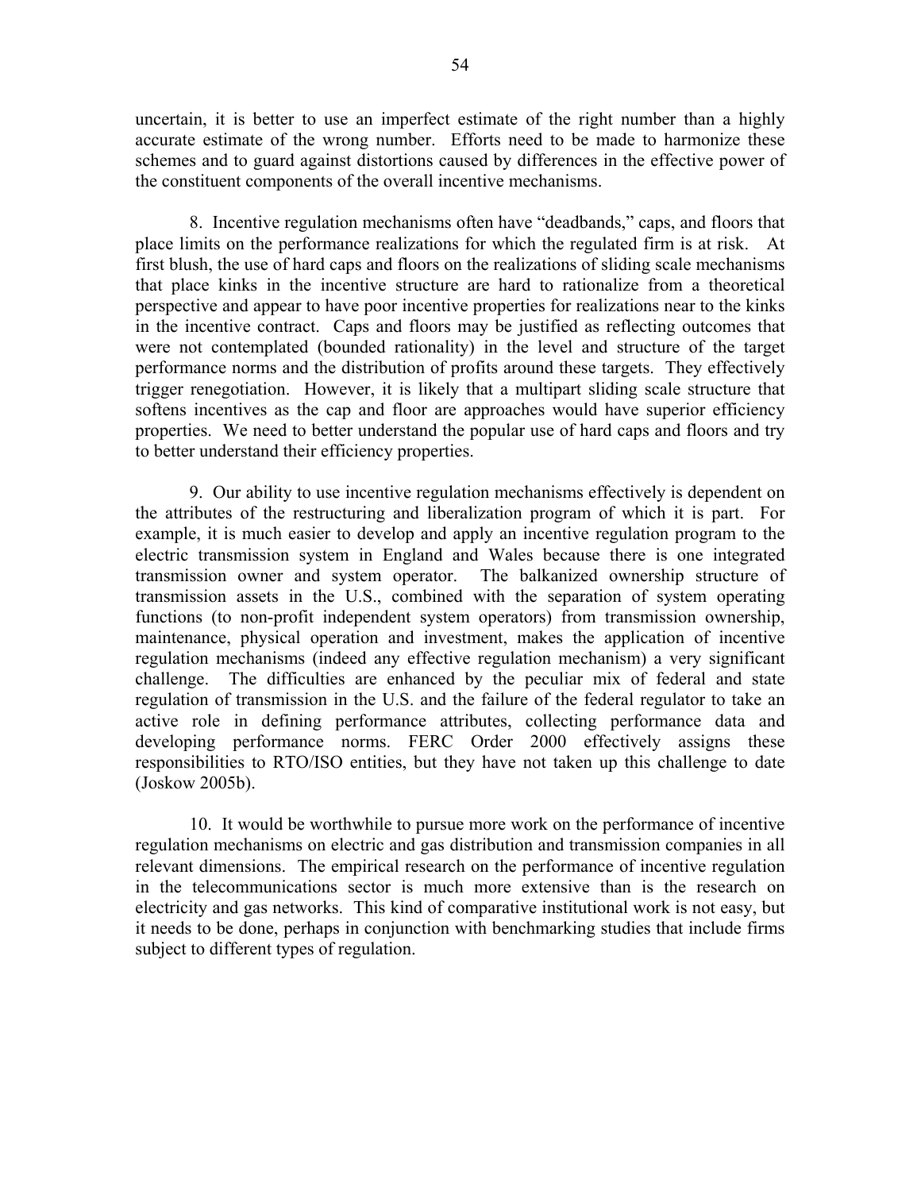uncertain, it is better to use an imperfect estimate of the right number than a highly accurate estimate of the wrong number. Efforts need to be made to harmonize these schemes and to guard against distortions caused by differences in the effective power of the constituent components of the overall incentive mechanisms.

8. Incentive regulation mechanisms often have "deadbands," caps, and floors that place limits on the performance realizations for which the regulated firm is at risk. At first blush, the use of hard caps and floors on the realizations of sliding scale mechanisms that place kinks in the incentive structure are hard to rationalize from a theoretical perspective and appear to have poor incentive properties for realizations near to the kinks in the incentive contract. Caps and floors may be justified as reflecting outcomes that were not contemplated (bounded rationality) in the level and structure of the target performance norms and the distribution of profits around these targets. They effectively trigger renegotiation. However, it is likely that a multipart sliding scale structure that softens incentives as the cap and floor are approaches would have superior efficiency properties. We need to better understand the popular use of hard caps and floors and try to better understand their efficiency properties.

9. Our ability to use incentive regulation mechanisms effectively is dependent on the attributes of the restructuring and liberalization program of which it is part. For example, it is much easier to develop and apply an incentive regulation program to the electric transmission system in England and Wales because there is one integrated transmission owner and system operator. The balkanized ownership structure of transmission assets in the U.S., combined with the separation of system operating functions (to non-profit independent system operators) from transmission ownership, maintenance, physical operation and investment, makes the application of incentive regulation mechanisms (indeed any effective regulation mechanism) a very significant challenge. The difficulties are enhanced by the peculiar mix of federal and state regulation of transmission in the U.S. and the failure of the federal regulator to take an active role in defining performance attributes, collecting performance data and developing performance norms. FERC Order 2000 effectively assigns these responsibilities to RTO/ISO entities, but they have not taken up this challenge to date (Joskow 2005b).

10. It would be worthwhile to pursue more work on the performance of incentive regulation mechanisms on electric and gas distribution and transmission companies in all relevant dimensions. The empirical research on the performance of incentive regulation in the telecommunications sector is much more extensive than is the research on electricity and gas networks. This kind of comparative institutional work is not easy, but it needs to be done, perhaps in conjunction with benchmarking studies that include firms subject to different types of regulation.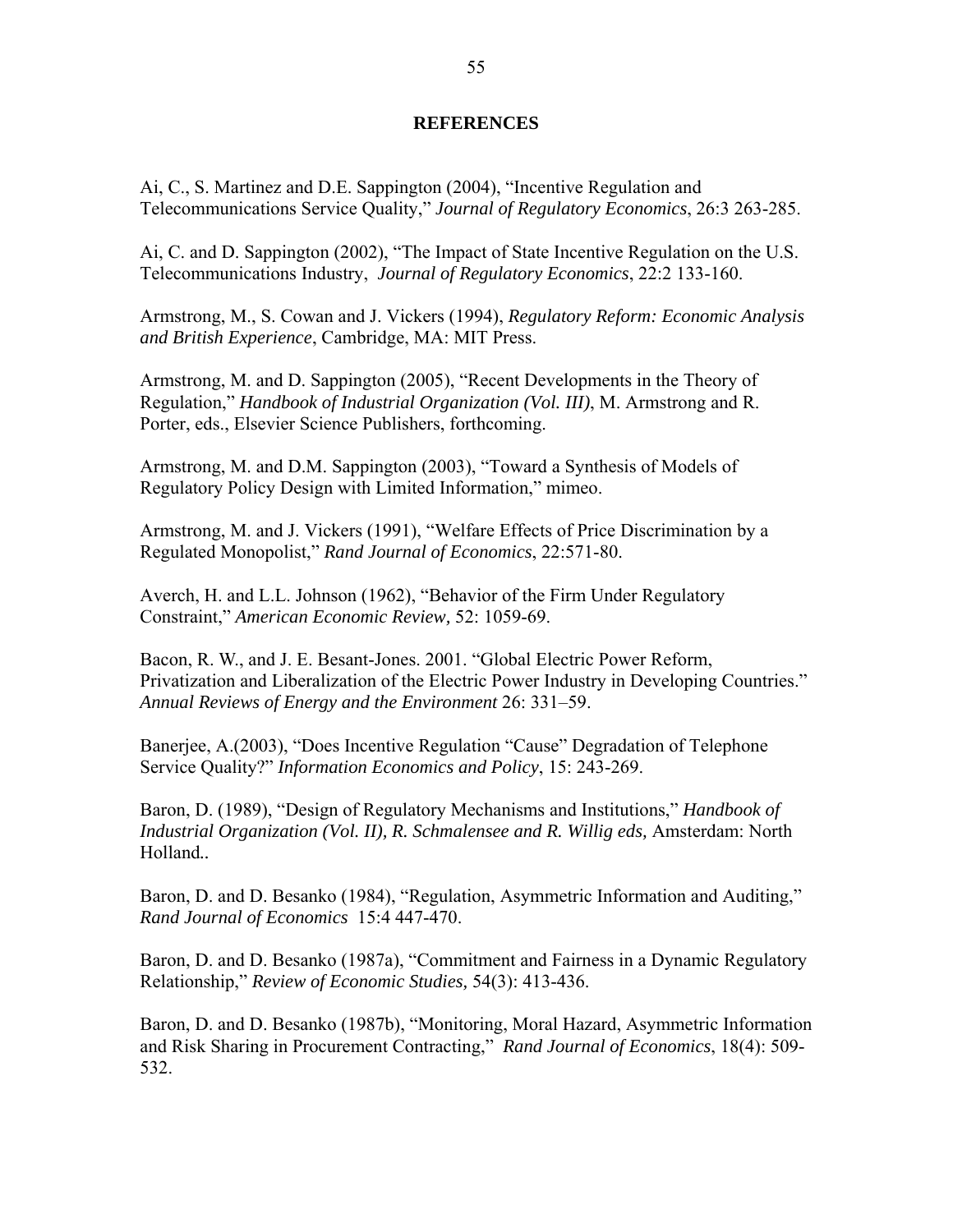## REFERENCES

Ai, C., S. Martinez and D.E. Sappington (2004), "Incentive Regulation and Telecommunications Service Quality," *Journal of Regulatory Economics*, 26:3 263-285.

Ai, C. and D. Sappington (2002), "The Impact of State Incentive Regulation on the U.S. Telecommunications Industry, *Journal of Regulatory Economics*, 22:2 133-160.

Armstrong, M., S. Cowan and J. Vickers (1994), *Regulatory Reform: Economic Analysis and British Experience*, Cambridge, MA: MIT Press.

Armstrong, M. and D. Sappington (2005), "Recent Developments in the Theory of Regulation," *Handbook of Industrial Organization (Vol. III)*, M. Armstrong and R. Porter, eds., Elsevier Science Publishers, forthcoming.

Armstrong, M. and D.M. Sappington (2003), "Toward a Synthesis of Models of Regulatory Policy Design with Limited Information," mimeo.

Armstrong, M. and J. Vickers (1991), "Welfare Effects of Price Discrimination by a Regulated Monopolist," *Rand Journal of Economics*, 22:571-80.

Averch, H. and L.L. Johnson (1962), "Behavior of the Firm Under Regulatory Constraint," *American Economic Review,* 52: 1059-69.

Bacon, R. W., and J. E. Besant-Jones. 2001. "Global Electric Power Reform, Privatization and Liberalization of the Electric Power Industry in Developing Countries." *Annual Reviews of Energy and the Environment* 26: 331–59.

Banerjee, A.(2003), "Does Incentive Regulation "Cause" Degradation of Telephone Service Quality?" *Information Economics and Policy*, 15: 243-269.

Baron, D. (1989), "Design of Regulatory Mechanisms and Institutions," *Handbook of Industrial Organization (Vol. II), R. Schmalensee and R. Willig eds,* Amsterdam: North Holland..

Baron, D. and D. Besanko (1984), "Regulation, Asymmetric Information and Auditing," *Rand Journal of Economics* 15:4 447-470.

Baron, D. and D. Besanko (1987a), "Commitment and Fairness in a Dynamic Regulatory Relationship," *Review of Economic Studies,* 54(3): 413-436.

Baron, D. and D. Besanko (1987b), "Monitoring, Moral Hazard, Asymmetric Information and Risk Sharing in Procurement Contracting," *Rand Journal of Economics*, 18(4): 509-532.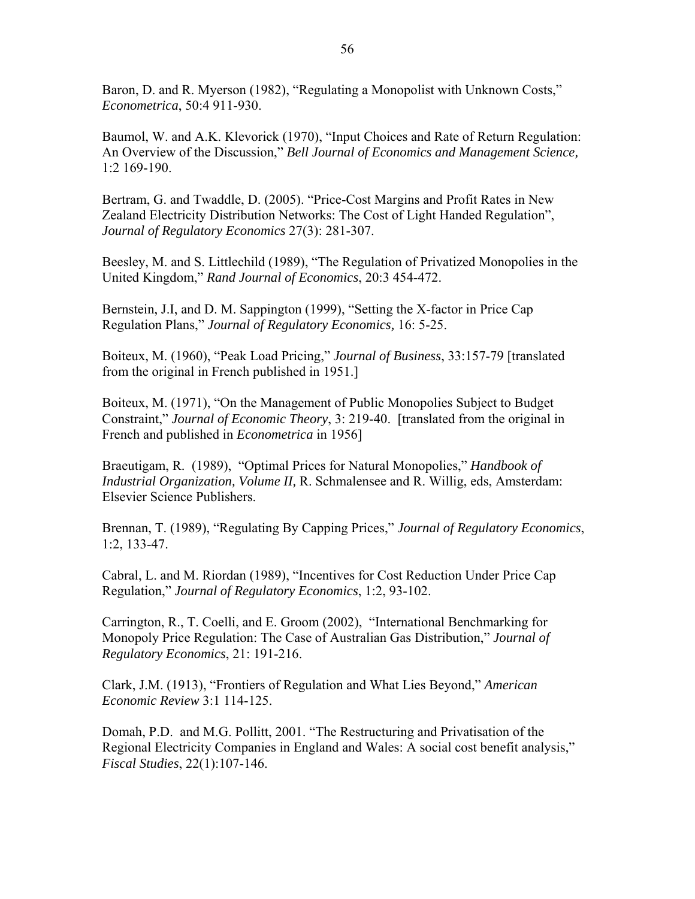Baron, D. and R. Myerson (1982), "Regulating a Monopolist with Unknown Costs," *Econometrica*, 50:4 911-930.

Baumol, W. and A.K. Klevorick (1970), "Input Choices and Rate of Return Regulation: An Overview of the Discussion," *Bell Journal of Economics and Management Science,* 1:2 169-190.

Bertram, G. and Twaddle, D. (2005). "Price-Cost Margins and Profit Rates in New Zealand Electricity Distribution Networks: The Cost of Light Handed Regulation", *Journal of Regulatory Economics* 27(3): 281-307.

Beesley, M. and S. Littlechild (1989), "The Regulation of Privatized Monopolies in the United Kingdom," *Rand Journal of Economics*, 20:3 454-472.

Bernstein, J.I, and D. M. Sappington (1999), "Setting the X-factor in Price Cap Regulation Plans," *Journal of Regulatory Economics,* 16: 5-25.

Boiteux, M. (1960), "Peak Load Pricing," *Journal of Business*, 33:157-79 [translated from the original in French published in 1951.]

Boiteux, M. (1971), "On the Management of Public Monopolies Subject to Budget Constraint," *Journal of Economic Theory*, 3: 219-40. [translated from the original in French and published in *Econometrica* in 1956]

Braeutigam, R. (1989), "Optimal Prices for Natural Monopolies," *Handbook of Industrial Organization, Volume II,* R. Schmalensee and R. Willig, eds, Amsterdam: Elsevier Science Publishers.

Brennan, T. (1989), "Regulating By Capping Prices," *Journal of Regulatory Economics*, 1:2, 133-47.

Cabral, L. and M. Riordan (1989), "Incentives for Cost Reduction Under Price Cap Regulation," *Journal of Regulatory Economics*, 1:2, 93-102.

Carrington, R., T. Coelli, and E. Groom (2002), "International Benchmarking for Monopoly Price Regulation: The Case of Australian Gas Distribution," *Journal of Regulatory Economics*, 21: 191-216.

Clark, J.M. (1913), "Frontiers of Regulation and What Lies Beyond," *American Economic Review* 3:1 114-125.

Domah, P.D. and M.G. Pollitt, 2001. "The Restructuring and Privatisation of the Regional Electricity Companies in England and Wales: A social cost benefit analysis," *Fiscal Studies*, 22(1):107-146.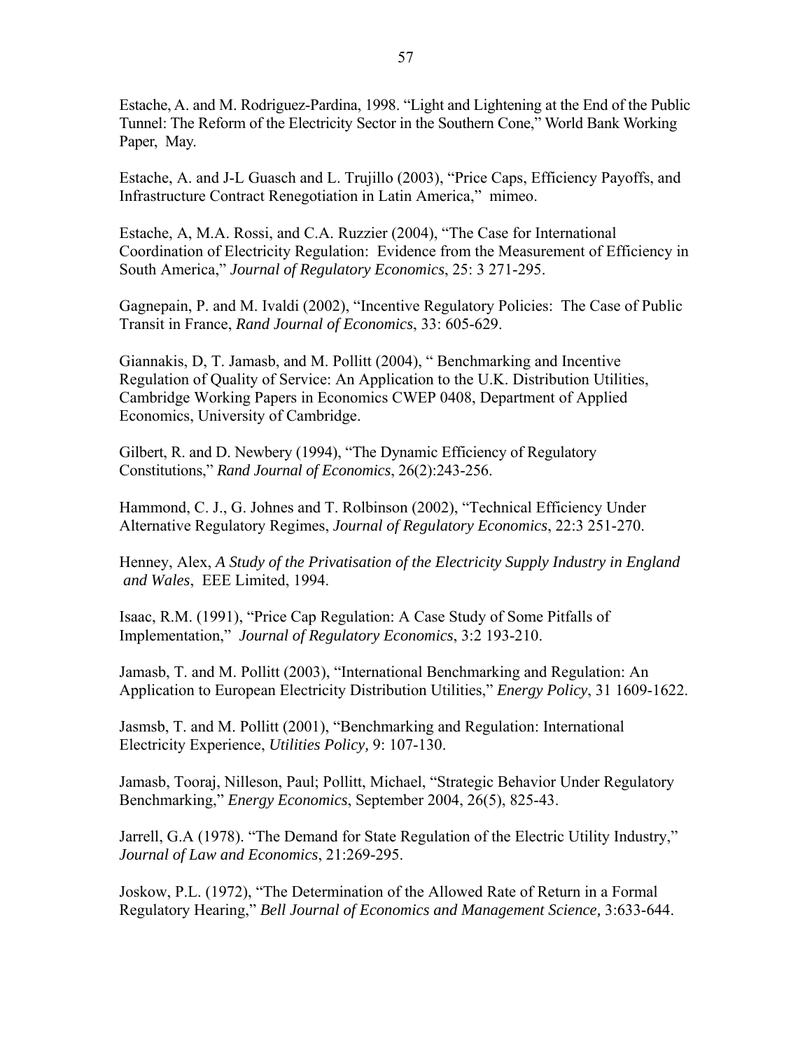Estache, A. and M. Rodriguez-Pardina, 1998. "Light and Lightening at the End of the Public Tunnel: The Reform of the Electricity Sector in the Southern Cone," World Bank Working Paper, May.

Estache, A. and J-L Guasch and L. Trujillo (2003), "Price Caps, Efficiency Payoffs, and Infrastructure Contract Renegotiation in Latin America," mimeo.

Estache, A, M.A. Rossi, and C.A. Ruzzier (2004), "The Case for International Coordination of Electricity Regulation: Evidence from the Measurement of Efficiency in South America," *Journal of Regulatory Economics*, 25: 3 271-295.

Gagnepain, P. and M. Ivaldi (2002), "Incentive Regulatory Policies: The Case of Public Transit in France, *Rand Journal of Economics*, 33: 605-629.

Giannakis, D, T. Jamasb, and M. Pollitt (2004), " Benchmarking and Incentive Regulation of Quality of Service: An Application to the U.K. Distribution Utilities, Cambridge Working Papers in Economics CWEP 0408, Department of Applied Economics, University of Cambridge.

Gilbert, R. and D. Newbery (1994), "The Dynamic Efficiency of Regulatory Constitutions," *Rand Journal of Economics*, 26(2):243-256.

Hammond, C. J., G. Johnes and T. Rolbinson (2002), "Technical Efficiency Under Alternative Regulatory Regimes, *Journal of Regulatory Economics*, 22:3 251-270.

Henney, Alex, *A Study of the Privatisation of the Electricity Supply Industry in England and Wales*, EEE Limited, 1994.

Isaac, R.M. (1991), "Price Cap Regulation: A Case Study of Some Pitfalls of Implementation," *Journal of Regulatory Economics*, 3:2 193-210.

Jamasb, T. and M. Pollitt (2003), "International Benchmarking and Regulation: An Application to European Electricity Distribution Utilities," *Energy Policy*, 31 1609-1622.

Jasmsb, T. and M. Pollitt (2001), "Benchmarking and Regulation: International Electricity Experience, *Utilities Policy,* 9: 107-130.

Jamasb, Tooraj, Nilleson, Paul; Pollitt, Michael, "Strategic Behavior Under Regulatory Benchmarking," *Energy Economics*, September 2004, 26(5), 825-43.

Jarrell, G.A (1978). "The Demand for State Regulation of the Electric Utility Industry," *Journal of Law and Economics*, 21:269-295.

Joskow, P.L. (1972), "The Determination of the Allowed Rate of Return in a Formal Regulatory Hearing," *Bell Journal of Economics and Management Science,* 3:633-644.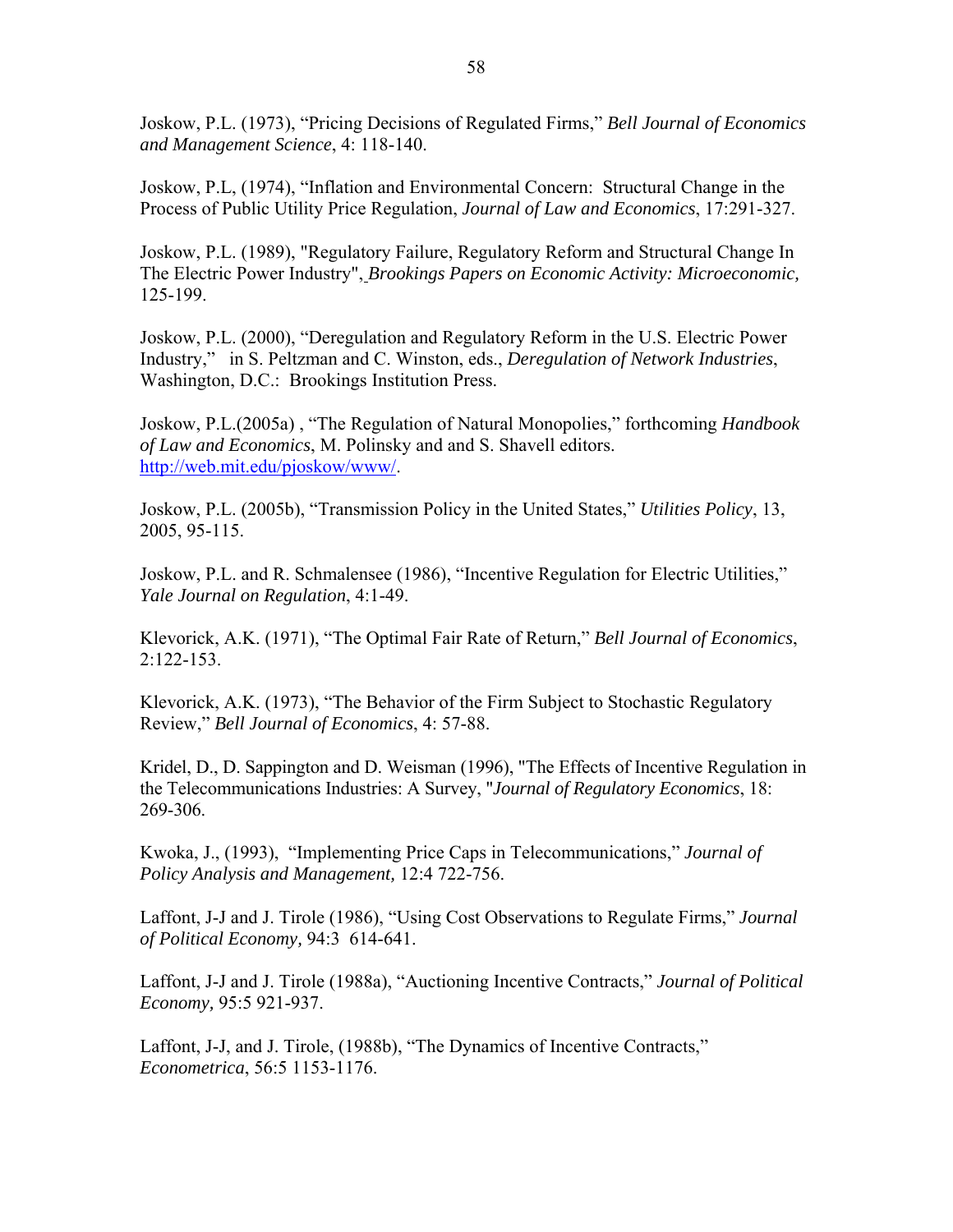Joskow, P.L. (1973), "Pricing Decisions of Regulated Firms," *Bell Journal of Economics and Management Science*, 4: 118-140.

Joskow, P.L, (1974), "Inflation and Environmental Concern: Structural Change in the Process of Public Utility Price Regulation, *Journal of Law and Economics*, 17:291-327.

Joskow, P.L. (1989), "Regulatory Failure, Regulatory Reform and Structural Change In The Electric Power Industry", *Brookings Papers on Economic Activity: Microeconomic,* 125-199.

Joskow, P.L. (2000), "Deregulation and Regulatory Reform in the U.S. Electric Power Industry," in S. Peltzman and C. Winston, eds., *Deregulation of Network Industries*, Washington, D.C.: Brookings Institution Press.

Joskow, P.L.(2005a) , "The Regulation of Natural Monopolies," forthcoming *Handbook of Law and Economics*, M. Polinsky and and S. Shavell editors. http://web.mit.edu/pjoskow/www/.

Joskow, P.L. (2005b), "Transmission Policy in the United States," *Utilities Policy*, 13, 2005, 95-115.

Joskow, P.L. and R. Schmalensee (1986), "Incentive Regulation for Electric Utilities," *Yale Journal on Regulation*, 4:1-49.

Klevorick, A.K. (1971), "The Optimal Fair Rate of Return," *Bell Journal of Economics*, 2:122-153.

Klevorick, A.K. (1973), "The Behavior of the Firm Subject to Stochastic Regulatory Review," *Bell Journal of Economics*, 4: 57-88.

Kridel, D., D. Sappington and D. Weisman (1996), "The Effects of Incentive Regulation in the Telecommunications Industries: A Survey, "*Journal of Regulatory Economics*, 18: 269-306.

Kwoka, J., (1993), "Implementing Price Caps in Telecommunications," *Journal of Policy Analysis and Management,* 12:4 722-756.

Laffont, J-J and J. Tirole (1986), "Using Cost Observations to Regulate Firms," *Journal of Political Economy,* 94:3 614-641.

Laffont, J-J and J. Tirole (1988a), "Auctioning Incentive Contracts," *Journal of Political Economy,* 95:5 921-937.

Laffont, J-J, and J. Tirole, (1988b), "The Dynamics of Incentive Contracts," *Econometrica*, 56:5 1153-1176.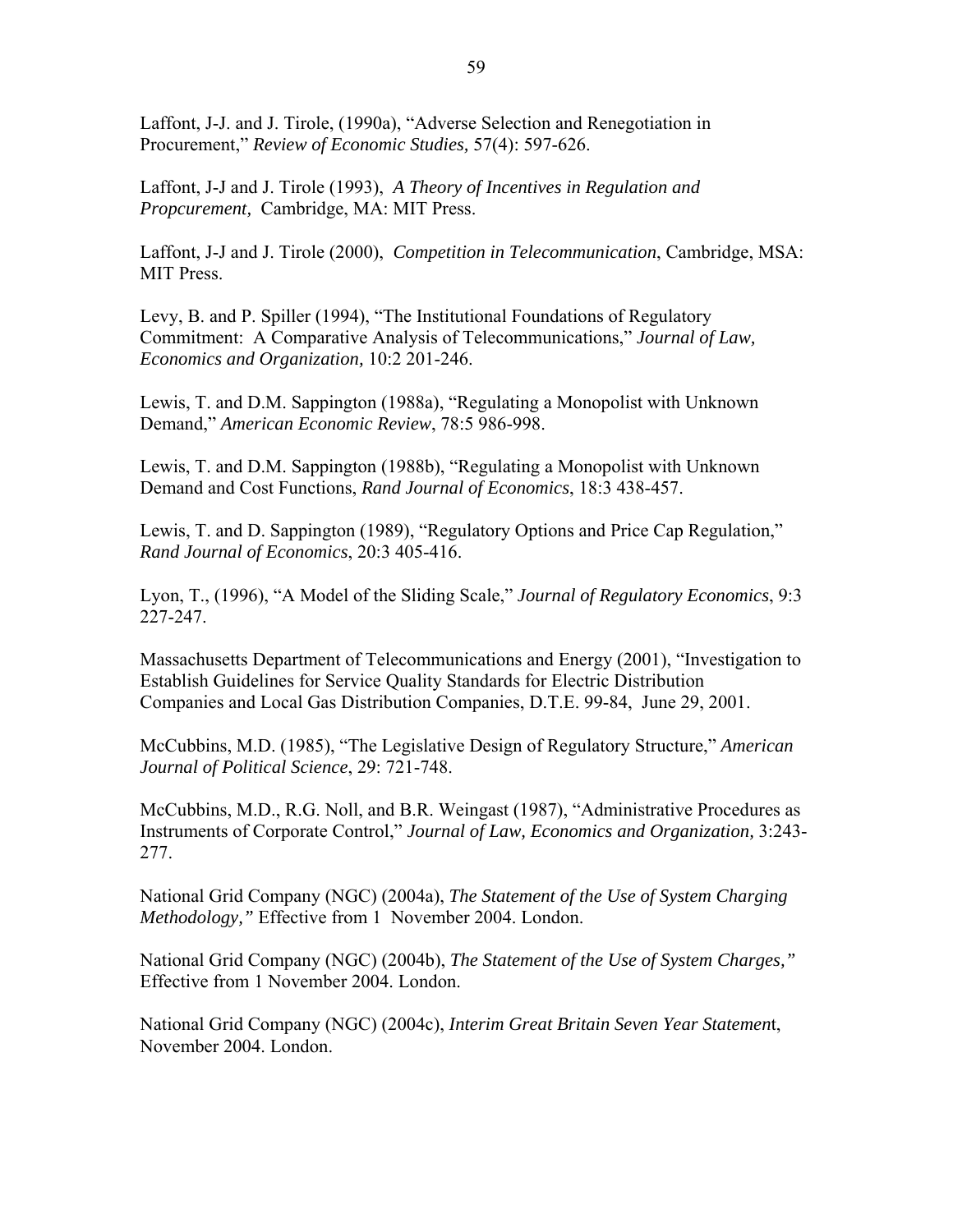Laffont, J-J. and J. Tirole, (1990a), "Adverse Selection and Renegotiation in Procurement," *Review of Economic Studies,* 57(4): 597-626.

Laffont, J-J and J. Tirole (1993), *A Theory of Incentives in Regulation and Propcurement,* Cambridge, MA: MIT Press.

Laffont, J-J and J. Tirole (2000), *Competition in Telecommunication*, Cambridge, MSA: MIT Press.

Levy, B. and P. Spiller (1994), "The Institutional Foundations of Regulatory Commitment: A Comparative Analysis of Telecommunications," *Journal of Law, Economics and Organization,* 10:2 201-246.

Lewis, T. and D.M. Sappington (1988a), "Regulating a Monopolist with Unknown Demand," *American Economic Review*, 78:5 986-998.

Lewis, T. and D.M. Sappington (1988b), "Regulating a Monopolist with Unknown Demand and Cost Functions, *Rand Journal of Economics*, 18:3 438-457.

Lewis, T. and D. Sappington (1989), "Regulatory Options and Price Cap Regulation," *Rand Journal of Economics*, 20:3 405-416.

Lyon, T., (1996), "A Model of the Sliding Scale," *Journal of Regulatory Economics*, 9:3 227-247.

Massachusetts Department of Telecommunications and Energy (2001), "Investigation to Establish Guidelines for Service Quality Standards for Electric Distribution Companies and Local Gas Distribution Companies, D.T.E. 99-84, June 29, 2001.

McCubbins, M.D. (1985), "The Legislative Design of Regulatory Structure," *American Journal of Political Science*, 29: 721-748.

McCubbins, M.D., R.G. Noll, and B.R. Weingast (1987), "Administrative Procedures as Instruments of Corporate Control," *Journal of Law, Economics and Organization,* 3:243-277.

National Grid Company (NGC) (2004a), *The Statement of the Use of System Charging Methodology,"* Effective from 1 November 2004. London.

National Grid Company (NGC) (2004b), *The Statement of the Use of System Charges,"* Effective from 1 November 2004. London.

National Grid Company (NGC) (2004c), *Interim Great Britain Seven Year Statemen*t, November 2004. London.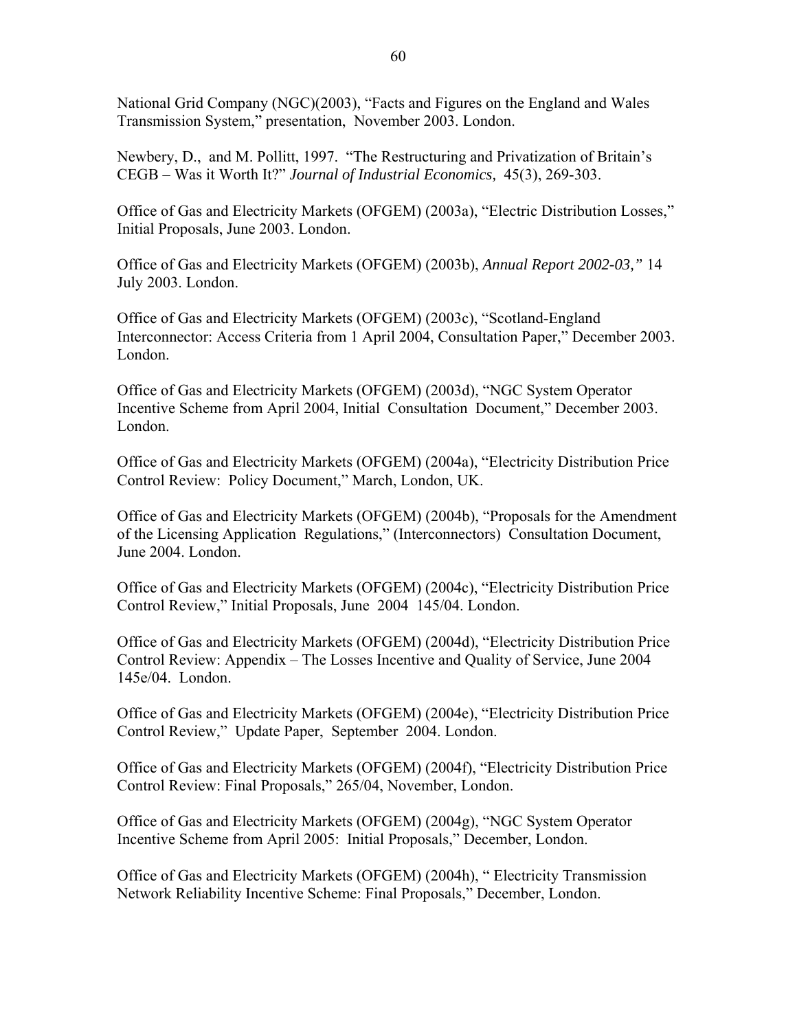National Grid Company (NGC)(2003), "Facts and Figures on the England and Wales Transmission System," presentation, November 2003. London.

Newbery, D., and M. Pollitt, 1997. "The Restructuring and Privatization of Britain's CEGB – Was it Worth It?" *Journal of Industrial Economics,* 45(3), 269-303.

Office of Gas and Electricity Markets (OFGEM) (2003a), "Electric Distribution Losses," Initial Proposals, June 2003. London.

Office of Gas and Electricity Markets (OFGEM) (2003b), *Annual Report 2002-03,"* 14 July 2003. London.

Office of Gas and Electricity Markets (OFGEM) (2003c), "Scotland-England Interconnector: Access Criteria from 1 April 2004, Consultation Paper," December 2003. London.

Office of Gas and Electricity Markets (OFGEM) (2003d), "NGC System Operator Incentive Scheme from April 2004, Initial Consultation Document," December 2003. London.

Office of Gas and Electricity Markets (OFGEM) (2004a), "Electricity Distribution Price Control Review: Policy Document," March, London, UK.

Office of Gas and Electricity Markets (OFGEM) (2004b), "Proposals for the Amendment of the Licensing Application Regulations," (Interconnectors) Consultation Document, June 2004. London.

Office of Gas and Electricity Markets (OFGEM) (2004c), "Electricity Distribution Price Control Review," Initial Proposals, June 2004 145/04. London.

Office of Gas and Electricity Markets (OFGEM) (2004d), "Electricity Distribution Price Control Review: Appendix – The Losses Incentive and Quality of Service, June 2004 145e/04. London.

Office of Gas and Electricity Markets (OFGEM) (2004e), "Electricity Distribution Price Control Review," Update Paper, September 2004. London.

Office of Gas and Electricity Markets (OFGEM) (2004f), "Electricity Distribution Price Control Review: Final Proposals," 265/04, November, London.

Office of Gas and Electricity Markets (OFGEM) (2004g), "NGC System Operator Incentive Scheme from April 2005: Initial Proposals," December, London.

Office of Gas and Electricity Markets (OFGEM) (2004h), " Electricity Transmission Network Reliability Incentive Scheme: Final Proposals," December, London.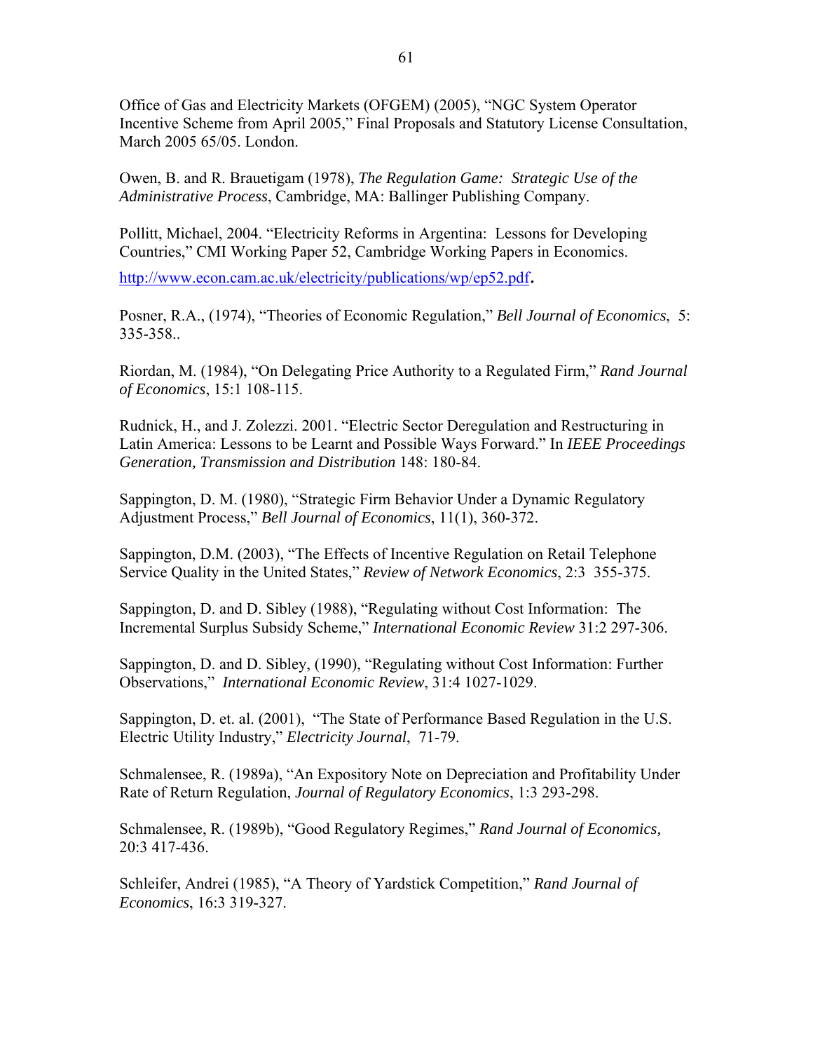Office of Gas and Electricity Markets (OFGEM) (2005), "NGC System Operator Incentive Scheme from April 2005," Final Proposals and Statutory License Consultation, March 2005 65/05. London.

Owen, B. and R. Brauetigam (1978), *The Regulation Game: Strategic Use of the Administrative Process*, Cambridge, MA: Ballinger Publishing Company.

Pollitt, Michael, 2004. "Electricity Reforms in Argentina: Lessons for Developing Countries," CMI Working Paper 52, Cambridge Working Papers in Economics.

http://www.econ.cam.ac.uk/electricity/publications/wp/ep52.pdf**.**

Posner, R.A., (1974), "Theories of Economic Regulation," *Bell Journal of Economics*, 5: 335-358..

Riordan, M. (1984), "On Delegating Price Authority to a Regulated Firm," *Rand Journal of Economics*, 15:1 108-115.

Rudnick, H., and J. Zolezzi. 2001. "Electric Sector Deregulation and Restructuring in Latin America: Lessons to be Learnt and Possible Ways Forward." In *IEEE Proceedings Generation, Transmission and Distribution* 148: 180-84.

Sappington, D. M. (1980), "Strategic Firm Behavior Under a Dynamic Regulatory Adjustment Process," *Bell Journal of Economics*, 11(1), 360-372.

Sappington, D.M. (2003), "The Effects of Incentive Regulation on Retail Telephone Service Quality in the United States," *Review of Network Economics*, 2:3 355-375.

Sappington, D. and D. Sibley (1988), "Regulating without Cost Information: The Incremental Surplus Subsidy Scheme," *International Economic Review* 31:2 297-306.

Sappington, D. and D. Sibley, (1990), "Regulating without Cost Information: Further Observations," *International Economic Review*, 31:4 1027-1029.

Sappington, D. et. al. (2001), "The State of Performance Based Regulation in the U.S. Electric Utility Industry," *Electricity Journal*, 71-79.

Schmalensee, R. (1989a), "An Expository Note on Depreciation and Profitability Under Rate of Return Regulation, *Journal of Regulatory Economics*, 1:3 293-298.

Schmalensee, R. (1989b), "Good Regulatory Regimes," *Rand Journal of Economics,* 20:3 417-436.

Schleifer, Andrei (1985), "A Theory of Yardstick Competition," *Rand Journal of Economics*, 16:3 319-327.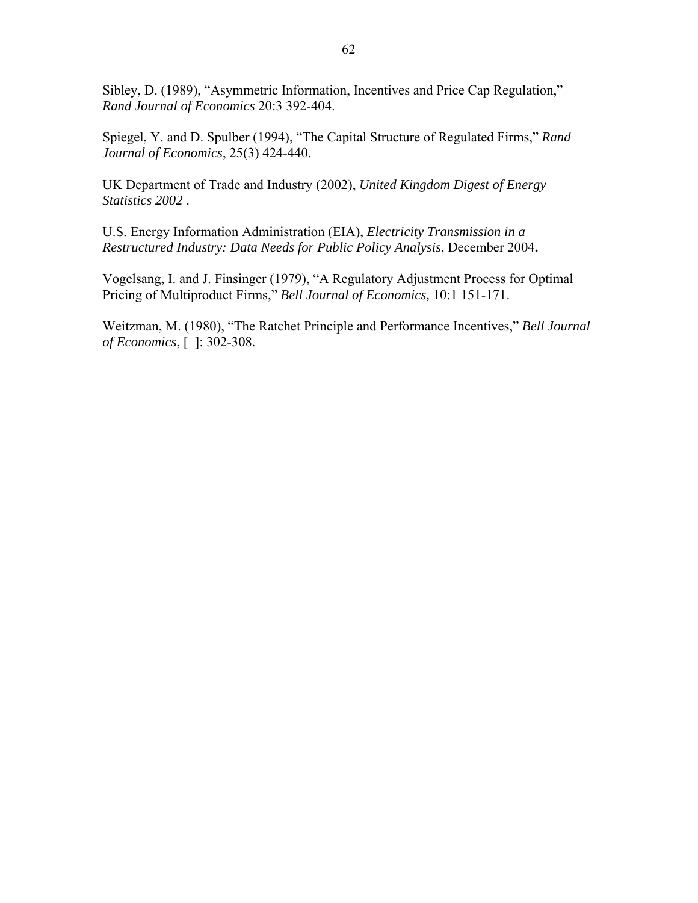Sibley, D. (1989), “Asymmetric Information, Incentives and Price Cap Regulation,” *Rand Journal of Economics* 20:3 392-404.

Spiegel, Y. and D. Spulber (1994), “The Capital Structure of Regulated Firms,” *Rand Journal of Economics*, 25(3) 424-440.

UK Department of Trade and Industry (2002), *United Kingdom Digest of Energy Statistics 2002* .

U.S. Energy Information Administration (EIA), *Electricity Transmission in a Restructured Industry: Data Needs for Public Policy Analysis*, December 2004**.**

Vogelsang, I. and J. Finsinger (1979), “A Regulatory Adjustment Process for Optimal Pricing of Multiproduct Firms,” *Bell Journal of Economics,* 10:1 151-171.

Weitzman, M. (1980), “The Ratchet Principle and Performance Incentives,” *Bell Journal of Economics*, [ ]: 302-308.